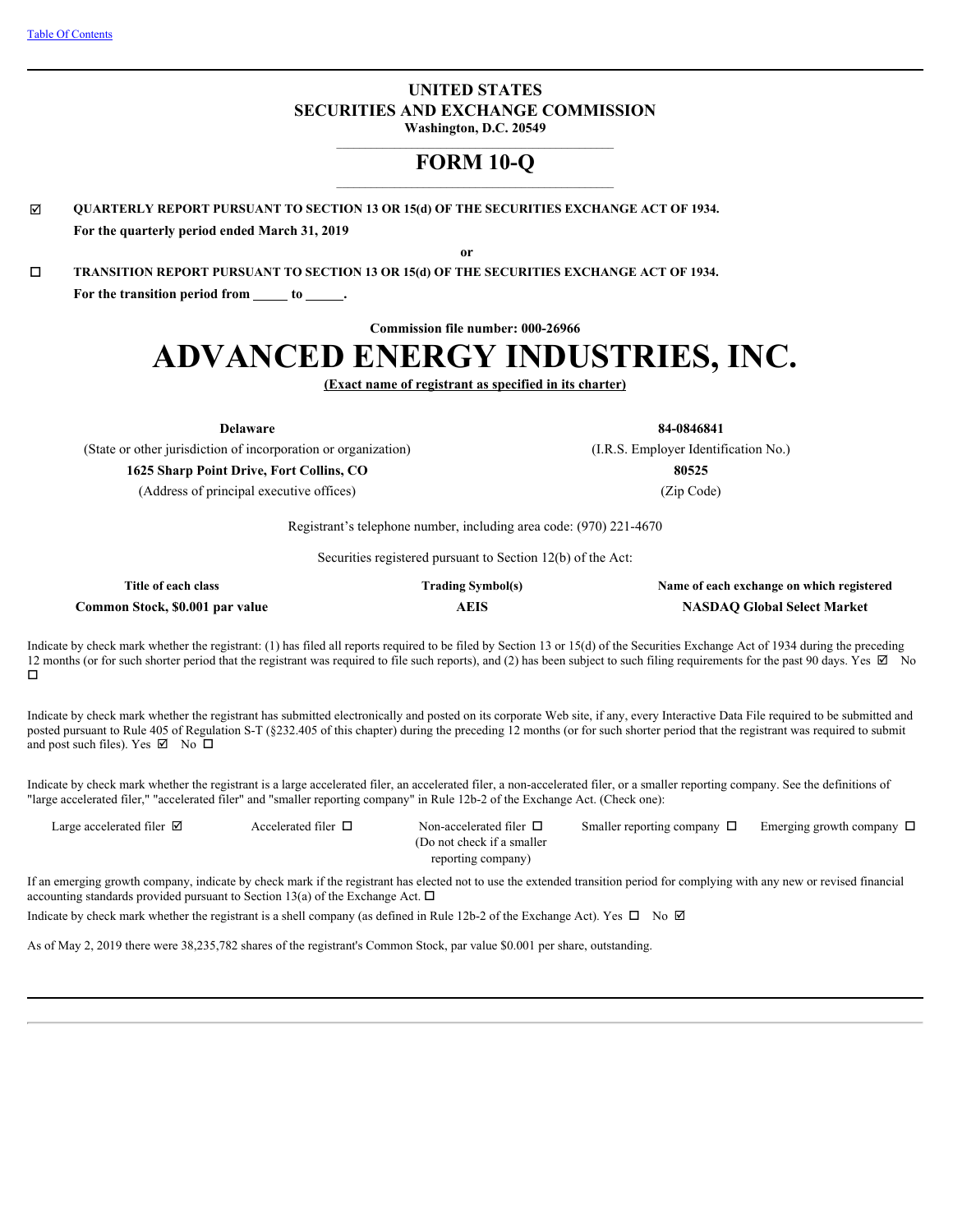Table Of Contents

# UNITED STATES
# SECURITIES AND EXCHANGE COMMISSION
**Washington, D.C. 20549**

# FORM 10-Q

☑ **QUARTERLY REPORT PURSUANT TO SECTION 13 OR 15(d) OF THE SECURITIES EXCHANGE ACT OF 1934.**
**For the quarterly period ended March 31, 2019**

**or**

☐ **TRANSITION REPORT PURSUANT TO SECTION 13 OR 15(d) OF THE SECURITIES EXCHANGE ACT OF 1934.**
**For the transition period from _____ to _____.**

**Commission file number: 000-26966**

# ADVANCED ENERGY INDUSTRIES, INC.

**(Exact name of registrant as specified in its charter)**

| **Delaware** | **84-0846841** |
|---|---|
| (State or other jurisdiction of incorporation or organization) | (I.R.S. Employer Identification No.) |
| **1625 Sharp Point Drive, Fort Collins, CO** | **80525** |
| (Address of principal executive offices) | (Zip Code) |

Registrant's telephone number, including area code: (970) 221-4670

Securities registered pursuant to Section 12(b) of the Act:

| Title of each class | Trading Symbol(s) | Name of each exchange on which registered |
|---|---|---|
| **Common Stock, $0.001 par value** | **AEIS** | **NASDAQ Global Select Market** |

Indicate by check mark whether the registrant: (1) has filed all reports required to be filed by Section 13 or 15(d) of the Securities Exchange Act of 1934 during the preceding 12 months (or for such shorter period that the registrant was required to file such reports), and (2) has been subject to such filing requirements for the past 90 days. Yes ☑ No ☐

Indicate by check mark whether the registrant has submitted electronically and posted on its corporate Web site, if any, every Interactive Data File required to be submitted and posted pursuant to Rule 405 of Regulation S-T (§232.405 of this chapter) during the preceding 12 months (or for such shorter period that the registrant was required to submit and post such files). Yes ☑ No ☐

Indicate by check mark whether the registrant is a large accelerated filer, an accelerated filer, a non-accelerated filer, or a smaller reporting company. See the definitions of "large accelerated filer," "accelerated filer" and "smaller reporting company" in Rule 12b-2 of the Exchange Act. (Check one):

| Large accelerated filer ☑ | Accelerated filer ☐ | Non-accelerated filer ☐ (Do not check if a smaller reporting company) | Smaller reporting company ☐ | Emerging growth company ☐ |
|---|---|---|---|---|

If an emerging growth company, indicate by check mark if the registrant has elected not to use the extended transition period for complying with any new or revised financial accounting standards provided pursuant to Section 13(a) of the Exchange Act. ☐

Indicate by check mark whether the registrant is a shell company (as defined in Rule 12b-2 of the Exchange Act). Yes ☐ No ☑

As of May 2, 2019 there were 38,235,782 shares of the registrant's Common Stock, par value $0.001 per share, outstanding.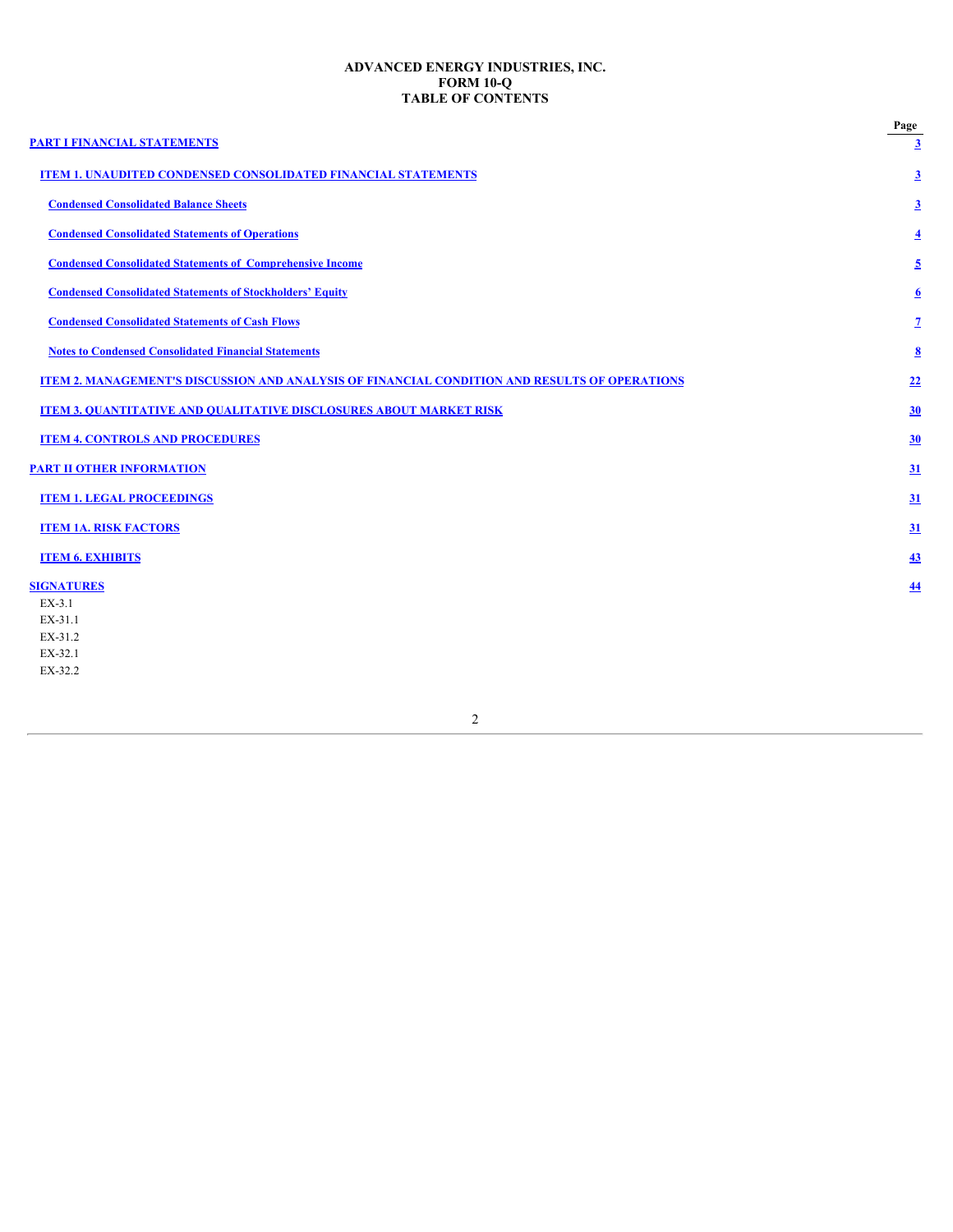**ADVANCED ENERGY INDUSTRIES, INC.**
**FORM 10-Q**
**TABLE OF CONTENTS**

| | Page |
|---|---|
| **PART I FINANCIAL STATEMENTS** | 3 |
| **ITEM 1. UNAUDITED CONDENSED CONSOLIDATED FINANCIAL STATEMENTS** | 3 |
| **Condensed Consolidated Balance Sheets** | 3 |
| **Condensed Consolidated Statements of Operations** | 4 |
| **Condensed Consolidated Statements of Comprehensive Income** | 5 |
| **Condensed Consolidated Statements of Stockholders' Equity** | 6 |
| **Condensed Consolidated Statements of Cash Flows** | 7 |
| **Notes to Condensed Consolidated Financial Statements** | 8 |
| **ITEM 2. MANAGEMENT'S DISCUSSION AND ANALYSIS OF FINANCIAL CONDITION AND RESULTS OF OPERATIONS** | 22 |
| **ITEM 3. QUANTITATIVE AND QUALITATIVE DISCLOSURES ABOUT MARKET RISK** | 30 |
| **ITEM 4. CONTROLS AND PROCEDURES** | 30 |
| **PART II OTHER INFORMATION** | 31 |
| **ITEM 1. LEGAL PROCEEDINGS** | 31 |
| **ITEM 1A. RISK FACTORS** | 31 |
| **ITEM 6. EXHIBITS** | 43 |
| **SIGNATURES** | 44 |
| EX-3.1 | |
| EX-31.1 | |
| EX-31.2 | |
| EX-32.1 | |
| EX-32.2 | |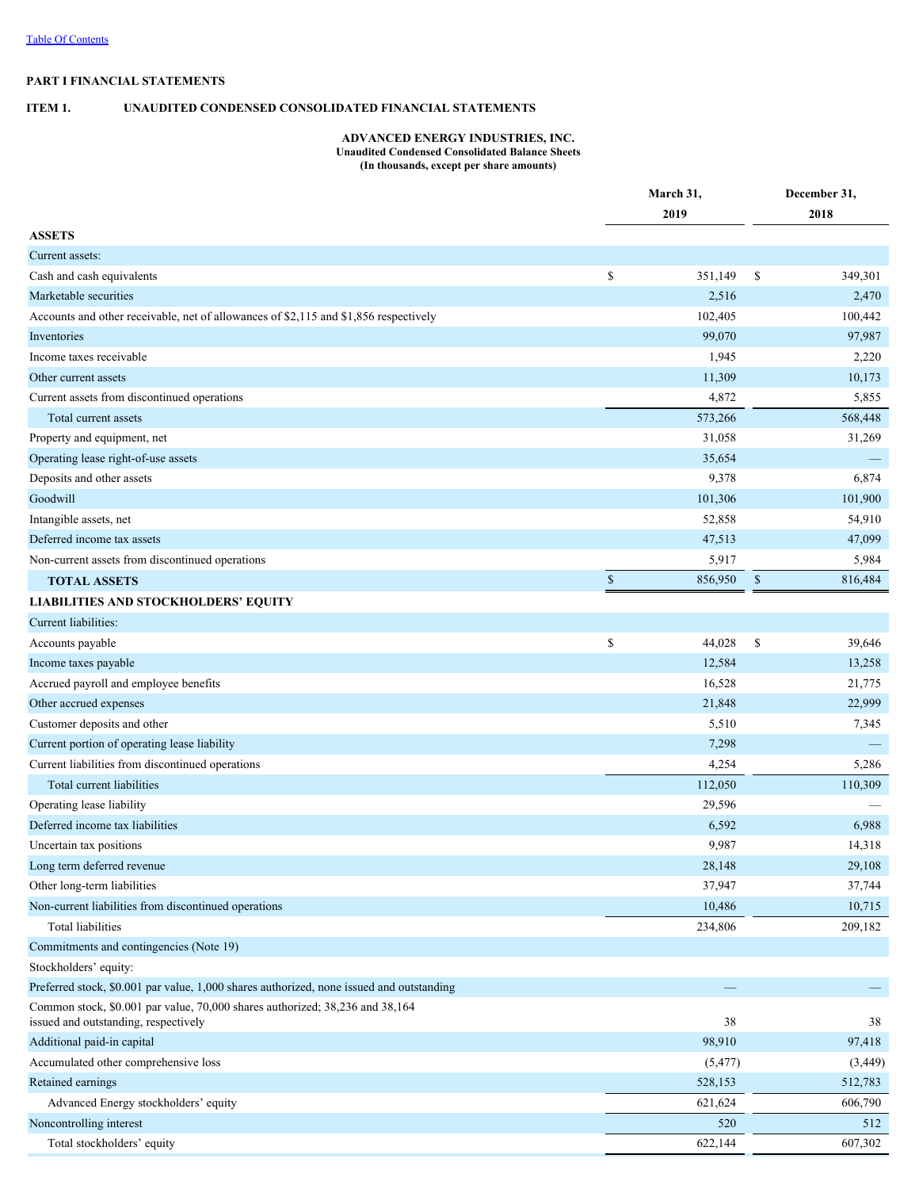[Table Of Contents](#)

**PART I FINANCIAL STATEMENTS**

**ITEM 1. UNAUDITED CONDENSED CONSOLIDATED FINANCIAL STATEMENTS**

**ADVANCED ENERGY INDUSTRIES, INC.**
**Unaudited Condensed Consolidated Balance Sheets**
**(In thousands, except per share amounts)**

| | March 31, 2019 | December 31, 2018 |
|---|---|---|
| **ASSETS** | | |
| Current assets: | | |
| Cash and cash equivalents | $ 351,149 | $ 349,301 |
| Marketable securities | 2,516 | 2,470 |
| Accounts and other receivable, net of allowances of $2,115 and $1,856 respectively | 102,405 | 100,442 |
| Inventories | 99,070 | 97,987 |
| Income taxes receivable | 1,945 | 2,220 |
| Other current assets | 11,309 | 10,173 |
| Current assets from discontinued operations | 4,872 | 5,855 |
| Total current assets | 573,266 | 568,448 |
| Property and equipment, net | 31,058 | 31,269 |
| Operating lease right-of-use assets | 35,654 | — |
| Deposits and other assets | 9,378 | 6,874 |
| Goodwill | 101,306 | 101,900 |
| Intangible assets, net | 52,858 | 54,910 |
| Deferred income tax assets | 47,513 | 47,099 |
| Non-current assets from discontinued operations | 5,917 | 5,984 |
| **TOTAL ASSETS** | $ 856,950 | $ 816,484 |
| **LIABILITIES AND STOCKHOLDERS' EQUITY** | | |
| Current liabilities: | | |
| Accounts payable | $ 44,028 | $ 39,646 |
| Income taxes payable | 12,584 | 13,258 |
| Accrued payroll and employee benefits | 16,528 | 21,775 |
| Other accrued expenses | 21,848 | 22,999 |
| Customer deposits and other | 5,510 | 7,345 |
| Current portion of operating lease liability | 7,298 | — |
| Current liabilities from discontinued operations | 4,254 | 5,286 |
| Total current liabilities | 112,050 | 110,309 |
| Operating lease liability | 29,596 | — |
| Deferred income tax liabilities | 6,592 | 6,988 |
| Uncertain tax positions | 9,987 | 14,318 |
| Long term deferred revenue | 28,148 | 29,108 |
| Other long-term liabilities | 37,947 | 37,744 |
| Non-current liabilities from discontinued operations | 10,486 | 10,715 |
| Total liabilities | 234,806 | 209,182 |
| Commitments and contingencies (Note 19) | | |
| Stockholders' equity: | | |
| Preferred stock, $0.001 par value, 1,000 shares authorized, none issued and outstanding | — | — |
| Common stock, $0.001 par value, 70,000 shares authorized; 38,236 and 38,164 issued and outstanding, respectively | 38 | 38 |
| Additional paid-in capital | 98,910 | 97,418 |
| Accumulated other comprehensive loss | (5,477) | (3,449) |
| Retained earnings | 528,153 | 512,783 |
| Advanced Energy stockholders' equity | 621,624 | 606,790 |
| Noncontrolling interest | 520 | 512 |
| Total stockholders' equity | 622,144 | 607,302 |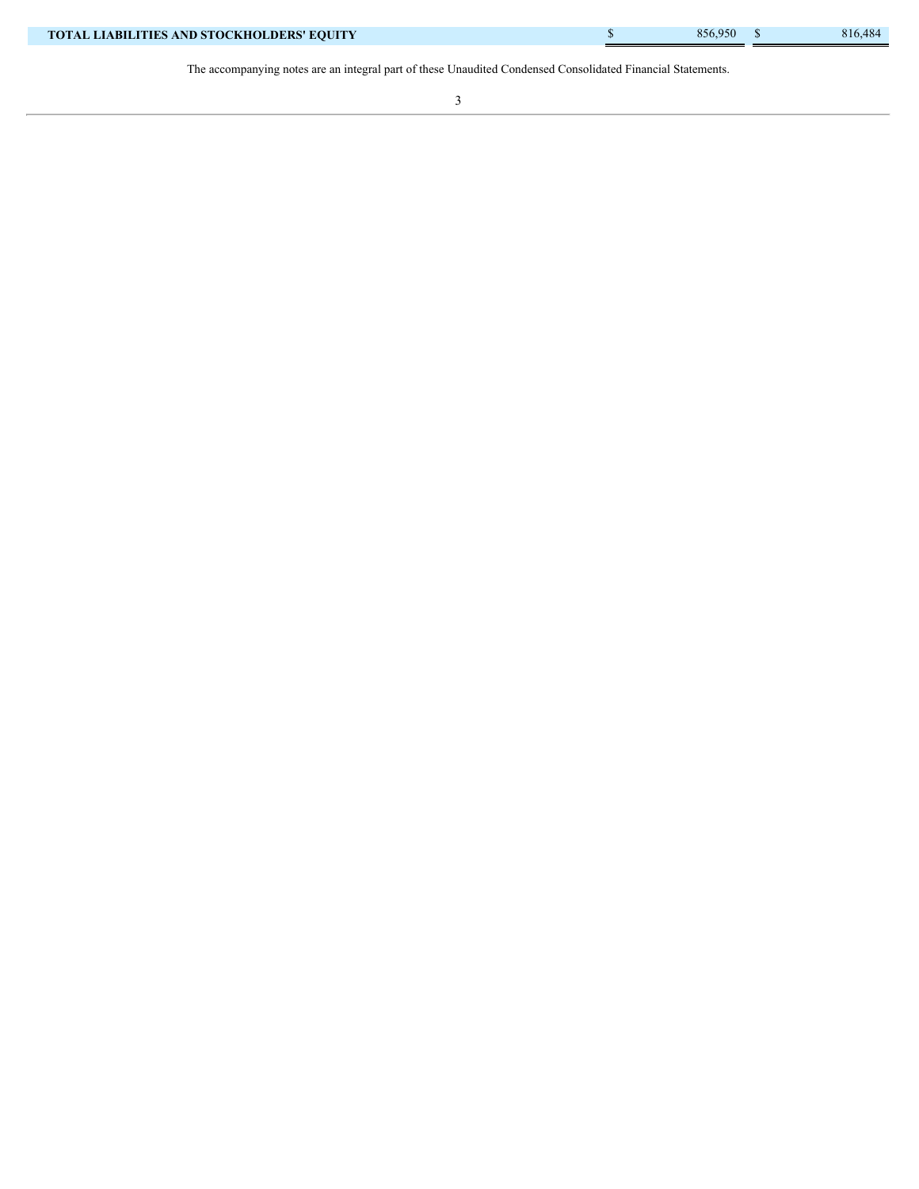| | | |
|---|---|---|
| **TOTAL LIABILITIES AND STOCKHOLDERS' EQUITY** | $ 856,950 | $ 816,484 |

The accompanying notes are an integral part of these Unaudited Condensed Consolidated Financial Statements.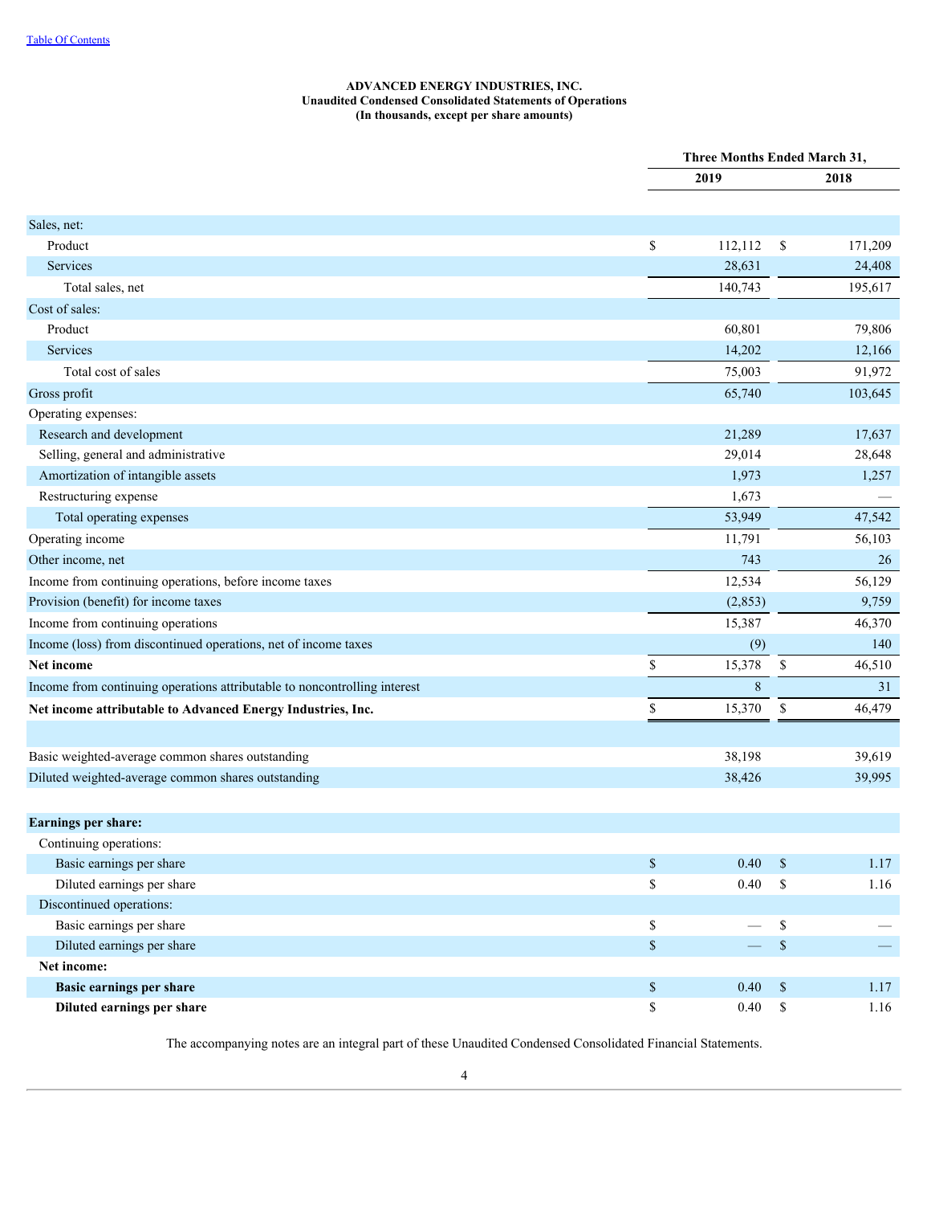**ADVANCED ENERGY INDUSTRIES, INC.**
**Unaudited Condensed Consolidated Statements of Operations**
**(In thousands, except per share amounts)**

| | Three Months Ended March 31, | |
|---|---|---|
| | 2019 | 2018 |
| Sales, net: | | |
| Product | $ 112,112 | $ 171,209 |
| Services | 28,631 | 24,408 |
| Total sales, net | 140,743 | 195,617 |
| Cost of sales: | | |
| Product | 60,801 | 79,806 |
| Services | 14,202 | 12,166 |
| Total cost of sales | 75,003 | 91,972 |
| Gross profit | 65,740 | 103,645 |
| Operating expenses: | | |
| Research and development | 21,289 | 17,637 |
| Selling, general and administrative | 29,014 | 28,648 |
| Amortization of intangible assets | 1,973 | 1,257 |
| Restructuring expense | 1,673 | — |
| Total operating expenses | 53,949 | 47,542 |
| Operating income | 11,791 | 56,103 |
| Other income, net | 743 | 26 |
| Income from continuing operations, before income taxes | 12,534 | 56,129 |
| Provision (benefit) for income taxes | (2,853) | 9,759 |
| Income from continuing operations | 15,387 | 46,370 |
| Income (loss) from discontinued operations, net of income taxes | (9) | 140 |
| **Net income** | $ 15,378 | $ 46,510 |
| Income from continuing operations attributable to noncontrolling interest | 8 | 31 |
| **Net income attributable to Advanced Energy Industries, Inc.** | $ 15,370 | $ 46,479 |
| | | |
| Basic weighted-average common shares outstanding | 38,198 | 39,619 |
| Diluted weighted-average common shares outstanding | 38,426 | 39,995 |
| | | |
| **Earnings per share:** | | |
| Continuing operations: | | |
| Basic earnings per share | $ 0.40 | $ 1.17 |
| Diluted earnings per share | $ 0.40 | $ 1.16 |
| Discontinued operations: | | |
| Basic earnings per share | $ — | $ — |
| Diluted earnings per share | $ — | $ — |
| **Net income:** | | |
| **Basic earnings per share** | $ 0.40 | $ 1.17 |
| **Diluted earnings per share** | $ 0.40 | $ 1.16 |

The accompanying notes are an integral part of these Unaudited Condensed Consolidated Financial Statements.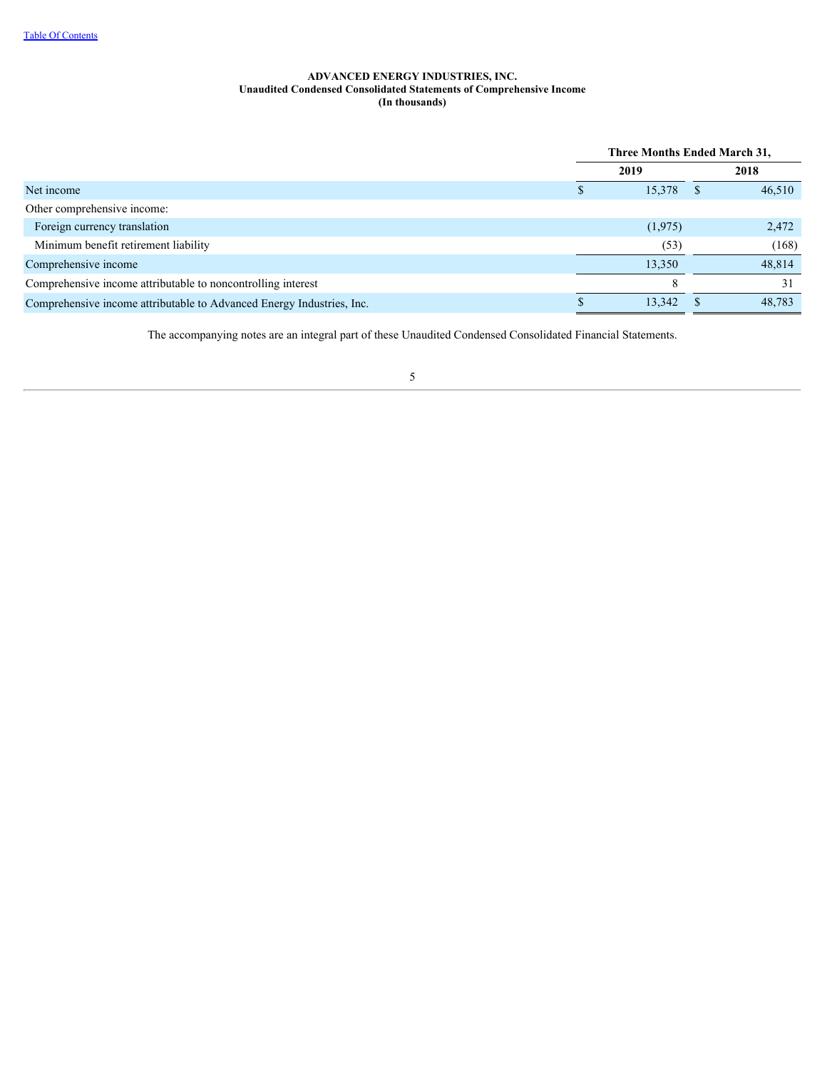**ADVANCED ENERGY INDUSTRIES, INC.**
**Unaudited Condensed Consolidated Statements of Comprehensive Income**
**(In thousands)**

| | Three Months Ended March 31, | |
|---|---|---|
| | 2019 | 2018 |
| Net income | $ 15,378 | $ 46,510 |
| Other comprehensive income: | | |
| Foreign currency translation | (1,975) | 2,472 |
| Minimum benefit retirement liability | (53) | (168) |
| Comprehensive income | 13,350 | 48,814 |
| Comprehensive income attributable to noncontrolling interest | 8 | 31 |
| Comprehensive income attributable to Advanced Energy Industries, Inc. | $ 13,342 | $ 48,783 |

The accompanying notes are an integral part of these Unaudited Condensed Consolidated Financial Statements.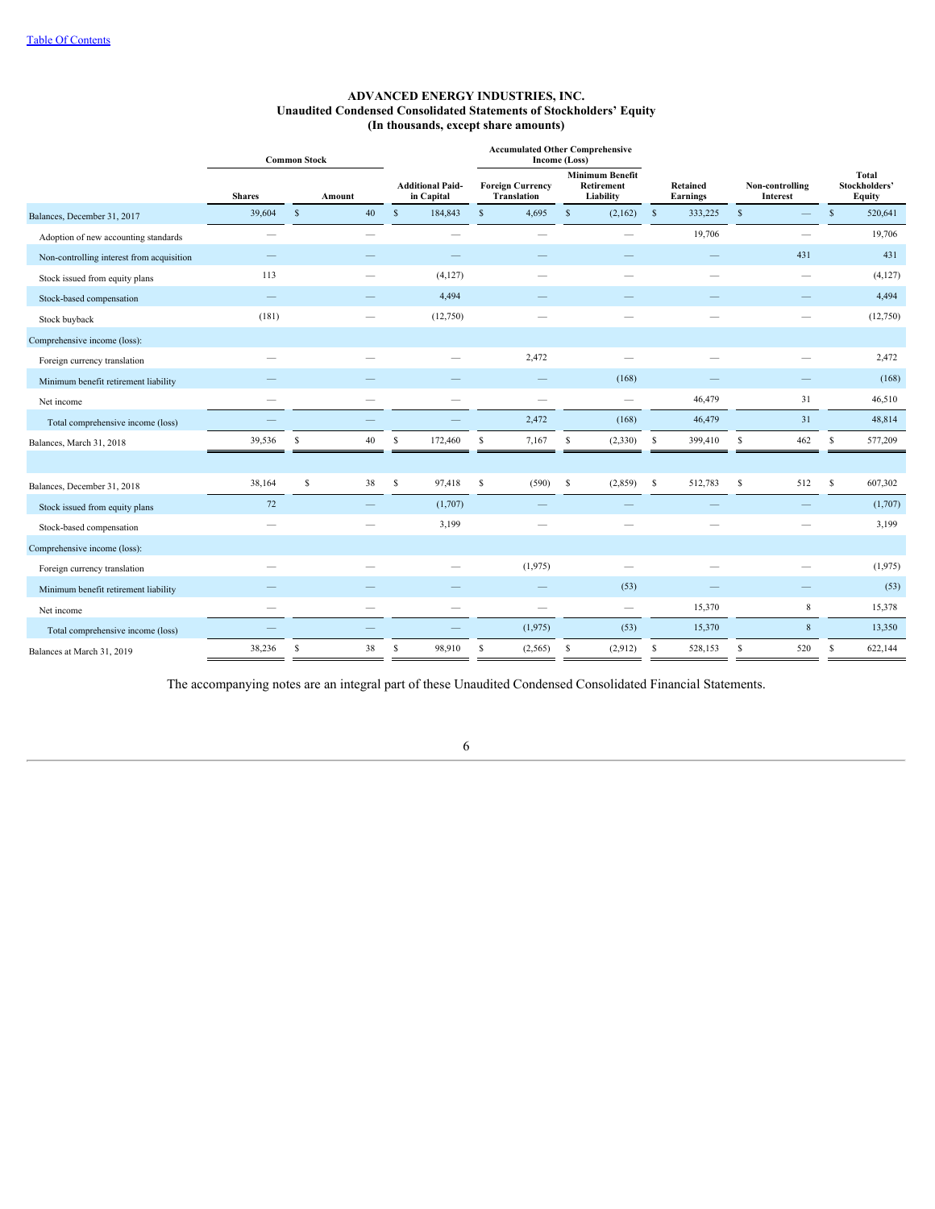# ADVANCED ENERGY INDUSTRIES, INC.
## Unaudited Condensed Consolidated Statements of Stockholders' Equity
### (In thousands, except share amounts)

| | Common Stock | | | Accumulated Other Comprehensive Income (Loss) | | | | |
|---|---|---|---|---|---|---|---|---|
| | Shares | Amount | Additional Paid-in Capital | Foreign Currency Translation | Minimum Benefit Retirement Liability | Retained Earnings | Non-controlling Interest | Total Stockholders' Equity |
| Balances, December 31, 2017 | 39,604 | $ 40 | $ 184,843 | $ 4,695 | $ (2,162) | $ 333,225 | $ — | $ 520,641 |
| Adoption of new accounting standards | — | — | — | — | — | 19,706 | — | 19,706 |
| Non-controlling interest from acquisition | — | — | — | — | — | — | 431 | 431 |
| Stock issued from equity plans | 113 | — | (4,127) | — | — | — | — | (4,127) |
| Stock-based compensation | — | — | 4,494 | — | — | — | — | 4,494 |
| Stock buyback | (181) | — | (12,750) | — | — | — | — | (12,750) |
| Comprehensive income (loss): | | | | | | | | |
| Foreign currency translation | — | — | — | 2,472 | — | — | — | 2,472 |
| Minimum benefit retirement liability | — | — | — | — | (168) | — | — | (168) |
| Net income | — | — | — | — | — | 46,479 | 31 | 46,510 |
| Total comprehensive income (loss) | — | — | — | 2,472 | (168) | 46,479 | 31 | 48,814 |
| Balances, March 31, 2018 | 39,536 | $ 40 | $ 172,460 | $ 7,167 | $ (2,330) | $ 399,410 | $ 462 | $ 577,209 |
| | | | | | | | | |
| Balances, December 31, 2018 | 38,164 | $ 38 | $ 97,418 | $ (590) | $ (2,859) | $ 512,783 | $ 512 | $ 607,302 |
| Stock issued from equity plans | 72 | — | (1,707) | — | — | — | — | (1,707) |
| Stock-based compensation | — | — | 3,199 | — | — | — | — | 3,199 |
| Comprehensive income (loss): | | | | | | | | |
| Foreign currency translation | — | — | — | (1,975) | — | — | — | (1,975) |
| Minimum benefit retirement liability | — | — | — | — | (53) | — | — | (53) |
| Net income | — | — | — | — | — | 15,370 | 8 | 15,378 |
| Total comprehensive income (loss) | — | — | — | (1,975) | (53) | 15,370 | 8 | 13,350 |
| Balances at March 31, 2019 | 38,236 | $ 38 | $ 98,910 | $ (2,565) | $ (2,912) | $ 528,153 | $ 520 | $ 622,144 |

The accompanying notes are an integral part of these Unaudited Condensed Consolidated Financial Statements.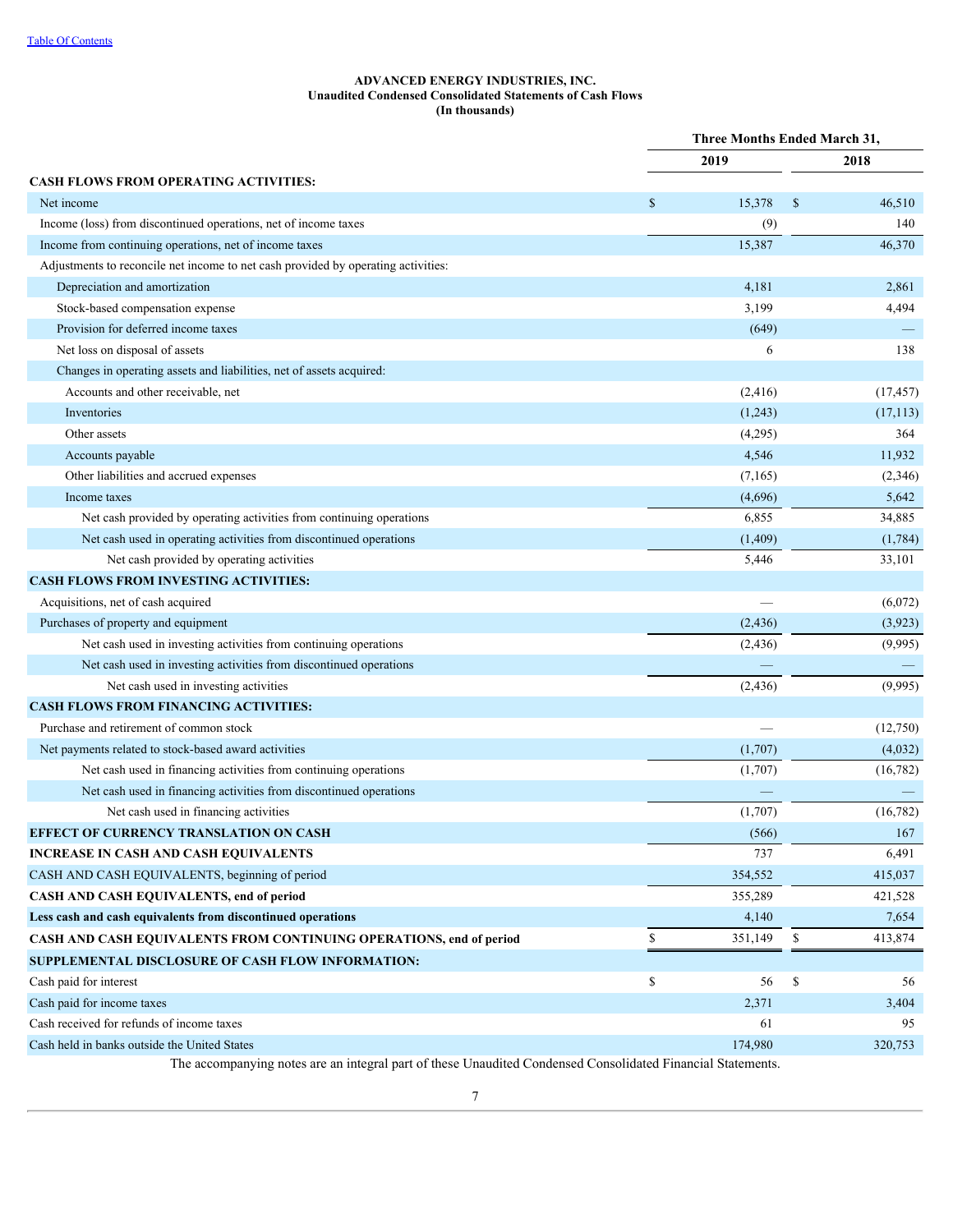[Table Of Contents](#)

**ADVANCED ENERGY INDUSTRIES, INC.**
**Unaudited Condensed Consolidated Statements of Cash Flows**
**(In thousands)**

| | Three Months Ended March 31, | |
|---|---|---|
| | **2019** | **2018** |
| **CASH FLOWS FROM OPERATING ACTIVITIES:** | | |
| Net income | $ 15,378 | $ 46,510 |
| Income (loss) from discontinued operations, net of income taxes | (9) | 140 |
| Income from continuing operations, net of income taxes | 15,387 | 46,370 |
| Adjustments to reconcile net income to net cash provided by operating activities: | | |
| Depreciation and amortization | 4,181 | 2,861 |
| Stock-based compensation expense | 3,199 | 4,494 |
| Provision for deferred income taxes | (649) | — |
| Net loss on disposal of assets | 6 | 138 |
| Changes in operating assets and liabilities, net of assets acquired: | | |
| Accounts and other receivable, net | (2,416) | (17,457) |
| Inventories | (1,243) | (17,113) |
| Other assets | (4,295) | 364 |
| Accounts payable | 4,546 | 11,932 |
| Other liabilities and accrued expenses | (7,165) | (2,346) |
| Income taxes | (4,696) | 5,642 |
| Net cash provided by operating activities from continuing operations | 6,855 | 34,885 |
| Net cash used in operating activities from discontinued operations | (1,409) | (1,784) |
| Net cash provided by operating activities | 5,446 | 33,101 |
| **CASH FLOWS FROM INVESTING ACTIVITIES:** | | |
| Acquisitions, net of cash acquired | — | (6,072) |
| Purchases of property and equipment | (2,436) | (3,923) |
| Net cash used in investing activities from continuing operations | (2,436) | (9,995) |
| Net cash used in investing activities from discontinued operations | — | — |
| Net cash used in investing activities | (2,436) | (9,995) |
| **CASH FLOWS FROM FINANCING ACTIVITIES:** | | |
| Purchase and retirement of common stock | — | (12,750) |
| Net payments related to stock-based award activities | (1,707) | (4,032) |
| Net cash used in financing activities from continuing operations | (1,707) | (16,782) |
| Net cash used in financing activities from discontinued operations | — | — |
| Net cash used in financing activities | (1,707) | (16,782) |
| **EFFECT OF CURRENCY TRANSLATION ON CASH** | (566) | 167 |
| **INCREASE IN CASH AND CASH EQUIVALENTS** | 737 | 6,491 |
| CASH AND CASH EQUIVALENTS, beginning of period | 354,552 | 415,037 |
| **CASH AND CASH EQUIVALENTS, end of period** | 355,289 | 421,528 |
| **Less cash and cash equivalents from discontinued operations** | 4,140 | 7,654 |
| **CASH AND CASH EQUIVALENTS FROM CONTINUING OPERATIONS, end of period** | $ 351,149 | $ 413,874 |
| **SUPPLEMENTAL DISCLOSURE OF CASH FLOW INFORMATION:** | | |
| Cash paid for interest | $ 56 | $ 56 |
| Cash paid for income taxes | 2,371 | 3,404 |
| Cash received for refunds of income taxes | 61 | 95 |
| Cash held in banks outside the United States | 174,980 | 320,753 |

The accompanying notes are an integral part of these Unaudited Condensed Consolidated Financial Statements.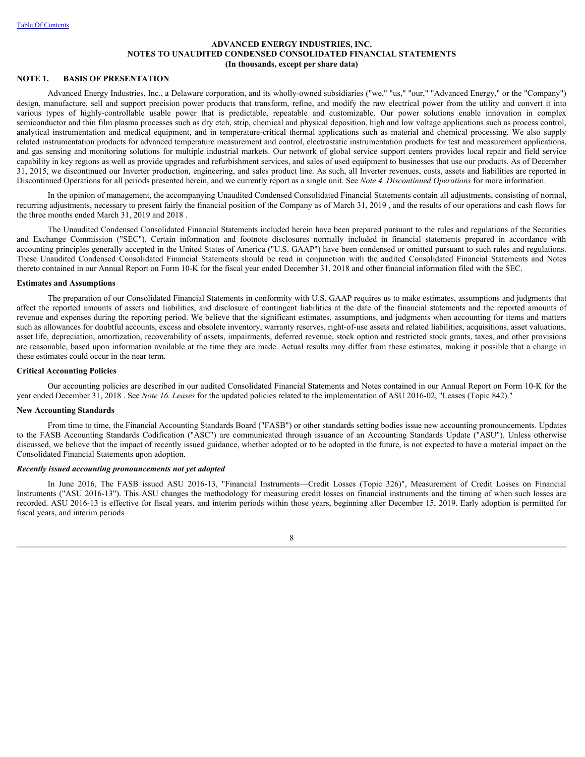ADVANCED ENERGY INDUSTRIES, INC.
NOTES TO UNAUDITED CONDENSED CONSOLIDATED FINANCIAL STATEMENTS
(In thousands, except per share data)

## NOTE 1. BASIS OF PRESENTATION

Advanced Energy Industries, Inc., a Delaware corporation, and its wholly-owned subsidiaries ("we," "us," "our," "Advanced Energy," or the "Company") design, manufacture, sell and support precision power products that transform, refine, and modify the raw electrical power from the utility and convert it into various types of highly-controllable usable power that is predictable, repeatable and customizable. Our power solutions enable innovation in complex semiconductor and thin film plasma processes such as dry etch, strip, chemical and physical deposition, high and low voltage applications such as process control, analytical instrumentation and medical equipment, and in temperature-critical thermal applications such as material and chemical processing. We also supply related instrumentation products for advanced temperature measurement and control, electrostatic instrumentation products for test and measurement applications, and gas sensing and monitoring solutions for multiple industrial markets. Our network of global service support centers provides local repair and field service capability in key regions as well as provide upgrades and refurbishment services, and sales of used equipment to businesses that use our products. As of December 31, 2015, we discontinued our Inverter production, engineering, and sales product line. As such, all Inverter revenues, costs, assets and liabilities are reported in Discontinued Operations for all periods presented herein, and we currently report as a single unit. See *Note 4. Discontinued Operations* for more information.

In the opinion of management, the accompanying Unaudited Condensed Consolidated Financial Statements contain all adjustments, consisting of normal, recurring adjustments, necessary to present fairly the financial position of the Company as of March 31, 2019 , and the results of our operations and cash flows for the three months ended March 31, 2019 and 2018 .

The Unaudited Condensed Consolidated Financial Statements included herein have been prepared pursuant to the rules and regulations of the Securities and Exchange Commission ("SEC"). Certain information and footnote disclosures normally included in financial statements prepared in accordance with accounting principles generally accepted in the United States of America ("U.S. GAAP") have been condensed or omitted pursuant to such rules and regulations. These Unaudited Condensed Consolidated Financial Statements should be read in conjunction with the audited Consolidated Financial Statements and Notes thereto contained in our Annual Report on Form 10-K for the fiscal year ended December 31, 2018 and other financial information filed with the SEC.

### Estimates and Assumptions

The preparation of our Consolidated Financial Statements in conformity with U.S. GAAP requires us to make estimates, assumptions and judgments that affect the reported amounts of assets and liabilities, and disclosure of contingent liabilities at the date of the financial statements and the reported amounts of revenue and expenses during the reporting period. We believe that the significant estimates, assumptions, and judgments when accounting for items and matters such as allowances for doubtful accounts, excess and obsolete inventory, warranty reserves, right-of-use assets and related liabilities, acquisitions, asset valuations, asset life, depreciation, amortization, recoverability of assets, impairments, deferred revenue, stock option and restricted stock grants, taxes, and other provisions are reasonable, based upon information available at the time they are made. Actual results may differ from these estimates, making it possible that a change in these estimates could occur in the near term.

### Critical Accounting Policies

Our accounting policies are described in our audited Consolidated Financial Statements and Notes contained in our Annual Report on Form 10-K for the year ended December 31, 2018 . See *Note 16. Leases* for the updated policies related to the implementation of ASU 2016-02, "Leases (Topic 842)."

### New Accounting Standards

From time to time, the Financial Accounting Standards Board ("FASB") or other standards setting bodies issue new accounting pronouncements. Updates to the FASB Accounting Standards Codification ("ASC") are communicated through issuance of an Accounting Standards Update ("ASU"). Unless otherwise discussed, we believe that the impact of recently issued guidance, whether adopted or to be adopted in the future, is not expected to have a material impact on the Consolidated Financial Statements upon adoption.

***Recently issued accounting pronouncements not yet adopted***

In June 2016, The FASB issued ASU 2016-13, "Financial Instruments—Credit Losses (Topic 326)", Measurement of Credit Losses on Financial Instruments ("ASU 2016-13"). This ASU changes the methodology for measuring credit losses on financial instruments and the timing of when such losses are recorded. ASU 2016-13 is effective for fiscal years, and interim periods within those years, beginning after December 15, 2019. Early adoption is permitted for fiscal years, and interim periods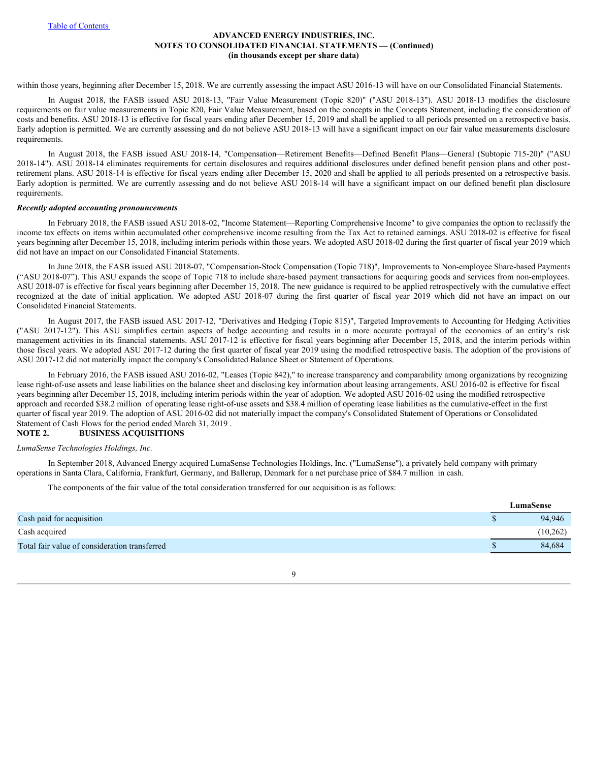within those years, beginning after December 15, 2018. We are currently assessing the impact ASU 2016-13 will have on our Consolidated Financial Statements.

In August 2018, the FASB issued ASU 2018-13, "Fair Value Measurement (Topic 820)" ("ASU 2018-13"). ASU 2018-13 modifies the disclosure requirements on fair value measurements in Topic 820, Fair Value Measurement, based on the concepts in the Concepts Statement, including the consideration of costs and benefits. ASU 2018-13 is effective for fiscal years ending after December 15, 2019 and shall be applied to all periods presented on a retrospective basis. Early adoption is permitted. We are currently assessing and do not believe ASU 2018-13 will have a significant impact on our fair value measurements disclosure requirements.

In August 2018, the FASB issued ASU 2018-14, "Compensation—Retirement Benefits—Defined Benefit Plans—General (Subtopic 715-20)" ("ASU 2018-14"). ASU 2018-14 eliminates requirements for certain disclosures and requires additional disclosures under defined benefit pension plans and other post-retirement plans. ASU 2018-14 is effective for fiscal years ending after December 15, 2020 and shall be applied to all periods presented on a retrospective basis. Early adoption is permitted. We are currently assessing and do not believe ASU 2018-14 will have a significant impact on our defined benefit plan disclosure requirements.

***Recently adopted accounting pronouncements***

In February 2018, the FASB issued ASU 2018-02, "Income Statement—Reporting Comprehensive Income" to give companies the option to reclassify the income tax effects on items within accumulated other comprehensive income resulting from the Tax Act to retained earnings. ASU 2018-02 is effective for fiscal years beginning after December 15, 2018, including interim periods within those years. We adopted ASU 2018-02 during the first quarter of fiscal year 2019 which did not have an impact on our Consolidated Financial Statements.

In June 2018, the FASB issued ASU 2018-07, "Compensation-Stock Compensation (Topic 718)", Improvements to Non-employee Share-based Payments ("ASU 2018-07"). This ASU expands the scope of Topic 718 to include share-based payment transactions for acquiring goods and services from non-employees. ASU 2018-07 is effective for fiscal years beginning after December 15, 2018. The new guidance is required to be applied retrospectively with the cumulative effect recognized at the date of initial application. We adopted ASU 2018-07 during the first quarter of fiscal year 2019 which did not have an impact on our Consolidated Financial Statements.

In August 2017, the FASB issued ASU 2017-12, "Derivatives and Hedging (Topic 815)", Targeted Improvements to Accounting for Hedging Activities ("ASU 2017-12"). This ASU simplifies certain aspects of hedge accounting and results in a more accurate portrayal of the economics of an entity's risk management activities in its financial statements. ASU 2017-12 is effective for fiscal years beginning after December 15, 2018, and the interim periods within those fiscal years. We adopted ASU 2017-12 during the first quarter of fiscal year 2019 using the modified retrospective basis. The adoption of the provisions of ASU 2017-12 did not materially impact the company's Consolidated Balance Sheet or Statement of Operations.

In February 2016, the FASB issued ASU 2016-02, "Leases (Topic 842)," to increase transparency and comparability among organizations by recognizing lease right-of-use assets and lease liabilities on the balance sheet and disclosing key information about leasing arrangements. ASU 2016-02 is effective for fiscal years beginning after December 15, 2018, including interim periods within the year of adoption. We adopted ASU 2016-02 using the modified retrospective approach and recorded $38.2 million of operating lease right-of-use assets and $38.4 million of operating lease liabilities as the cumulative-effect in the first quarter of fiscal year 2019. The adoption of ASU 2016-02 did not materially impact the company's Consolidated Statement of Operations or Consolidated Statement of Cash Flows for the period ended March 31, 2019 .

## NOTE 2. BUSINESS ACQUISITIONS

*LumaSense Technologies Holdings, Inc.*

In September 2018, Advanced Energy acquired LumaSense Technologies Holdings, Inc. ("LumaSense"), a privately held company with primary operations in Santa Clara, California, Frankfurt, Germany, and Ballerup, Denmark for a net purchase price of $84.7 million in cash.

The components of the fair value of the total consideration transferred for our acquisition is as follows:

| | LumaSense |
|---|---|
| Cash paid for acquisition | $ 94,946 |
| Cash acquired | (10,262) |
| Total fair value of consideration transferred | $ 84,684 |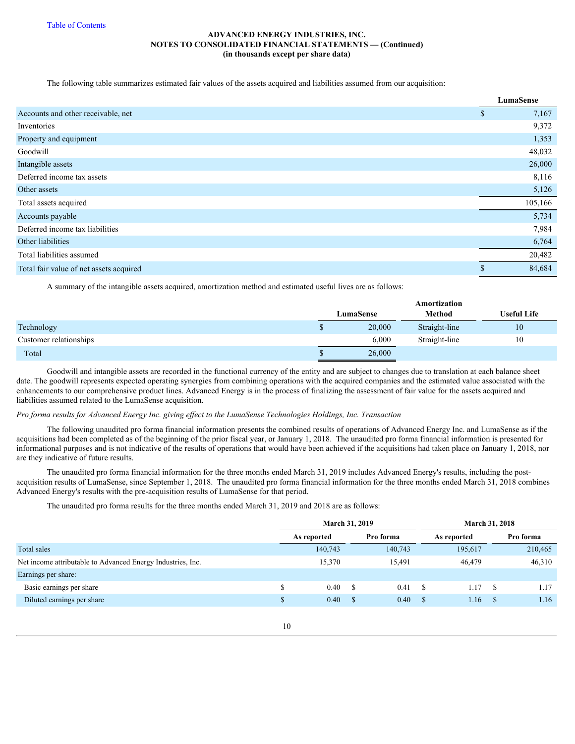**ADVANCED ENERGY INDUSTRIES, INC.**
**NOTES TO CONSOLIDATED FINANCIAL STATEMENTS — (Continued)**
**(in thousands except per share data)**

The following table summarizes estimated fair values of the assets acquired and liabilities assumed from our acquisition:

| | LumaSense |
|---|---|
| Accounts and other receivable, net | $ 7,167 |
| Inventories | 9,372 |
| Property and equipment | 1,353 |
| Goodwill | 48,032 |
| Intangible assets | 26,000 |
| Deferred income tax assets | 8,116 |
| Other assets | 5,126 |
| Total assets acquired | 105,166 |
| Accounts payable | 5,734 |
| Deferred income tax liabilities | 7,984 |
| Other liabilities | 6,764 |
| Total liabilities assumed | 20,482 |
| Total fair value of net assets acquired | $ 84,684 |

A summary of the intangible assets acquired, amortization method and estimated useful lives are as follows:

| | LumaSense | Amortization Method | Useful Life |
|---|---|---|---|
| Technology | $ 20,000 | Straight-line | 10 |
| Customer relationships | 6,000 | Straight-line | 10 |
| Total | $ 26,000 | | |

Goodwill and intangible assets are recorded in the functional currency of the entity and are subject to changes due to translation at each balance sheet date. The goodwill represents expected operating synergies from combining operations with the acquired companies and the estimated value associated with the enhancements to our comprehensive product lines. Advanced Energy is in the process of finalizing the assessment of fair value for the assets acquired and liabilities assumed related to the LumaSense acquisition.

*Pro forma results for Advanced Energy Inc. giving effect to the LumaSense Technologies Holdings, Inc. Transaction*

The following unaudited pro forma financial information presents the combined results of operations of Advanced Energy Inc. and LumaSense as if the acquisitions had been completed as of the beginning of the prior fiscal year, or January 1, 2018. The unaudited pro forma financial information is presented for informational purposes and is not indicative of the results of operations that would have been achieved if the acquisitions had taken place on January 1, 2018, nor are they indicative of future results.

The unaudited pro forma financial information for the three months ended March 31, 2019 includes Advanced Energy's results, including the post-acquisition results of LumaSense, since September 1, 2018. The unaudited pro forma financial information for the three months ended March 31, 2018 combines Advanced Energy's results with the pre-acquisition results of LumaSense for that period.

The unaudited pro forma results for the three months ended March 31, 2019 and 2018 are as follows:

| | March 31, 2019 | | March 31, 2018 | |
|---|---|---|---|---|
| | As reported | Pro forma | As reported | Pro forma |
| Total sales | 140,743 | 140,743 | 195,617 | 210,465 |
| Net income attributable to Advanced Energy Industries, Inc. | 15,370 | 15,491 | 46,479 | 46,310 |
| Earnings per share: | | | | |
| Basic earnings per share | $ 0.40 | $ 0.41 | $ 1.17 | $ 1.17 |
| Diluted earnings per share | $ 0.40 | $ 0.40 | $ 1.16 | $ 1.16 |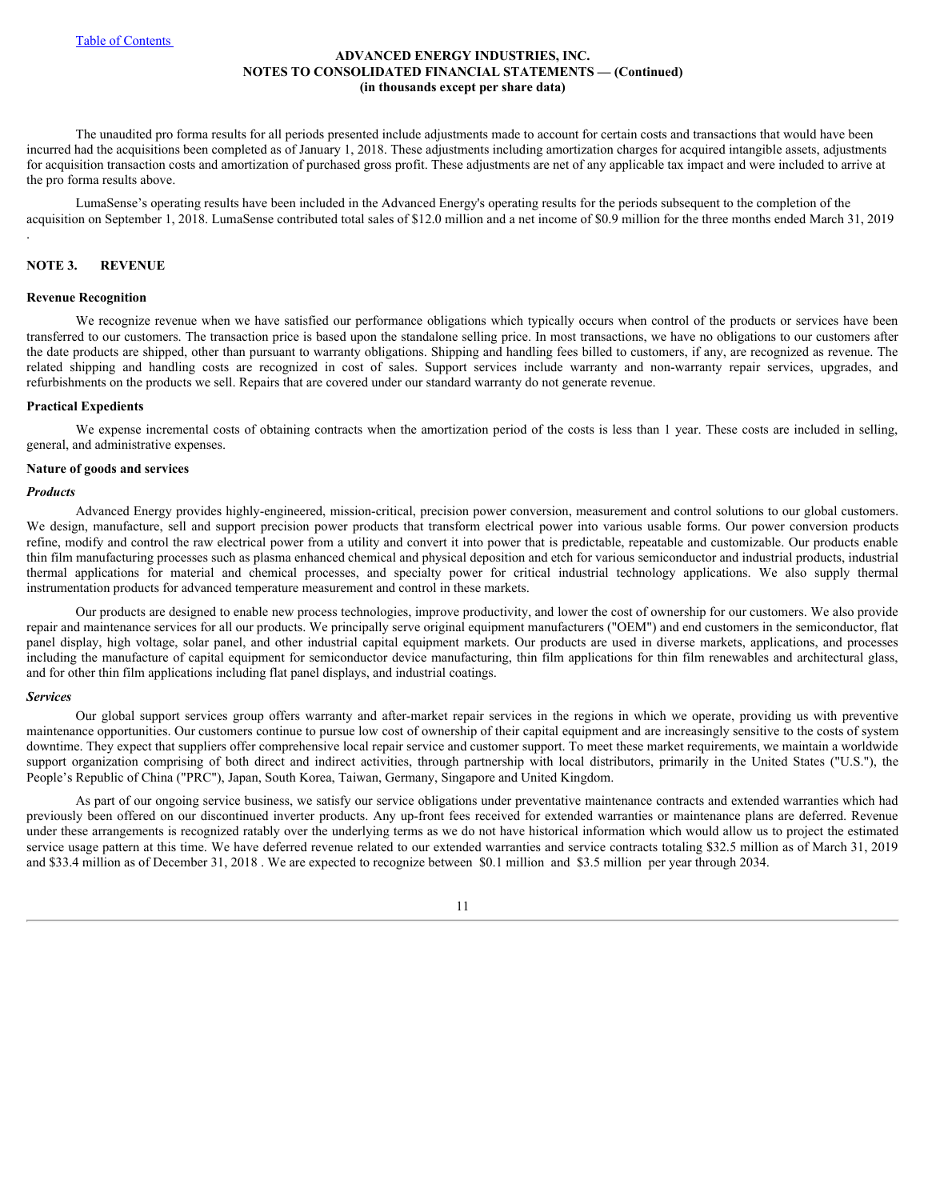ADVANCED ENERGY INDUSTRIES, INC.
NOTES TO CONSOLIDATED FINANCIAL STATEMENTS — (Continued)
(in thousands except per share data)

The unaudited pro forma results for all periods presented include adjustments made to account for certain costs and transactions that would have been incurred had the acquisitions been completed as of January 1, 2018. These adjustments including amortization charges for acquired intangible assets, adjustments for acquisition transaction costs and amortization of purchased gross profit. These adjustments are net of any applicable tax impact and were included to arrive at the pro forma results above.

LumaSense's operating results have been included in the Advanced Energy's operating results for the periods subsequent to the completion of the acquisition on September 1, 2018. LumaSense contributed total sales of $12.0 million and a net income of $0.9 million for the three months ended March 31, 2019 .

## NOTE 3. REVENUE

### Revenue Recognition

We recognize revenue when we have satisfied our performance obligations which typically occurs when control of the products or services have been transferred to our customers. The transaction price is based upon the standalone selling price. In most transactions, we have no obligations to our customers after the date products are shipped, other than pursuant to warranty obligations. Shipping and handling fees billed to customers, if any, are recognized as revenue. The related shipping and handling costs are recognized in cost of sales. Support services include warranty and non-warranty repair services, upgrades, and refurbishments on the products we sell. Repairs that are covered under our standard warranty do not generate revenue.

### Practical Expedients

We expense incremental costs of obtaining contracts when the amortization period of the costs is less than 1 year. These costs are included in selling, general, and administrative expenses.

### Nature of goods and services

#### *Products*

Advanced Energy provides highly-engineered, mission-critical, precision power conversion, measurement and control solutions to our global customers. We design, manufacture, sell and support precision power products that transform electrical power into various usable forms. Our power conversion products refine, modify and control the raw electrical power from a utility and convert it into power that is predictable, repeatable and customizable. Our products enable thin film manufacturing processes such as plasma enhanced chemical and physical deposition and etch for various semiconductor and industrial products, industrial thermal applications for material and chemical processes, and specialty power for critical industrial technology applications. We also supply thermal instrumentation products for advanced temperature measurement and control in these markets.

Our products are designed to enable new process technologies, improve productivity, and lower the cost of ownership for our customers. We also provide repair and maintenance services for all our products. We principally serve original equipment manufacturers ("OEM") and end customers in the semiconductor, flat panel display, high voltage, solar panel, and other industrial capital equipment markets. Our products are used in diverse markets, applications, and processes including the manufacture of capital equipment for semiconductor device manufacturing, thin film applications for thin film renewables and architectural glass, and for other thin film applications including flat panel displays, and industrial coatings.

#### *Services*

Our global support services group offers warranty and after-market repair services in the regions in which we operate, providing us with preventive maintenance opportunities. Our customers continue to pursue low cost of ownership of their capital equipment and are increasingly sensitive to the costs of system downtime. They expect that suppliers offer comprehensive local repair service and customer support. To meet these market requirements, we maintain a worldwide support organization comprising of both direct and indirect activities, through partnership with local distributors, primarily in the United States ("U.S."), the People's Republic of China ("PRC"), Japan, South Korea, Taiwan, Germany, Singapore and United Kingdom.

As part of our ongoing service business, we satisfy our service obligations under preventative maintenance contracts and extended warranties which had previously been offered on our discontinued inverter products. Any up-front fees received for extended warranties or maintenance plans are deferred. Revenue under these arrangements is recognized ratably over the underlying terms as we do not have historical information which would allow us to project the estimated service usage pattern at this time. We have deferred revenue related to our extended warranties and service contracts totaling $32.5 million as of March 31, 2019 and $33.4 million as of December 31, 2018 . We are expected to recognize between $0.1 million and $3.5 million per year through 2034.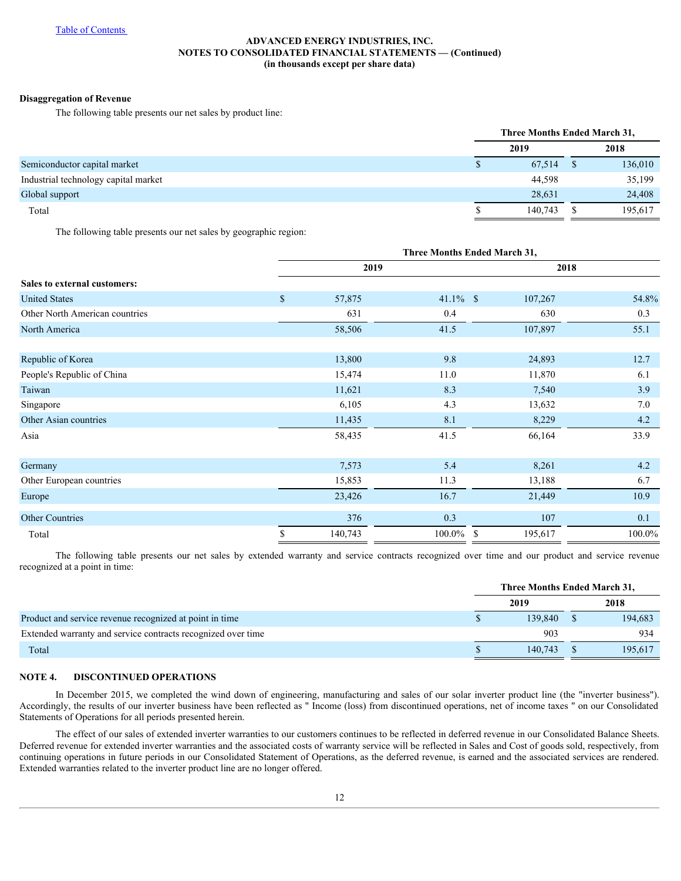ADVANCED ENERGY INDUSTRIES, INC.
NOTES TO CONSOLIDATED FINANCIAL STATEMENTS — (Continued)
(in thousands except per share data)

**Disaggregation of Revenue**

The following table presents our net sales by product line:

| | Three Months Ended March 31, | |
|---|---|---|
| | 2019 | 2018 |
| Semiconductor capital market | $ 67,514 | $ 136,010 |
| Industrial technology capital market | 44,598 | 35,199 |
| Global support | 28,631 | 24,408 |
| Total | $ 140,743 | $ 195,617 |

The following table presents our net sales by geographic region:

| | Three Months Ended March 31, | | | |
|---|---|---|---|---|
| | 2019 | | 2018 | |
| **Sales to external customers:** | | | | |
| United States | $ 57,875 | 41.1% | $ 107,267 | 54.8% |
| Other North American countries | 631 | 0.4 | 630 | 0.3 |
| North America | 58,506 | 41.5 | 107,897 | 55.1 |
| | | | | |
| Republic of Korea | 13,800 | 9.8 | 24,893 | 12.7 |
| People's Republic of China | 15,474 | 11.0 | 11,870 | 6.1 |
| Taiwan | 11,621 | 8.3 | 7,540 | 3.9 |
| Singapore | 6,105 | 4.3 | 13,632 | 7.0 |
| Other Asian countries | 11,435 | 8.1 | 8,229 | 4.2 |
| Asia | 58,435 | 41.5 | 66,164 | 33.9 |
| | | | | |
| Germany | 7,573 | 5.4 | 8,261 | 4.2 |
| Other European countries | 15,853 | 11.3 | 13,188 | 6.7 |
| Europe | 23,426 | 16.7 | 21,449 | 10.9 |
| | | | | |
| Other Countries | 376 | 0.3 | 107 | 0.1 |
| Total | $ 140,743 | 100.0% | $ 195,617 | 100.0% |

The following table presents our net sales by extended warranty and service contracts recognized over time and our product and service revenue recognized at a point in time:

| | Three Months Ended March 31, | |
|---|---|---|
| | 2019 | 2018 |
| Product and service revenue recognized at point in time | $ 139,840 | $ 194,683 |
| Extended warranty and service contracts recognized over time | 903 | 934 |
| Total | $ 140,743 | $ 195,617 |

## NOTE 4. DISCONTINUED OPERATIONS

In December 2015, we completed the wind down of engineering, manufacturing and sales of our solar inverter product line (the "inverter business"). Accordingly, the results of our inverter business have been reflected as " Income (loss) from discontinued operations, net of income taxes " on our Consolidated Statements of Operations for all periods presented herein.

The effect of our sales of extended inverter warranties to our customers continues to be reflected in deferred revenue in our Consolidated Balance Sheets. Deferred revenue for extended inverter warranties and the associated costs of warranty service will be reflected in Sales and Cost of goods sold, respectively, from continuing operations in future periods in our Consolidated Statement of Operations, as the deferred revenue, is earned and the associated services are rendered. Extended warranties related to the inverter product line are no longer offered.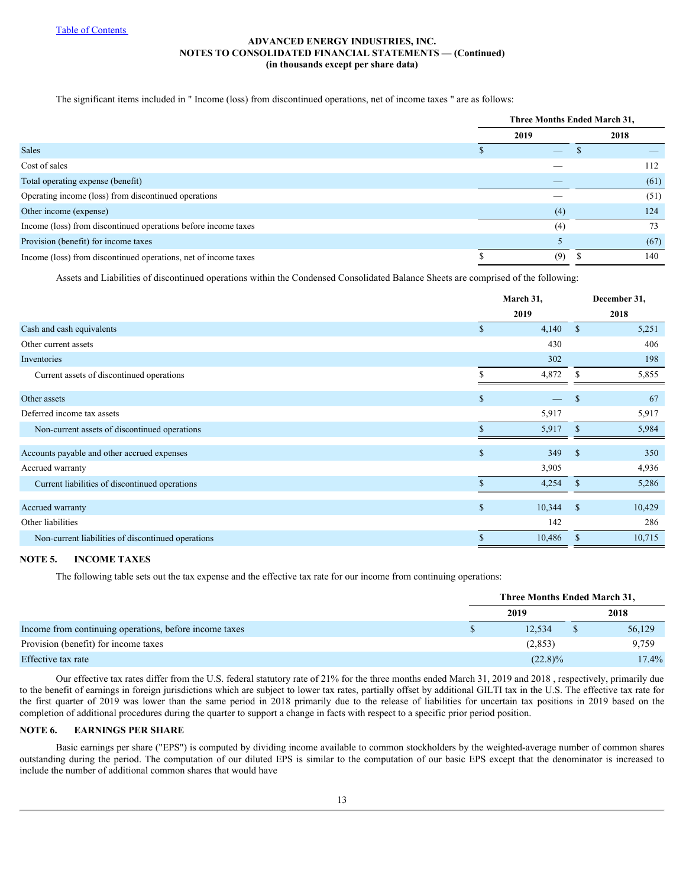ADVANCED ENERGY INDUSTRIES, INC.
NOTES TO CONSOLIDATED FINANCIAL STATEMENTS — (Continued)
(in thousands except per share data)

The significant items included in " Income (loss) from discontinued operations, net of income taxes " are as follows:

| | Three Months Ended March 31, | |
|---|---|---|
| | 2019 | 2018 |
| Sales | $ — | $ — |
| Cost of sales | — | 112 |
| Total operating expense (benefit) | — | (61) |
| Operating income (loss) from discontinued operations | — | (51) |
| Other income (expense) | (4) | 124 |
| Income (loss) from discontinued operations before income taxes | (4) | 73 |
| Provision (benefit) for income taxes | 5 | (67) |
| Income (loss) from discontinued operations, net of income taxes | $ (9) | $ 140 |

Assets and Liabilities of discontinued operations within the Condensed Consolidated Balance Sheets are comprised of the following:

| | March 31, 2019 | December 31, 2018 |
|---|---|---|
| Cash and cash equivalents | $ 4,140 | $ 5,251 |
| Other current assets | 430 | 406 |
| Inventories | 302 | 198 |
| Current assets of discontinued operations | $ 4,872 | $ 5,855 |
| Other assets | $ — | $ 67 |
| Deferred income tax assets | 5,917 | 5,917 |
| Non-current assets of discontinued operations | $ 5,917 | $ 5,984 |
| Accounts payable and other accrued expenses | $ 349 | $ 350 |
| Accrued warranty | 3,905 | 4,936 |
| Current liabilities of discontinued operations | $ 4,254 | $ 5,286 |
| Accrued warranty | $ 10,344 | $ 10,429 |
| Other liabilities | 142 | 286 |
| Non-current liabilities of discontinued operations | $ 10,486 | $ 10,715 |

## NOTE 5. INCOME TAXES

The following table sets out the tax expense and the effective tax rate for our income from continuing operations:

| | Three Months Ended March 31, | |
|---|---|---|
| | 2019 | 2018 |
| Income from continuing operations, before income taxes | $ 12,534 | $ 56,129 |
| Provision (benefit) for income taxes | (2,853) | 9,759 |
| Effective tax rate | (22.8)% | 17.4% |

Our effective tax rates differ from the U.S. federal statutory rate of 21% for the three months ended March 31, 2019 and 2018 , respectively, primarily due to the benefit of earnings in foreign jurisdictions which are subject to lower tax rates, partially offset by additional GILTI tax in the U.S. The effective tax rate for the first quarter of 2019 was lower than the same period in 2018 primarily due to the release of liabilities for uncertain tax positions in 2019 based on the completion of additional procedures during the quarter to support a change in facts with respect to a specific prior period position.

## NOTE 6. EARNINGS PER SHARE

Basic earnings per share ("EPS") is computed by dividing income available to common stockholders by the weighted-average number of common shares outstanding during the period. The computation of our diluted EPS is similar to the computation of our basic EPS except that the denominator is increased to include the number of additional common shares that would have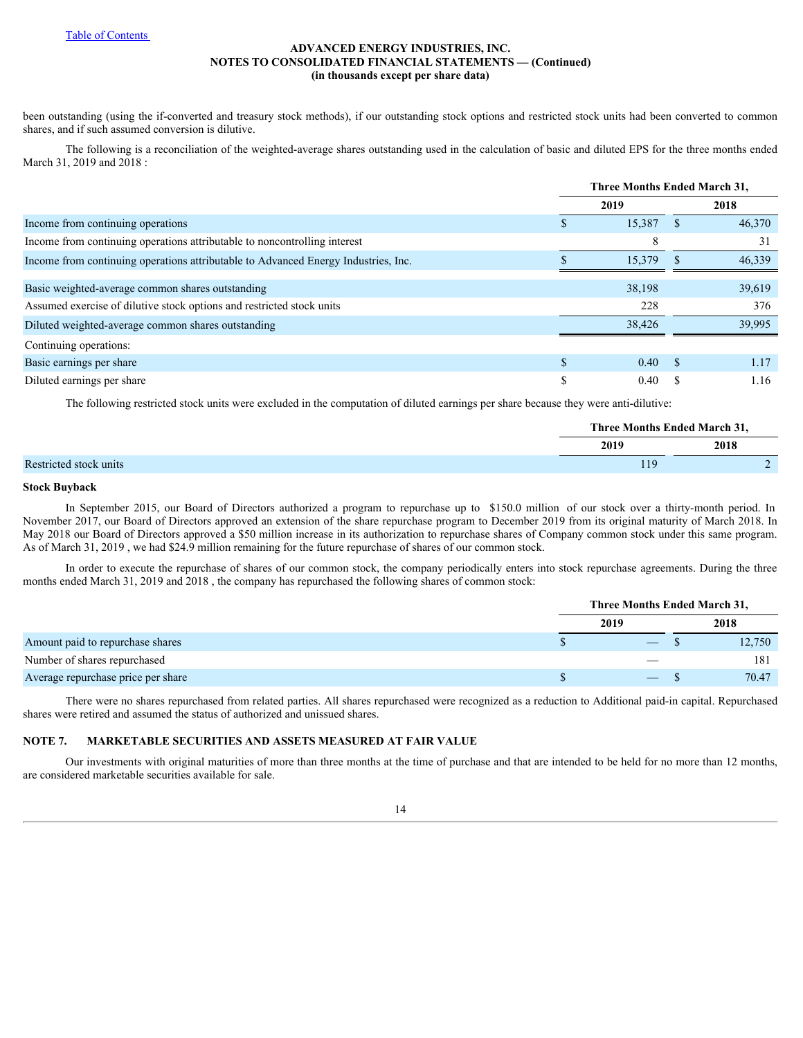been outstanding (using the if-converted and treasury stock methods), if our outstanding stock options and restricted stock units had been converted to common shares, and if such assumed conversion is dilutive.

The following is a reconciliation of the weighted-average shares outstanding used in the calculation of basic and diluted EPS for the three months ended March 31, 2019 and 2018 :

| | Three Months Ended March 31, | |
|---|---|---|
| | 2019 | 2018 |
| Income from continuing operations | $ 15,387 | $ 46,370 |
| Income from continuing operations attributable to noncontrolling interest | 8 | 31 |
| Income from continuing operations attributable to Advanced Energy Industries, Inc. | $ 15,379 | $ 46,339 |
| Basic weighted-average common shares outstanding | 38,198 | 39,619 |
| Assumed exercise of dilutive stock options and restricted stock units | 228 | 376 |
| Diluted weighted-average common shares outstanding | 38,426 | 39,995 |
| Continuing operations: | | |
| Basic earnings per share | $ 0.40 | $ 1.17 |
| Diluted earnings per share | $ 0.40 | $ 1.16 |

The following restricted stock units were excluded in the computation of diluted earnings per share because they were anti-dilutive:

| | Three Months Ended March 31, | |
|---|---|---|
| | 2019 | 2018 |
| Restricted stock units | 119 | 2 |

**Stock Buyback**

In September 2015, our Board of Directors authorized a program to repurchase up to $150.0 million of our stock over a thirty-month period. In November 2017, our Board of Directors approved an extension of the share repurchase program to December 2019 from its original maturity of March 2018. In May 2018 our Board of Directors approved a $50 million increase in its authorization to repurchase shares of Company common stock under this same program. As of March 31, 2019 , we had $24.9 million remaining for the future repurchase of shares of our common stock.

In order to execute the repurchase of shares of our common stock, the company periodically enters into stock repurchase agreements. During the three months ended March 31, 2019 and 2018 , the company has repurchased the following shares of common stock:

| | Three Months Ended March 31, | |
|---|---|---|
| | 2019 | 2018 |
| Amount paid to repurchase shares | $ — | $ 12,750 |
| Number of shares repurchased | — | 181 |
| Average repurchase price per share | $ — | $ 70.47 |

There were no shares repurchased from related parties. All shares repurchased were recognized as a reduction to Additional paid-in capital. Repurchased shares were retired and assumed the status of authorized and unissued shares.

## NOTE 7. MARKETABLE SECURITIES AND ASSETS MEASURED AT FAIR VALUE

Our investments with original maturities of more than three months at the time of purchase and that are intended to be held for no more than 12 months, are considered marketable securities available for sale.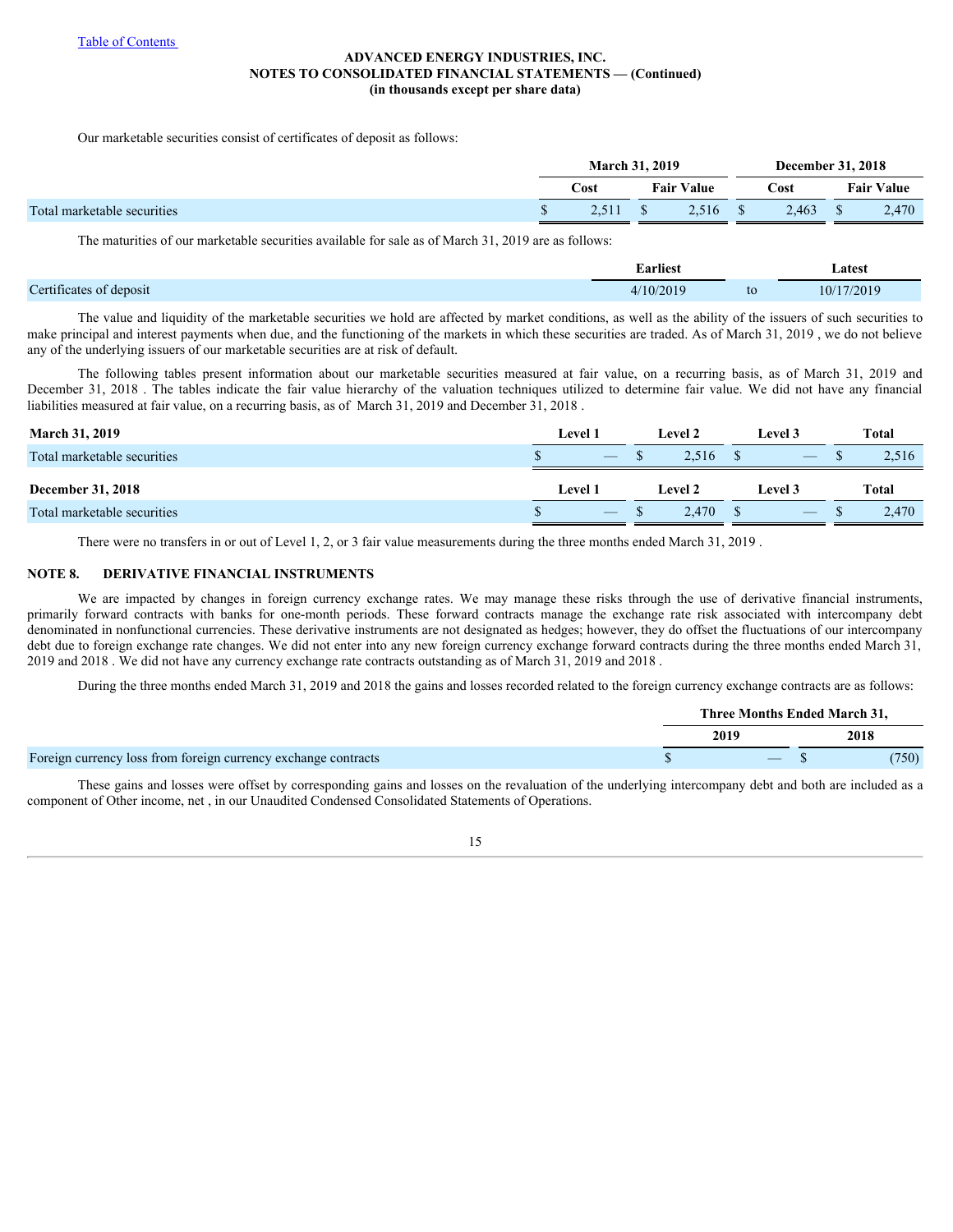Our marketable securities consist of certificates of deposit as follows:

| | March 31, 2019 | | December 31, 2018 | |
|---|---|---|---|---|
| | Cost | Fair Value | Cost | Fair Value |
| Total marketable securities | $ 2,511 | $ 2,516 | $ 2,463 | $ 2,470 |

The maturities of our marketable securities available for sale as of March 31, 2019 are as follows:

| | Earliest | | Latest |
|---|---|---|---|
| Certificates of deposit | 4/10/2019 | to | 10/17/2019 |

The value and liquidity of the marketable securities we hold are affected by market conditions, as well as the ability of the issuers of such securities to make principal and interest payments when due, and the functioning of the markets in which these securities are traded. As of March 31, 2019 , we do not believe any of the underlying issuers of our marketable securities are at risk of default.

The following tables present information about our marketable securities measured at fair value, on a recurring basis, as of March 31, 2019 and December 31, 2018 . The tables indicate the fair value hierarchy of the valuation techniques utilized to determine fair value. We did not have any financial liabilities measured at fair value, on a recurring basis, as of March 31, 2019 and December 31, 2018 .

| March 31, 2019 | Level 1 | Level 2 | Level 3 | Total |
|---|---|---|---|---|
| Total marketable securities | $ — | $ 2,516 | $ — | $ 2,516 |
| **December 31, 2018** | **Level 1** | **Level 2** | **Level 3** | **Total** |
| Total marketable securities | $ — | $ 2,470 | $ — | $ 2,470 |

There were no transfers in or out of Level 1, 2, or 3 fair value measurements during the three months ended March 31, 2019 .

## NOTE 8. DERIVATIVE FINANCIAL INSTRUMENTS

We are impacted by changes in foreign currency exchange rates. We may manage these risks through the use of derivative financial instruments, primarily forward contracts with banks for one-month periods. These forward contracts manage the exchange rate risk associated with intercompany debt denominated in nonfunctional currencies. These derivative instruments are not designated as hedges; however, they do offset the fluctuations of our intercompany debt due to foreign exchange rate changes. We did not enter into any new foreign currency exchange forward contracts during the three months ended March 31, 2019 and 2018 . We did not have any currency exchange rate contracts outstanding as of March 31, 2019 and 2018 .

During the three months ended March 31, 2019 and 2018 the gains and losses recorded related to the foreign currency exchange contracts are as follows:

| | Three Months Ended March 31, | |
|---|---|---|
| | 2019 | 2018 |
| Foreign currency loss from foreign currency exchange contracts | $ — | $ (750) |

These gains and losses were offset by corresponding gains and losses on the revaluation of the underlying intercompany debt and both are included as a component of Other income, net , in our Unaudited Condensed Consolidated Statements of Operations.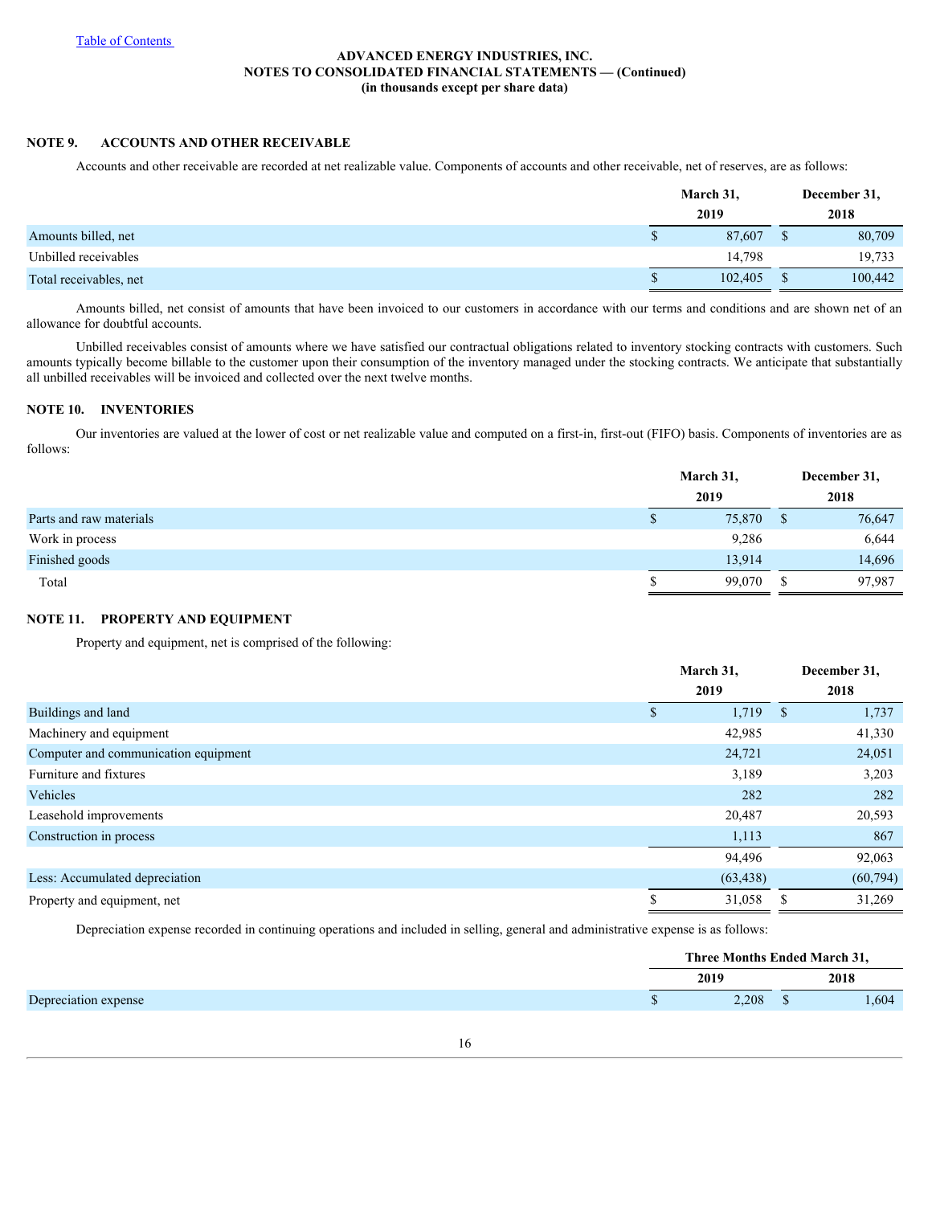ADVANCED ENERGY INDUSTRIES, INC.
NOTES TO CONSOLIDATED FINANCIAL STATEMENTS — (Continued)
(in thousands except per share data)

## NOTE 9. ACCOUNTS AND OTHER RECEIVABLE

Accounts and other receivable are recorded at net realizable value. Components of accounts and other receivable, net of reserves, are as follows:

| | March 31, 2019 | December 31, 2018 |
|---|---|---|
| Amounts billed, net | $ 87,607 | $ 80,709 |
| Unbilled receivables | 14,798 | 19,733 |
| Total receivables, net | $ 102,405 | $ 100,442 |

Amounts billed, net consist of amounts that have been invoiced to our customers in accordance with our terms and conditions and are shown net of an allowance for doubtful accounts.

Unbilled receivables consist of amounts where we have satisfied our contractual obligations related to inventory stocking contracts with customers. Such amounts typically become billable to the customer upon their consumption of the inventory managed under the stocking contracts. We anticipate that substantially all unbilled receivables will be invoiced and collected over the next twelve months.

## NOTE 10. INVENTORIES

Our inventories are valued at the lower of cost or net realizable value and computed on a first-in, first-out (FIFO) basis. Components of inventories are as follows:

| | March 31, 2019 | December 31, 2018 |
|---|---|---|
| Parts and raw materials | $ 75,870 | $ 76,647 |
| Work in process | 9,286 | 6,644 |
| Finished goods | 13,914 | 14,696 |
| Total | $ 99,070 | $ 97,987 |

## NOTE 11. PROPERTY AND EQUIPMENT

Property and equipment, net is comprised of the following:

| | March 31, 2019 | December 31, 2018 |
|---|---|---|
| Buildings and land | $ 1,719 | $ 1,737 |
| Machinery and equipment | 42,985 | 41,330 |
| Computer and communication equipment | 24,721 | 24,051 |
| Furniture and fixtures | 3,189 | 3,203 |
| Vehicles | 282 | 282 |
| Leasehold improvements | 20,487 | 20,593 |
| Construction in process | 1,113 | 867 |
| | 94,496 | 92,063 |
| Less: Accumulated depreciation | (63,438) | (60,794) |
| Property and equipment, net | $ 31,058 | $ 31,269 |

Depreciation expense recorded in continuing operations and included in selling, general and administrative expense is as follows:

| | Three Months Ended March 31, | |
|---|---|---|
| | 2019 | 2018 |
| Depreciation expense | $ 2,208 | $ 1,604 |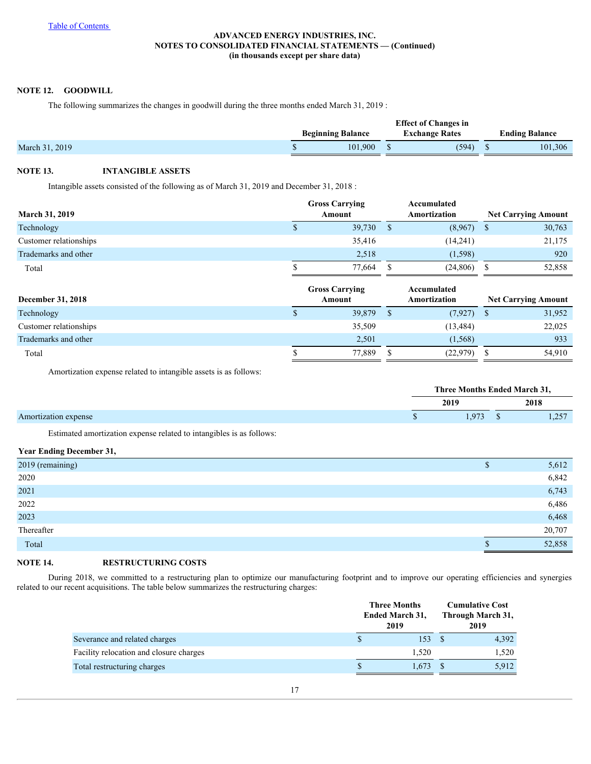Table of Contents

**ADVANCED ENERGY INDUSTRIES, INC.**
**NOTES TO CONSOLIDATED FINANCIAL STATEMENTS — (Continued)**
**(in thousands except per share data)**

## NOTE 12. GOODWILL

The following summarizes the changes in goodwill during the three months ended March 31, 2019 :

| | Beginning Balance | Effect of Changes in Exchange Rates | Ending Balance |
|---|---|---|---|
| March 31, 2019 | $ 101,900 | $ (594) | $ 101,306 |

## NOTE 13. INTANGIBLE ASSETS

Intangible assets consisted of the following as of March 31, 2019 and December 31, 2018 :

| March 31, 2019 | Gross Carrying Amount | Accumulated Amortization | Net Carrying Amount |
|---|---|---|---|
| Technology | $ 39,730 | $ (8,967) | $ 30,763 |
| Customer relationships | 35,416 | (14,241) | 21,175 |
| Trademarks and other | 2,518 | (1,598) | 920 |
| Total | $ 77,664 | $ (24,806) | $ 52,858 |

| December 31, 2018 | Gross Carrying Amount | Accumulated Amortization | Net Carrying Amount |
|---|---|---|---|
| Technology | $ 39,879 | $ (7,927) | $ 31,952 |
| Customer relationships | 35,509 | (13,484) | 22,025 |
| Trademarks and other | 2,501 | (1,568) | 933 |
| Total | $ 77,889 | $ (22,979) | $ 54,910 |

Amortization expense related to intangible assets is as follows:

| | Three Months Ended March 31, | |
|---|---|---|
| | 2019 | 2018 |
| Amortization expense | $ 1,973 | $ 1,257 |

Estimated amortization expense related to intangibles is as follows:

| Year Ending December 31, | |
|---|---|
| 2019 (remaining) | $ 5,612 |
| 2020 | 6,842 |
| 2021 | 6,743 |
| 2022 | 6,486 |
| 2023 | 6,468 |
| Thereafter | 20,707 |
| Total | $ 52,858 |

## NOTE 14. RESTRUCTURING COSTS

During 2018, we committed to a restructuring plan to optimize our manufacturing footprint and to improve our operating efficiencies and synergies related to our recent acquisitions. The table below summarizes the restructuring charges:

| | Three Months Ended March 31, 2019 | Cumulative Cost Through March 31, 2019 |
|---|---|---|
| Severance and related charges | $ 153 | $ 4,392 |
| Facility relocation and closure charges | 1,520 | 1,520 |
| Total restructuring charges | $ 1,673 | $ 5,912 |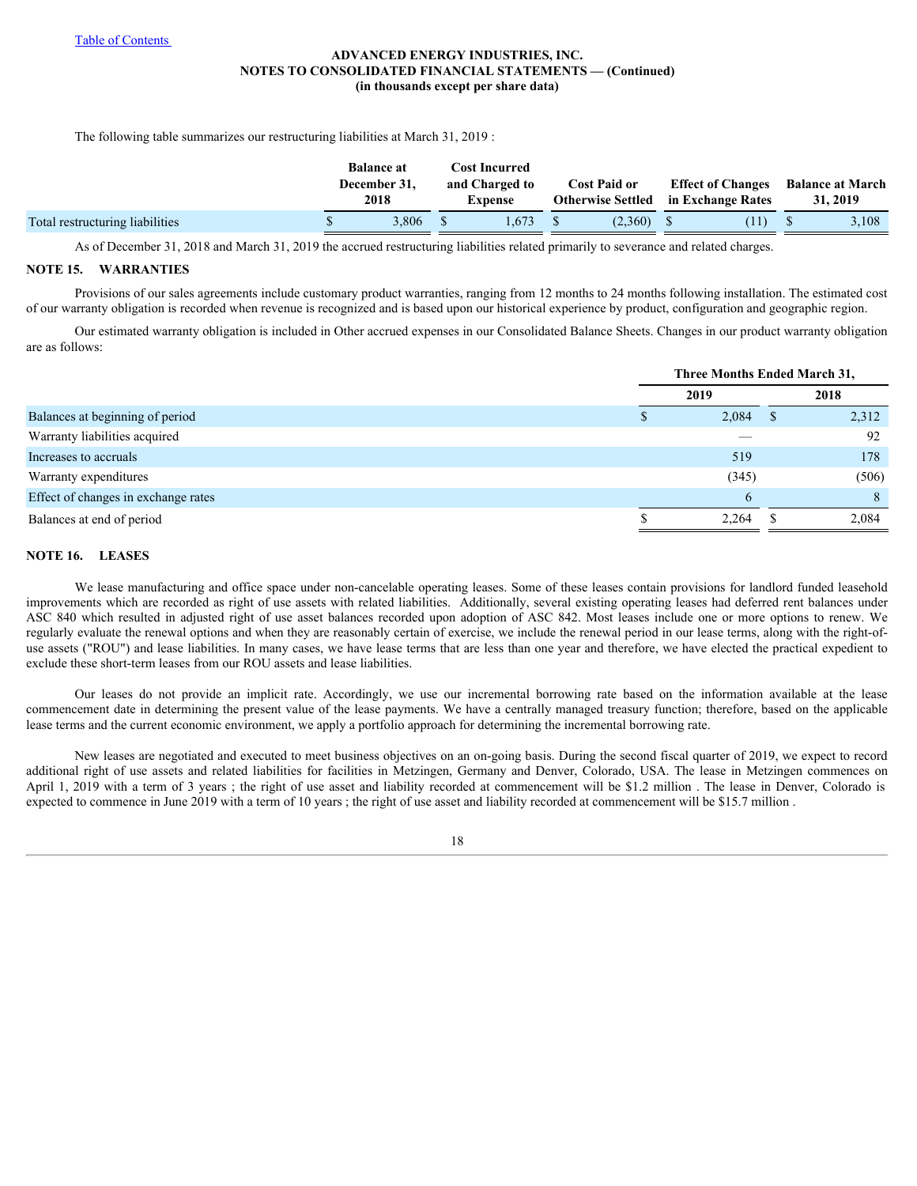The following table summarizes our restructuring liabilities at March 31, 2019 :

| | Balance at December 31, 2018 | Cost Incurred and Charged to Expense | Cost Paid or Otherwise Settled | Effect of Changes in Exchange Rates | Balance at March 31, 2019 |
|---|---|---|---|---|---|
| Total restructuring liabilities | $ 3,806 | $ 1,673 | $ (2,360) | $ (11) | $ 3,108 |

As of December 31, 2018 and March 31, 2019 the accrued restructuring liabilities related primarily to severance and related charges.

## NOTE 15. WARRANTIES

Provisions of our sales agreements include customary product warranties, ranging from 12 months to 24 months following installation. The estimated cost of our warranty obligation is recorded when revenue is recognized and is based upon our historical experience by product, configuration and geographic region.

Our estimated warranty obligation is included in Other accrued expenses in our Consolidated Balance Sheets. Changes in our product warranty obligation are as follows:

| | Three Months Ended March 31, | |
|---|---|---|
| | 2019 | 2018 |
| Balances at beginning of period | $ 2,084 | $ 2,312 |
| Warranty liabilities acquired | — | 92 |
| Increases to accruals | 519 | 178 |
| Warranty expenditures | (345) | (506) |
| Effect of changes in exchange rates | 6 | 8 |
| Balances at end of period | $ 2,264 | $ 2,084 |

## NOTE 16. LEASES

We lease manufacturing and office space under non-cancelable operating leases. Some of these leases contain provisions for landlord funded leasehold improvements which are recorded as right of use assets with related liabilities. Additionally, several existing operating leases had deferred rent balances under ASC 840 which resulted in adjusted right of use asset balances recorded upon adoption of ASC 842. Most leases include one or more options to renew. We regularly evaluate the renewal options and when they are reasonably certain of exercise, we include the renewal period in our lease terms, along with the right-of-use assets ("ROU") and lease liabilities. In many cases, we have lease terms that are less than one year and therefore, we have elected the practical expedient to exclude these short-term leases from our ROU assets and lease liabilities.

Our leases do not provide an implicit rate. Accordingly, we use our incremental borrowing rate based on the information available at the lease commencement date in determining the present value of the lease payments. We have a centrally managed treasury function; therefore, based on the applicable lease terms and the current economic environment, we apply a portfolio approach for determining the incremental borrowing rate.

New leases are negotiated and executed to meet business objectives on an on-going basis. During the second fiscal quarter of 2019, we expect to record additional right of use assets and related liabilities for facilities in Metzingen, Germany and Denver, Colorado, USA. The lease in Metzingen commences on April 1, 2019 with a term of 3 years ; the right of use asset and liability recorded at commencement will be $1.2 million . The lease in Denver, Colorado is expected to commence in June 2019 with a term of 10 years ; the right of use asset and liability recorded at commencement will be $15.7 million .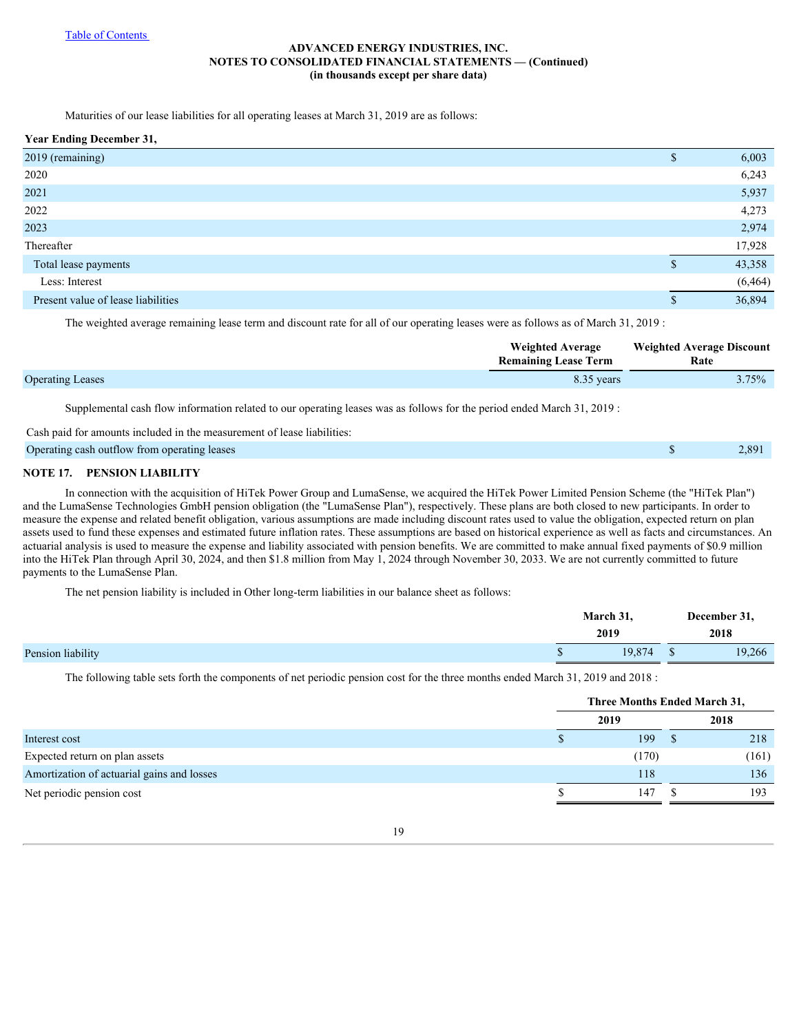Maturities of our lease liabilities for all operating leases at March 31, 2019 are as follows:

| Year Ending December 31, | |
|---|---|
| 2019 (remaining) | $ 6,003 |
| 2020 | 6,243 |
| 2021 | 5,937 |
| 2022 | 4,273 |
| 2023 | 2,974 |
| Thereafter | 17,928 |
| Total lease payments | $ 43,358 |
| Less: Interest | (6,464) |
| Present value of lease liabilities | $ 36,894 |

The weighted average remaining lease term and discount rate for all of our operating leases were as follows as of March 31, 2019 :

| | Weighted Average Remaining Lease Term | Weighted Average Discount Rate |
|---|---|---|
| Operating Leases | 8.35 years | 3.75% |

Supplemental cash flow information related to our operating leases was as follows for the period ended March 31, 2019 :

| Cash paid for amounts included in the measurement of lease liabilities: | |
|---|---|
| Operating cash outflow from operating leases | $ 2,891 |

## NOTE 17. PENSION LIABILITY

In connection with the acquisition of HiTek Power Group and LumaSense, we acquired the HiTek Power Limited Pension Scheme (the "HiTek Plan") and the LumaSense Technologies GmbH pension obligation (the "LumaSense Plan"), respectively. These plans are both closed to new participants. In order to measure the expense and related benefit obligation, various assumptions are made including discount rates used to value the obligation, expected return on plan assets used to fund these expenses and estimated future inflation rates. These assumptions are based on historical experience as well as facts and circumstances. An actuarial analysis is used to measure the expense and liability associated with pension benefits. We are committed to make annual fixed payments of $0.9 million into the HiTek Plan through April 30, 2024, and then $1.8 million from May 1, 2024 through November 30, 2033. We are not currently committed to future payments to the LumaSense Plan.

The net pension liability is included in Other long-term liabilities in our balance sheet as follows:

| | March 31, 2019 | December 31, 2018 |
|---|---|---|
| Pension liability | $ 19,874 | $ 19,266 |

The following table sets forth the components of net periodic pension cost for the three months ended March 31, 2019 and 2018 :

| | Three Months Ended March 31, | |
|---|---|---|
| | 2019 | 2018 |
| Interest cost | $ 199 | $ 218 |
| Expected return on plan assets | (170) | (161) |
| Amortization of actuarial gains and losses | 118 | 136 |
| Net periodic pension cost | $ 147 | $ 193 |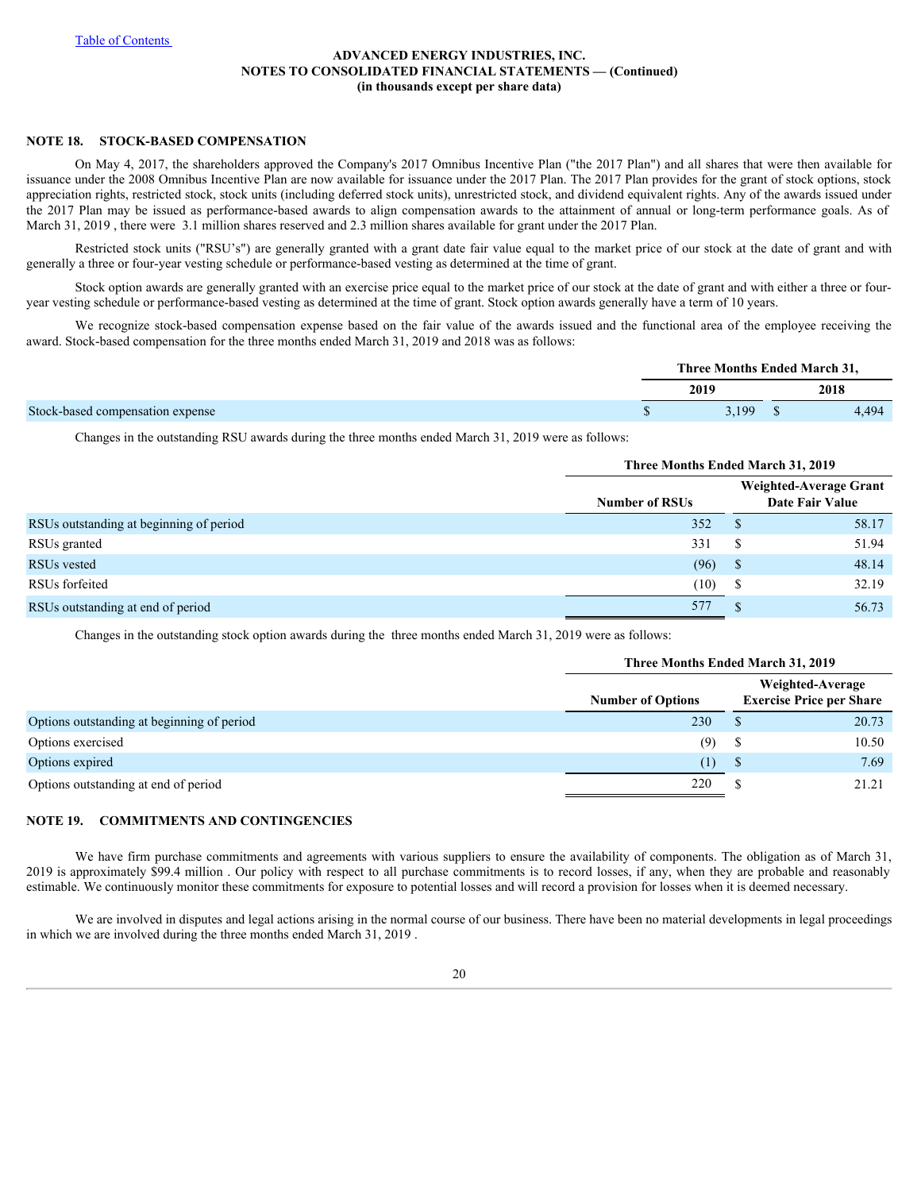**ADVANCED ENERGY INDUSTRIES, INC.**
**NOTES TO CONSOLIDATED FINANCIAL STATEMENTS — (Continued)**
**(in thousands except per share data)**

## NOTE 18. STOCK-BASED COMPENSATION

On May 4, 2017, the shareholders approved the Company's 2017 Omnibus Incentive Plan ("the 2017 Plan") and all shares that were then available for issuance under the 2008 Omnibus Incentive Plan are now available for issuance under the 2017 Plan. The 2017 Plan provides for the grant of stock options, stock appreciation rights, restricted stock, stock units (including deferred stock units), unrestricted stock, and dividend equivalent rights. Any of the awards issued under the 2017 Plan may be issued as performance-based awards to align compensation awards to the attainment of annual or long-term performance goals. As of March 31, 2019 , there were 3.1 million shares reserved and 2.3 million shares available for grant under the 2017 Plan.

Restricted stock units ("RSU's") are generally granted with a grant date fair value equal to the market price of our stock at the date of grant and with generally a three or four-year vesting schedule or performance-based vesting as determined at the time of grant.

Stock option awards are generally granted with an exercise price equal to the market price of our stock at the date of grant and with either a three or four-year vesting schedule or performance-based vesting as determined at the time of grant. Stock option awards generally have a term of 10 years.

We recognize stock-based compensation expense based on the fair value of the awards issued and the functional area of the employee receiving the award. Stock-based compensation for the three months ended March 31, 2019 and 2018 was as follows:

| | Three Months Ended March 31, | |
|---|---|---|
| | 2019 | 2018 |
| Stock-based compensation expense | $ 3,199 | $ 4,494 |

Changes in the outstanding RSU awards during the three months ended March 31, 2019 were as follows:

| | Three Months Ended March 31, 2019 | |
|---|---|---|
| | Number of RSUs | Weighted-Average Grant Date Fair Value |
| RSUs outstanding at beginning of period | 352 | $ 58.17 |
| RSUs granted | 331 | $ 51.94 |
| RSUs vested | (96) | $ 48.14 |
| RSUs forfeited | (10) | $ 32.19 |
| RSUs outstanding at end of period | 577 | $ 56.73 |

Changes in the outstanding stock option awards during the three months ended March 31, 2019 were as follows:

| | Three Months Ended March 31, 2019 | |
|---|---|---|
| | Number of Options | Weighted-Average Exercise Price per Share |
| Options outstanding at beginning of period | 230 | $ 20.73 |
| Options exercised | (9) | $ 10.50 |
| Options expired | (1) | $ 7.69 |
| Options outstanding at end of period | 220 | $ 21.21 |

## NOTE 19. COMMITMENTS AND CONTINGENCIES

We have firm purchase commitments and agreements with various suppliers to ensure the availability of components. The obligation as of March 31, 2019 is approximately $99.4 million . Our policy with respect to all purchase commitments is to record losses, if any, when they are probable and reasonably estimable. We continuously monitor these commitments for exposure to potential losses and will record a provision for losses when it is deemed necessary.

We are involved in disputes and legal actions arising in the normal course of our business. There have been no material developments in legal proceedings in which we are involved during the three months ended March 31, 2019 .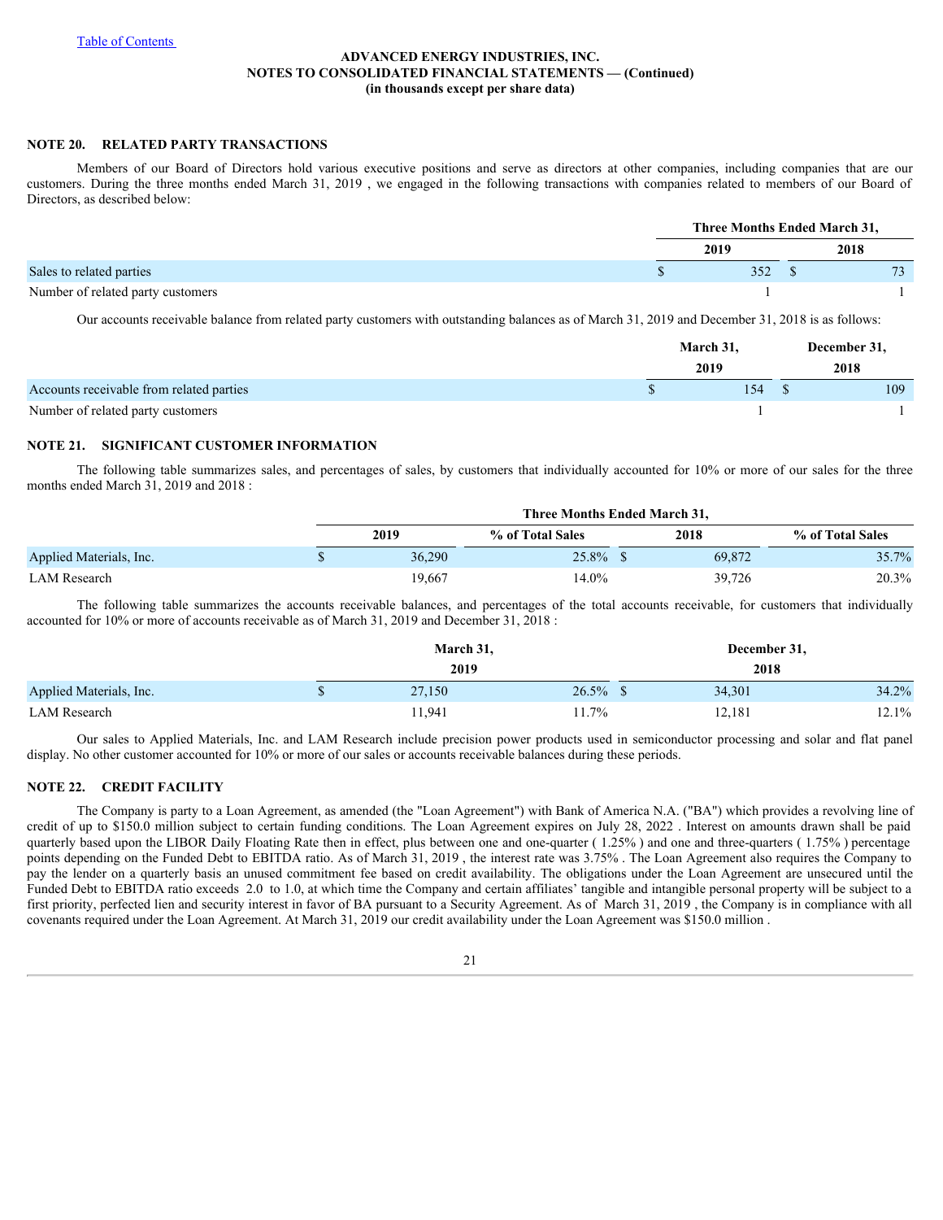**ADVANCED ENERGY INDUSTRIES, INC.**
**NOTES TO CONSOLIDATED FINANCIAL STATEMENTS — (Continued)**
**(in thousands except per share data)**

## NOTE 20. RELATED PARTY TRANSACTIONS

Members of our Board of Directors hold various executive positions and serve as directors at other companies, including companies that are our customers. During the three months ended March 31, 2019 , we engaged in the following transactions with companies related to members of our Board of Directors, as described below:

| | Three Months Ended March 31, | |
|---|---|---|
| | 2019 | 2018 |
| Sales to related parties | $ 352 | $ 73 |
| Number of related party customers | 1 | 1 |

Our accounts receivable balance from related party customers with outstanding balances as of March 31, 2019 and December 31, 2018 is as follows:

| | March 31, 2019 | December 31, 2018 |
|---|---|---|
| Accounts receivable from related parties | $ 154 | $ 109 |
| Number of related party customers | 1 | 1 |

## NOTE 21. SIGNIFICANT CUSTOMER INFORMATION

The following table summarizes sales, and percentages of sales, by customers that individually accounted for 10% or more of our sales for the three months ended March 31, 2019 and 2018 :

| | Three Months Ended March 31, | | | |
|---|---|---|---|---|
| | 2019 | % of Total Sales | 2018 | % of Total Sales |
| Applied Materials, Inc. | $ 36,290 | 25.8% | $ 69,872 | 35.7% |
| LAM Research | 19,667 | 14.0% | 39,726 | 20.3% |

The following table summarizes the accounts receivable balances, and percentages of the total accounts receivable, for customers that individually accounted for 10% or more of accounts receivable as of March 31, 2019 and December 31, 2018 :

| | March 31, 2019 | | December 31, 2018 | |
|---|---|---|---|---|
| Applied Materials, Inc. | $ 27,150 | 26.5% | $ 34,301 | 34.2% |
| LAM Research | 11,941 | 11.7% | 12,181 | 12.1% |

Our sales to Applied Materials, Inc. and LAM Research include precision power products used in semiconductor processing and solar and flat panel display. No other customer accounted for 10% or more of our sales or accounts receivable balances during these periods.

## NOTE 22. CREDIT FACILITY

The Company is party to a Loan Agreement, as amended (the "Loan Agreement") with Bank of America N.A. ("BA") which provides a revolving line of credit of up to $150.0 million subject to certain funding conditions. The Loan Agreement expires on July 28, 2022 . Interest on amounts drawn shall be paid quarterly based upon the LIBOR Daily Floating Rate then in effect, plus between one and one-quarter ( 1.25% ) and one and three-quarters ( 1.75% ) percentage points depending on the Funded Debt to EBITDA ratio. As of March 31, 2019 , the interest rate was 3.75% . The Loan Agreement also requires the Company to pay the lender on a quarterly basis an unused commitment fee based on credit availability. The obligations under the Loan Agreement are unsecured until the Funded Debt to EBITDA ratio exceeds 2.0 to 1.0, at which time the Company and certain affiliates' tangible and intangible personal property will be subject to a first priority, perfected lien and security interest in favor of BA pursuant to a Security Agreement. As of March 31, 2019 , the Company is in compliance with all covenants required under the Loan Agreement. At March 31, 2019 our credit availability under the Loan Agreement was $150.0 million .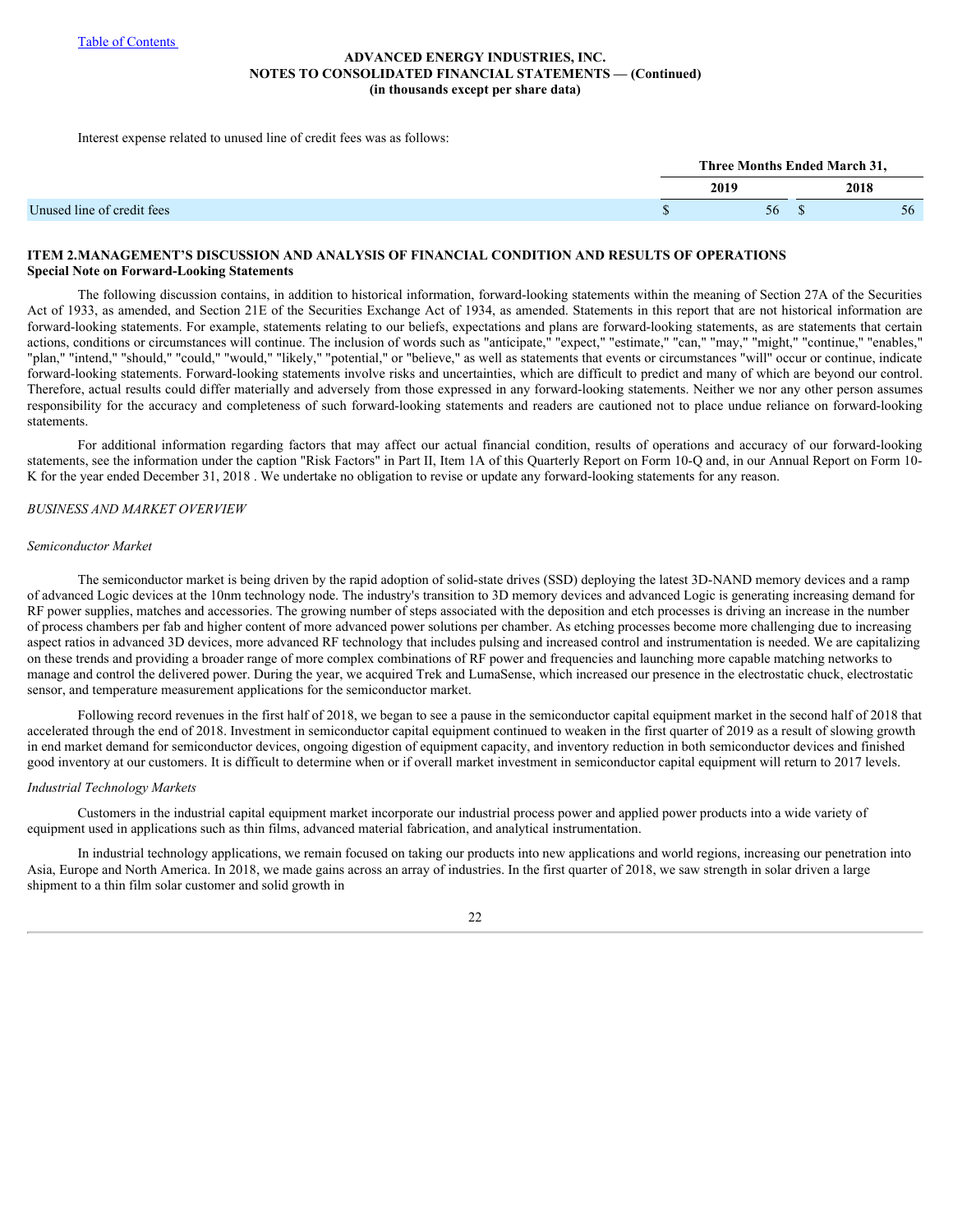Interest expense related to unused line of credit fees was as follows:

| | Three Months Ended March 31, | |
|---|---|---|
| | 2019 | 2018 |
| Unused line of credit fees | $ 56 | $ 56 |

## ITEM 2.MANAGEMENT'S DISCUSSION AND ANALYSIS OF FINANCIAL CONDITION AND RESULTS OF OPERATIONS

### Special Note on Forward-Looking Statements

The following discussion contains, in addition to historical information, forward-looking statements within the meaning of Section 27A of the Securities Act of 1933, as amended, and Section 21E of the Securities Exchange Act of 1934, as amended. Statements in this report that are not historical information are forward-looking statements. For example, statements relating to our beliefs, expectations and plans are forward-looking statements, as are statements that certain actions, conditions or circumstances will continue. The inclusion of words such as "anticipate," "expect," "estimate," "can," "may," "might," "continue," "enables," "plan," "intend," "should," "could," "would," "likely," "potential," or "believe," as well as statements that events or circumstances "will" occur or continue, indicate forward-looking statements. Forward-looking statements involve risks and uncertainties, which are difficult to predict and many of which are beyond our control. Therefore, actual results could differ materially and adversely from those expressed in any forward-looking statements. Neither we nor any other person assumes responsibility for the accuracy and completeness of such forward-looking statements and readers are cautioned not to place undue reliance on forward-looking statements.

For additional information regarding factors that may affect our actual financial condition, results of operations and accuracy of our forward-looking statements, see the information under the caption "Risk Factors" in Part II, Item 1A of this Quarterly Report on Form 10-Q and, in our Annual Report on Form 10-K for the year ended December 31, 2018 . We undertake no obligation to revise or update any forward-looking statements for any reason.

*BUSINESS AND MARKET OVERVIEW*

*Semiconductor Market*

The semiconductor market is being driven by the rapid adoption of solid-state drives (SSD) deploying the latest 3D-NAND memory devices and a ramp of advanced Logic devices at the 10nm technology node. The industry's transition to 3D memory devices and advanced Logic is generating increasing demand for RF power supplies, matches and accessories. The growing number of steps associated with the deposition and etch processes is driving an increase in the number of process chambers per fab and higher content of more advanced power solutions per chamber. As etching processes become more challenging due to increasing aspect ratios in advanced 3D devices, more advanced RF technology that includes pulsing and increased control and instrumentation is needed. We are capitalizing on these trends and providing a broader range of more complex combinations of RF power and frequencies and launching more capable matching networks to manage and control the delivered power. During the year, we acquired Trek and LumaSense, which increased our presence in the electrostatic chuck, electrostatic sensor, and temperature measurement applications for the semiconductor market.

Following record revenues in the first half of 2018, we began to see a pause in the semiconductor capital equipment market in the second half of 2018 that accelerated through the end of 2018. Investment in semiconductor capital equipment continued to weaken in the first quarter of 2019 as a result of slowing growth in end market demand for semiconductor devices, ongoing digestion of equipment capacity, and inventory reduction in both semiconductor devices and finished good inventory at our customers. It is difficult to determine when or if overall market investment in semiconductor capital equipment will return to 2017 levels.

*Industrial Technology Markets*

Customers in the industrial capital equipment market incorporate our industrial process power and applied power products into a wide variety of equipment used in applications such as thin films, advanced material fabrication, and analytical instrumentation.

In industrial technology applications, we remain focused on taking our products into new applications and world regions, increasing our penetration into Asia, Europe and North America. In 2018, we made gains across an array of industries. In the first quarter of 2018, we saw strength in solar driven a large shipment to a thin film solar customer and solid growth in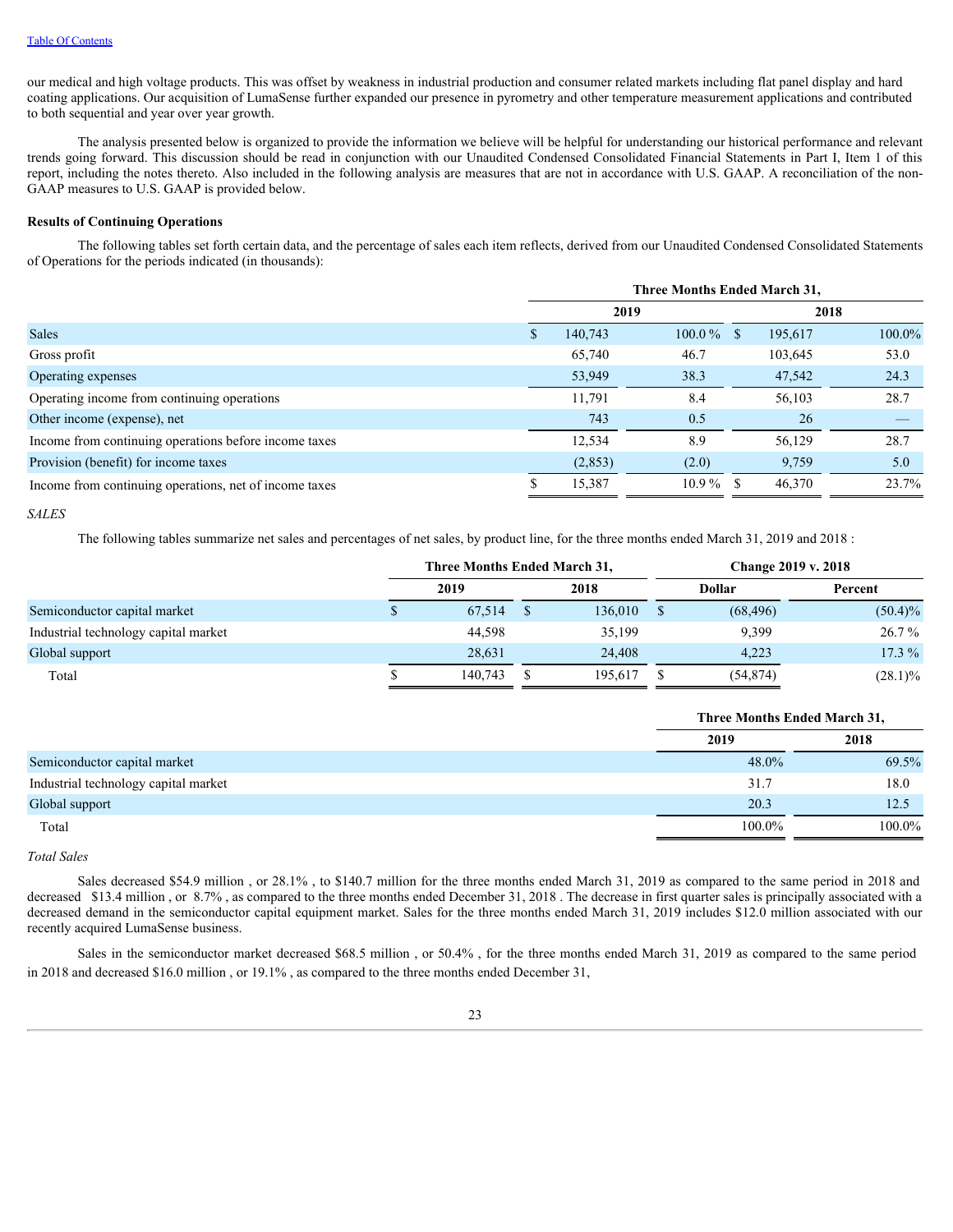our medical and high voltage products. This was offset by weakness in industrial production and consumer related markets including flat panel display and hard coating applications. Our acquisition of LumaSense further expanded our presence in pyrometry and other temperature measurement applications and contributed to both sequential and year over year growth.

The analysis presented below is organized to provide the information we believe will be helpful for understanding our historical performance and relevant trends going forward. This discussion should be read in conjunction with our Unaudited Condensed Consolidated Financial Statements in Part I, Item 1 of this report, including the notes thereto. Also included in the following analysis are measures that are not in accordance with U.S. GAAP. A reconciliation of the non-GAAP measures to U.S. GAAP is provided below.

**Results of Continuing Operations**

The following tables set forth certain data, and the percentage of sales each item reflects, derived from our Unaudited Condensed Consolidated Statements of Operations for the periods indicated (in thousands):

| | Three Months Ended March 31, | | | |
|---|---|---|---|---|
| | 2019 | | 2018 | |
| Sales | $ 140,743 | 100.0 % | $ 195,617 | 100.0% |
| Gross profit | 65,740 | 46.7 | 103,645 | 53.0 |
| Operating expenses | 53,949 | 38.3 | 47,542 | 24.3 |
| Operating income from continuing operations | 11,791 | 8.4 | 56,103 | 28.7 |
| Other income (expense), net | 743 | 0.5 | 26 | — |
| Income from continuing operations before income taxes | 12,534 | 8.9 | 56,129 | 28.7 |
| Provision (benefit) for income taxes | (2,853) | (2.0) | 9,759 | 5.0 |
| Income from continuing operations, net of income taxes | $ 15,387 | 10.9 % | $ 46,370 | 23.7% |

*SALES*

The following tables summarize net sales and percentages of net sales, by product line, for the three months ended March 31, 2019 and 2018 :

| | Three Months Ended March 31, | | Change 2019 v. 2018 | |
|---|---|---|---|---|
| | 2019 | 2018 | Dollar | Percent |
| Semiconductor capital market | $ 67,514 | $ 136,010 | $ (68,496) | (50.4)% |
| Industrial technology capital market | 44,598 | 35,199 | 9,399 | 26.7 % |
| Global support | 28,631 | 24,408 | 4,223 | 17.3 % |
| Total | $ 140,743 | $ 195,617 | $ (54,874) | (28.1)% |

| | Three Months Ended March 31, | |
|---|---|---|
| | 2019 | 2018 |
| Semiconductor capital market | 48.0% | 69.5% |
| Industrial technology capital market | 31.7 | 18.0 |
| Global support | 20.3 | 12.5 |
| Total | 100.0% | 100.0% |

*Total Sales*

Sales decreased $54.9 million , or 28.1% , to $140.7 million for the three months ended March 31, 2019 as compared to the same period in 2018 and decreased $13.4 million , or 8.7% , as compared to the three months ended December 31, 2018 . The decrease in first quarter sales is principally associated with a decreased demand in the semiconductor capital equipment market. Sales for the three months ended March 31, 2019 includes $12.0 million associated with our recently acquired LumaSense business.

Sales in the semiconductor market decreased $68.5 million , or 50.4% , for the three months ended March 31, 2019 as compared to the same period in 2018 and decreased $16.0 million , or 19.1% , as compared to the three months ended December 31,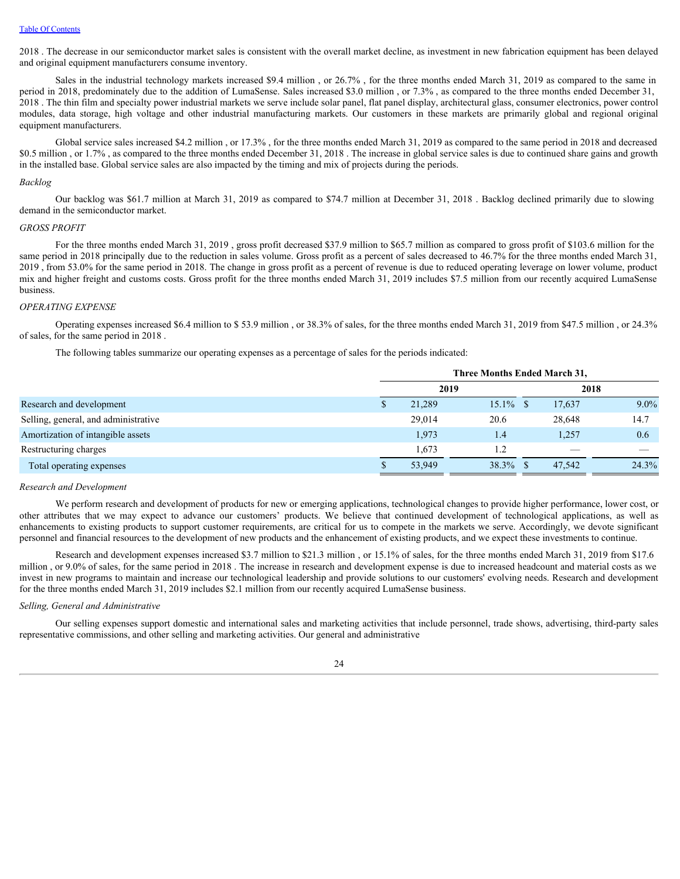2018 . The decrease in our semiconductor market sales is consistent with the overall market decline, as investment in new fabrication equipment has been delayed and original equipment manufacturers consume inventory.

Sales in the industrial technology markets increased $9.4 million , or 26.7% , for the three months ended March 31, 2019 as compared to the same in period in 2018, predominately due to the addition of LumaSense. Sales increased $3.0 million , or 7.3% , as compared to the three months ended December 31, 2018 . The thin film and specialty power industrial markets we serve include solar panel, flat panel display, architectural glass, consumer electronics, power control modules, data storage, high voltage and other industrial manufacturing markets. Our customers in these markets are primarily global and regional original equipment manufacturers.

Global service sales increased $4.2 million , or 17.3% , for the three months ended March 31, 2019 as compared to the same period in 2018 and decreased $0.5 million , or 1.7% , as compared to the three months ended December 31, 2018 . The increase in global service sales is due to continued share gains and growth in the installed base. Global service sales are also impacted by the timing and mix of projects during the periods.

*Backlog*

Our backlog was $61.7 million at March 31, 2019 as compared to $74.7 million at December 31, 2018 . Backlog declined primarily due to slowing demand in the semiconductor market.

*GROSS PROFIT*

For the three months ended March 31, 2019 , gross profit decreased $37.9 million to $65.7 million as compared to gross profit of $103.6 million for the same period in 2018 principally due to the reduction in sales volume. Gross profit as a percent of sales decreased to 46.7% for the three months ended March 31, 2019 , from 53.0% for the same period in 2018. The change in gross profit as a percent of revenue is due to reduced operating leverage on lower volume, product mix and higher freight and customs costs. Gross profit for the three months ended March 31, 2019 includes $7.5 million from our recently acquired LumaSense business.

*OPERATING EXPENSE*

Operating expenses increased $6.4 million to $ 53.9 million , or 38.3% of sales, for the three months ended March 31, 2019 from $47.5 million , or 24.3% of sales, for the same period in 2018 .

The following tables summarize our operating expenses as a percentage of sales for the periods indicated:

| | Three Months Ended March 31, | | | |
|---|---|---|---|---|
| | 2019 | | 2018 | |
| Research and development | $ 21,289 | 15.1% | $ 17,637 | 9.0% |
| Selling, general, and administrative | 29,014 | 20.6 | 28,648 | 14.7 |
| Amortization of intangible assets | 1,973 | 1.4 | 1,257 | 0.6 |
| Restructuring charges | 1,673 | 1.2 | — | — |
| Total operating expenses | $ 53,949 | 38.3% | $ 47,542 | 24.3% |

*Research and Development*

We perform research and development of products for new or emerging applications, technological changes to provide higher performance, lower cost, or other attributes that we may expect to advance our customers' products. We believe that continued development of technological applications, as well as enhancements to existing products to support customer requirements, are critical for us to compete in the markets we serve. Accordingly, we devote significant personnel and financial resources to the development of new products and the enhancement of existing products, and we expect these investments to continue.

Research and development expenses increased $3.7 million to $21.3 million , or 15.1% of sales, for the three months ended March 31, 2019 from $17.6 million , or 9.0% of sales, for the same period in 2018 . The increase in research and development expense is due to increased headcount and material costs as we invest in new programs to maintain and increase our technological leadership and provide solutions to our customers' evolving needs. Research and development for the three months ended March 31, 2019 includes $2.1 million from our recently acquired LumaSense business.

*Selling, General and Administrative*

Our selling expenses support domestic and international sales and marketing activities that include personnel, trade shows, advertising, third-party sales representative commissions, and other selling and marketing activities. Our general and administrative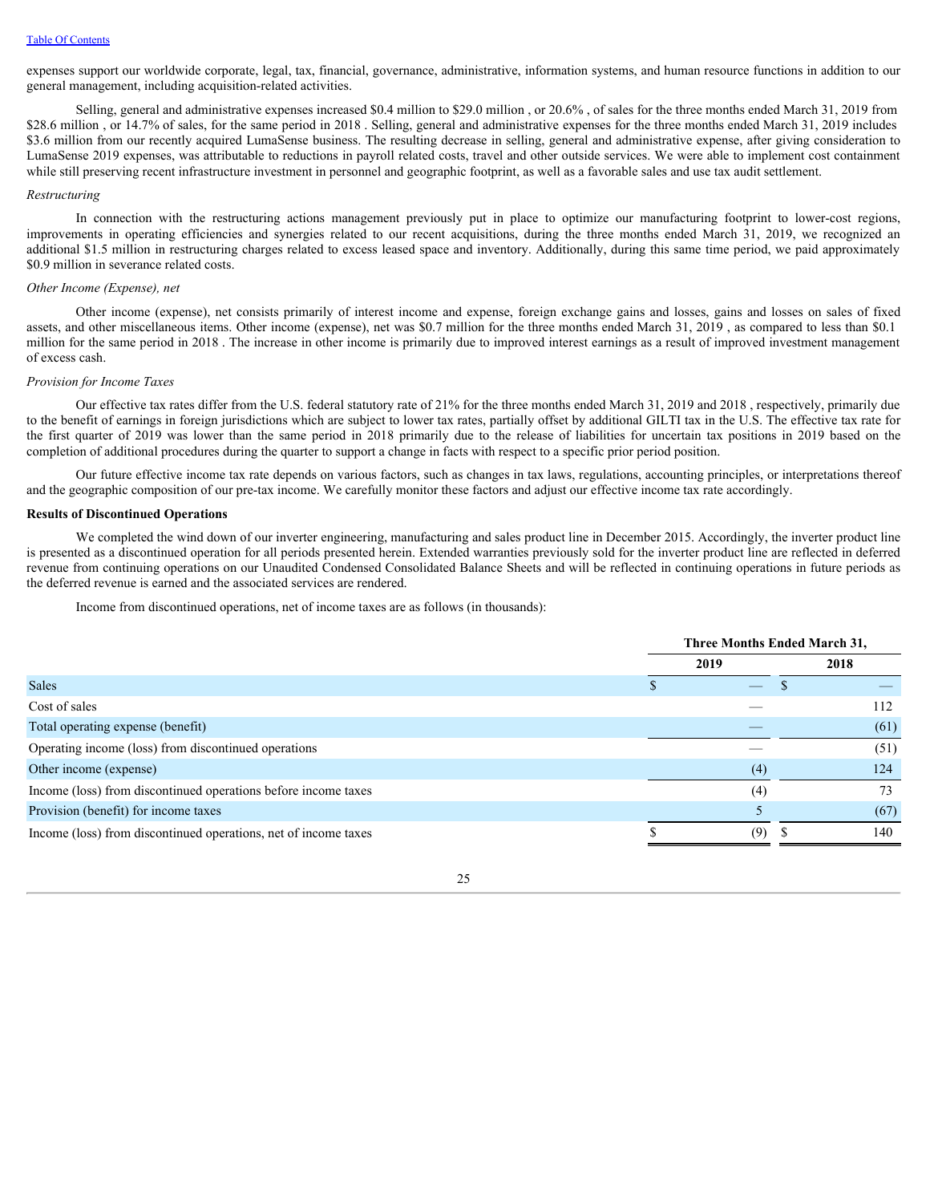expenses support our worldwide corporate, legal, tax, financial, governance, administrative, information systems, and human resource functions in addition to our general management, including acquisition-related activities.

Selling, general and administrative expenses increased $0.4 million to $29.0 million , or 20.6% , of sales for the three months ended March 31, 2019 from $28.6 million , or 14.7% of sales, for the same period in 2018 . Selling, general and administrative expenses for the three months ended March 31, 2019 includes $3.6 million from our recently acquired LumaSense business. The resulting decrease in selling, general and administrative expense, after giving consideration to LumaSense 2019 expenses, was attributable to reductions in payroll related costs, travel and other outside services. We were able to implement cost containment while still preserving recent infrastructure investment in personnel and geographic footprint, as well as a favorable sales and use tax audit settlement.

*Restructuring*

In connection with the restructuring actions management previously put in place to optimize our manufacturing footprint to lower-cost regions, improvements in operating efficiencies and synergies related to our recent acquisitions, during the three months ended March 31, 2019, we recognized an additional $1.5 million in restructuring charges related to excess leased space and inventory. Additionally, during this same time period, we paid approximately $0.9 million in severance related costs.

*Other Income (Expense), net*

Other income (expense), net consists primarily of interest income and expense, foreign exchange gains and losses, gains and losses on sales of fixed assets, and other miscellaneous items. Other income (expense), net was $0.7 million for the three months ended March 31, 2019 , as compared to less than $0.1 million for the same period in 2018 . The increase in other income is primarily due to improved interest earnings as a result of improved investment management of excess cash.

*Provision for Income Taxes*

Our effective tax rates differ from the U.S. federal statutory rate of 21% for the three months ended March 31, 2019 and 2018 , respectively, primarily due to the benefit of earnings in foreign jurisdictions which are subject to lower tax rates, partially offset by additional GILTI tax in the U.S. The effective tax rate for the first quarter of 2019 was lower than the same period in 2018 primarily due to the release of liabilities for uncertain tax positions in 2019 based on the completion of additional procedures during the quarter to support a change in facts with respect to a specific prior period position.

Our future effective income tax rate depends on various factors, such as changes in tax laws, regulations, accounting principles, or interpretations thereof and the geographic composition of our pre-tax income. We carefully monitor these factors and adjust our effective income tax rate accordingly.

**Results of Discontinued Operations**

We completed the wind down of our inverter engineering, manufacturing and sales product line in December 2015. Accordingly, the inverter product line is presented as a discontinued operation for all periods presented herein. Extended warranties previously sold for the inverter product line are reflected in deferred revenue from continuing operations on our Unaudited Condensed Consolidated Balance Sheets and will be reflected in continuing operations in future periods as the deferred revenue is earned and the associated services are rendered.

Income from discontinued operations, net of income taxes are as follows (in thousands):

| | Three Months Ended March 31, | |
|---|---|---|
| | 2019 | 2018 |
| Sales | $ — | $ — |
| Cost of sales | — | 112 |
| Total operating expense (benefit) | — | (61) |
| Operating income (loss) from discontinued operations | — | (51) |
| Other income (expense) | (4) | 124 |
| Income (loss) from discontinued operations before income taxes | (4) | 73 |
| Provision (benefit) for income taxes | 5 | (67) |
| Income (loss) from discontinued operations, net of income taxes | $ (9) | $ 140 |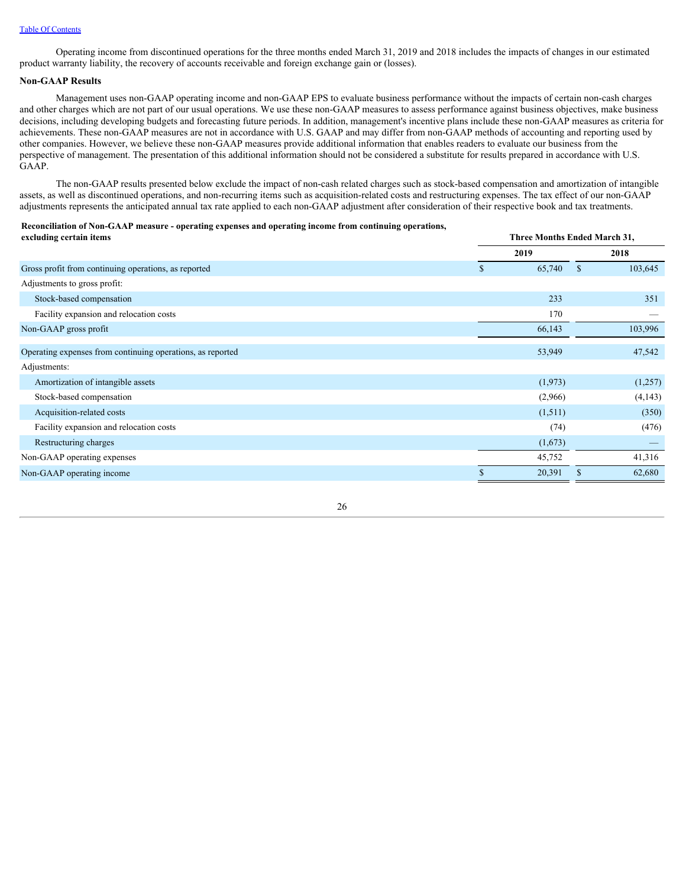Operating income from discontinued operations for the three months ended March 31, 2019 and 2018 includes the impacts of changes in our estimated product warranty liability, the recovery of accounts receivable and foreign exchange gain or (losses).

## Non-GAAP Results

Management uses non-GAAP operating income and non-GAAP EPS to evaluate business performance without the impacts of certain non-cash charges and other charges which are not part of our usual operations. We use these non-GAAP measures to assess performance against business objectives, make business decisions, including developing budgets and forecasting future periods. In addition, management's incentive plans include these non-GAAP measures as criteria for achievements. These non-GAAP measures are not in accordance with U.S. GAAP and may differ from non-GAAP methods of accounting and reporting used by other companies. However, we believe these non-GAAP measures provide additional information that enables readers to evaluate our business from the perspective of management. The presentation of this additional information should not be considered a substitute for results prepared in accordance with U.S. GAAP.

The non-GAAP results presented below exclude the impact of non-cash related charges such as stock-based compensation and amortization of intangible assets, as well as discontinued operations, and non-recurring items such as acquisition-related costs and restructuring expenses. The tax effect of our non-GAAP adjustments represents the anticipated annual tax rate applied to each non-GAAP adjustment after consideration of their respective book and tax treatments.

| **Reconciliation of Non-GAAP measure - operating expenses and operating income from continuing operations, excluding certain items** | **Three Months Ended March 31,** | |
|---|---|---|
| | **2019** | **2018** |
| Gross profit from continuing operations, as reported | $ 65,740 | $ 103,645 |
| Adjustments to gross profit: | | |
| Stock-based compensation | 233 | 351 |
| Facility expansion and relocation costs | 170 | — |
| Non-GAAP gross profit | 66,143 | 103,996 |
| Operating expenses from continuing operations, as reported | 53,949 | 47,542 |
| Adjustments: | | |
| Amortization of intangible assets | (1,973) | (1,257) |
| Stock-based compensation | (2,966) | (4,143) |
| Acquisition-related costs | (1,511) | (350) |
| Facility expansion and relocation costs | (74) | (476) |
| Restructuring charges | (1,673) | — |
| Non-GAAP operating expenses | 45,752 | 41,316 |
| Non-GAAP operating income | $ 20,391 | $ 62,680 |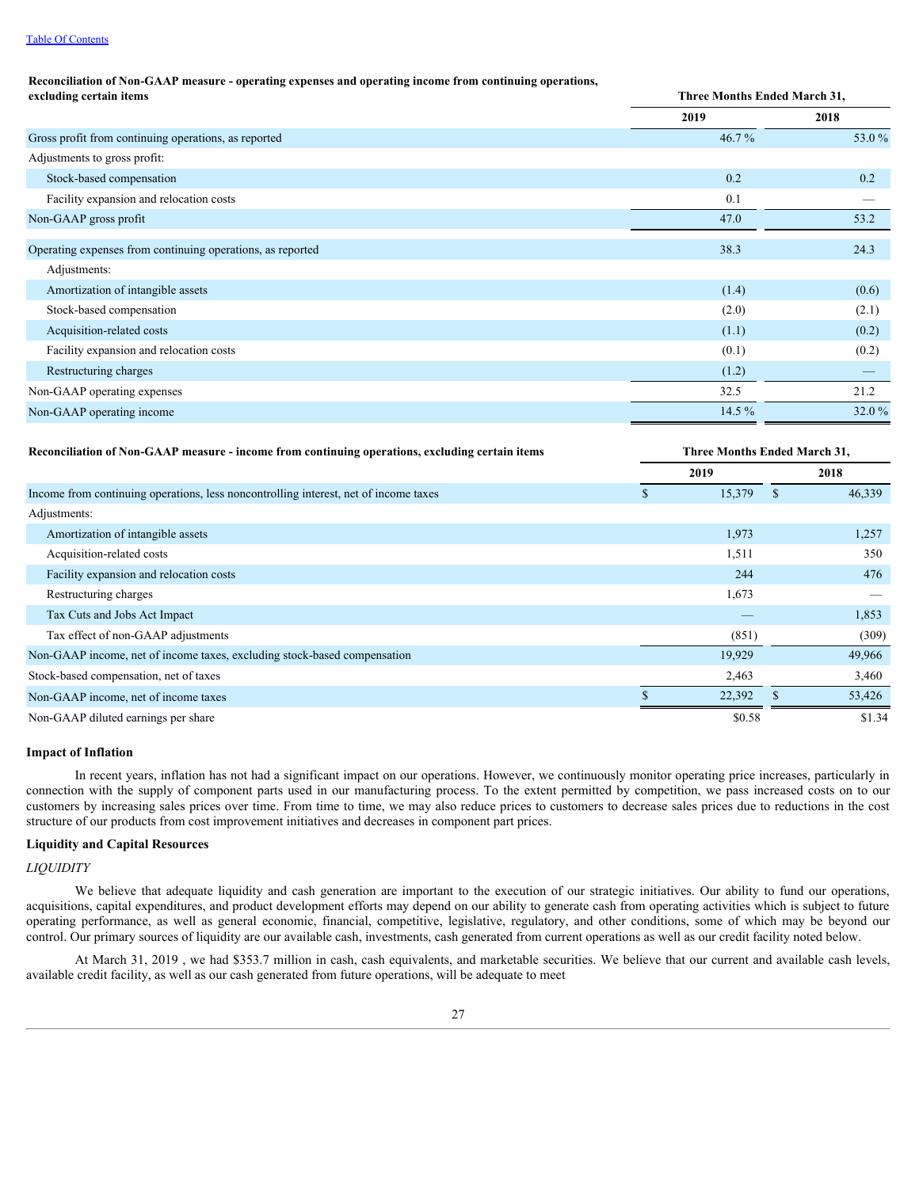Table Of Contents

| **Reconciliation of Non-GAAP measure - operating expenses and operating income from continuing operations, excluding certain items** | **Three Months Ended March 31,** | |
|---|---|---|
| | **2019** | **2018** |
| Gross profit from continuing operations, as reported | 46.7 % | 53.0 % |
| Adjustments to gross profit: | | |
| Stock-based compensation | 0.2 | 0.2 |
| Facility expansion and relocation costs | 0.1 | — |
| Non-GAAP gross profit | 47.0 | 53.2 |
| Operating expenses from continuing operations, as reported | 38.3 | 24.3 |
| Adjustments: | | |
| Amortization of intangible assets | (1.4) | (0.6) |
| Stock-based compensation | (2.0) | (2.1) |
| Acquisition-related costs | (1.1) | (0.2) |
| Facility expansion and relocation costs | (0.1) | (0.2) |
| Restructuring charges | (1.2) | — |
| Non-GAAP operating expenses | 32.5 | 21.2 |
| Non-GAAP operating income | 14.5 % | 32.0 % |

| **Reconciliation of Non-GAAP measure - income from continuing operations, excluding certain items** | **Three Months Ended March 31,** | |
|---|---|---|
| | **2019** | **2018** |
| Income from continuing operations, less noncontrolling interest, net of income taxes | $ 15,379 | $ 46,339 |
| Adjustments: | | |
| Amortization of intangible assets | 1,973 | 1,257 |
| Acquisition-related costs | 1,511 | 350 |
| Facility expansion and relocation costs | 244 | 476 |
| Restructuring charges | 1,673 | — |
| Tax Cuts and Jobs Act Impact | — | 1,853 |
| Tax effect of non-GAAP adjustments | (851) | (309) |
| Non-GAAP income, net of income taxes, excluding stock-based compensation | 19,929 | 49,966 |
| Stock-based compensation, net of taxes | 2,463 | 3,460 |
| Non-GAAP income, net of income taxes | $ 22,392 | $ 53,426 |
| Non-GAAP diluted earnings per share | $0.58 | $1.34 |

## Impact of Inflation

In recent years, inflation has not had a significant impact on our operations. However, we continuously monitor operating price increases, particularly in connection with the supply of component parts used in our manufacturing process. To the extent permitted by competition, we pass increased costs on to our customers by increasing sales prices over time. From time to time, we may also reduce prices to customers to decrease sales prices due to reductions in the cost structure of our products from cost improvement initiatives and decreases in component part prices.

## Liquidity and Capital Resources

*LIQUIDITY*

We believe that adequate liquidity and cash generation are important to the execution of our strategic initiatives. Our ability to fund our operations, acquisitions, capital expenditures, and product development efforts may depend on our ability to generate cash from operating activities which is subject to future operating performance, as well as general economic, financial, competitive, legislative, regulatory, and other conditions, some of which may be beyond our control. Our primary sources of liquidity are our available cash, investments, cash generated from current operations as well as our credit facility noted below.

At March 31, 2019 , we had $353.7 million in cash, cash equivalents, and marketable securities. We believe that our current and available cash levels, available credit facility, as well as our cash generated from future operations, will be adequate to meet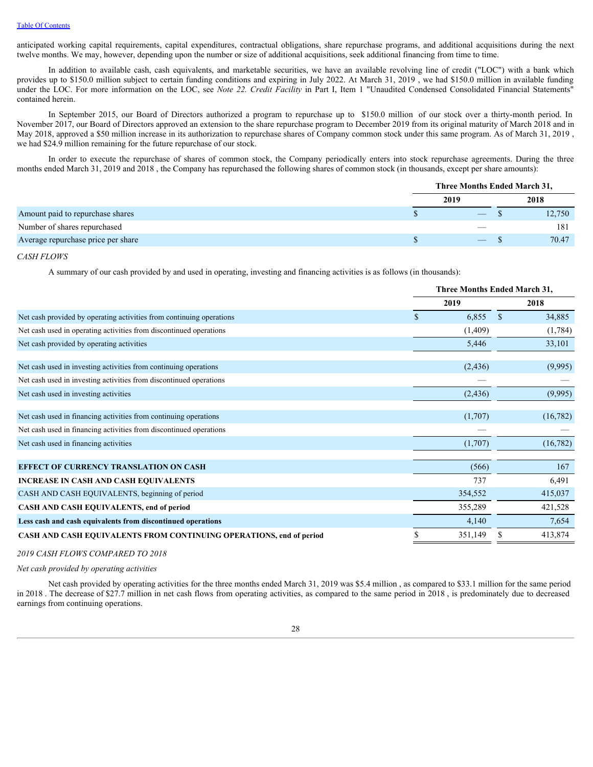anticipated working capital requirements, capital expenditures, contractual obligations, share repurchase programs, and additional acquisitions during the next twelve months. We may, however, depending upon the number or size of additional acquisitions, seek additional financing from time to time.

In addition to available cash, cash equivalents, and marketable securities, we have an available revolving line of credit ("LOC") with a bank which provides up to $150.0 million subject to certain funding conditions and expiring in July 2022. At March 31, 2019 , we had $150.0 million in available funding under the LOC. For more information on the LOC, see *Note 22. Credit Facility* in Part I, Item 1 "Unaudited Condensed Consolidated Financial Statements" contained herein.

In September 2015, our Board of Directors authorized a program to repurchase up to $150.0 million of our stock over a thirty-month period. In November 2017, our Board of Directors approved an extension to the share repurchase program to December 2019 from its original maturity of March 2018 and in May 2018, approved a $50 million increase in its authorization to repurchase shares of Company common stock under this same program. As of March 31, 2019 , we had $24.9 million remaining for the future repurchase of our stock.

In order to execute the repurchase of shares of common stock, the Company periodically enters into stock repurchase agreements. During the three months ended March 31, 2019 and 2018 , the Company has repurchased the following shares of common stock (in thousands, except per share amounts):

| | Three Months Ended March 31, | |
|---|---|---|
| | 2019 | 2018 |
| Amount paid to repurchase shares | $ — | $ 12,750 |
| Number of shares repurchased | — | 181 |
| Average repurchase price per share | $ — | $ 70.47 |

*CASH FLOWS*

A summary of our cash provided by and used in operating, investing and financing activities is as follows (in thousands):

| | Three Months Ended March 31, | |
|---|---|---|
| | 2019 | 2018 |
| Net cash provided by operating activities from continuing operations | $ 6,855 | $ 34,885 |
| Net cash used in operating activities from discontinued operations | (1,409) | (1,784) |
| Net cash provided by operating activities | 5,446 | 33,101 |
| | | |
| Net cash used in investing activities from continuing operations | (2,436) | (9,995) |
| Net cash used in investing activities from discontinued operations | — | — |
| Net cash used in investing activities | (2,436) | (9,995) |
| | | |
| Net cash used in financing activities from continuing operations | (1,707) | (16,782) |
| Net cash used in financing activities from discontinued operations | — | — |
| Net cash used in financing activities | (1,707) | (16,782) |
| | | |
| **EFFECT OF CURRENCY TRANSLATION ON CASH** | (566) | 167 |
| **INCREASE IN CASH AND CASH EQUIVALENTS** | 737 | 6,491 |
| CASH AND CASH EQUIVALENTS, beginning of period | 354,552 | 415,037 |
| **CASH AND CASH EQUIVALENTS, end of period** | 355,289 | 421,528 |
| **Less cash and cash equivalents from discontinued operations** | 4,140 | 7,654 |
| **CASH AND CASH EQUIVALENTS FROM CONTINUING OPERATIONS, end of period** | $ 351,149 | $ 413,874 |

*2019 CASH FLOWS COMPARED TO 2018*

*Net cash provided by operating activities*

Net cash provided by operating activities for the three months ended March 31, 2019 was $5.4 million , as compared to $33.1 million for the same period in 2018 . The decrease of $27.7 million in net cash flows from operating activities, as compared to the same period in 2018 , is predominately due to decreased earnings from continuing operations.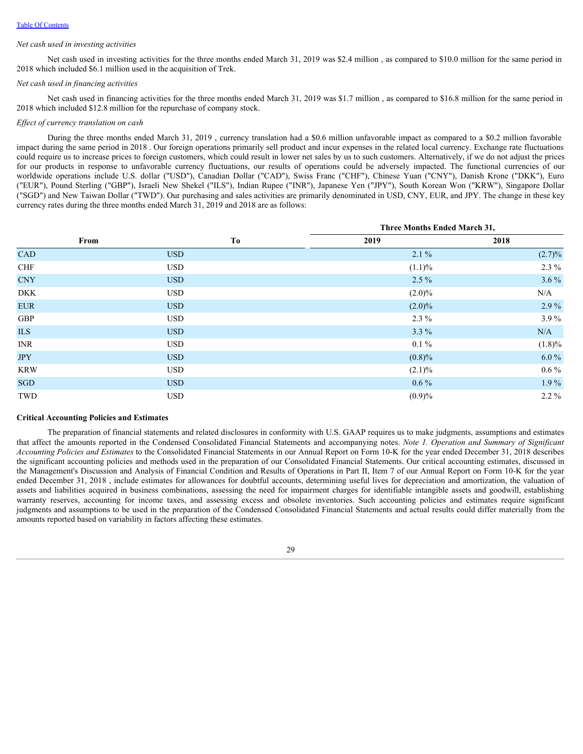*Net cash used in investing activities*

Net cash used in investing activities for the three months ended March 31, 2019 was $2.4 million , as compared to $10.0 million for the same period in 2018 which included $6.1 million used in the acquisition of Trek.

*Net cash used in financing activities*

Net cash used in financing activities for the three months ended March 31, 2019 was $1.7 million , as compared to $16.8 million for the same period in 2018 which included $12.8 million for the repurchase of company stock.

*Effect of currency translation on cash*

During the three months ended March 31, 2019 , currency translation had a $0.6 million unfavorable impact as compared to a $0.2 million favorable impact during the same period in 2018 . Our foreign operations primarily sell product and incur expenses in the related local currency. Exchange rate fluctuations could require us to increase prices to foreign customers, which could result in lower net sales by us to such customers. Alternatively, if we do not adjust the prices for our products in response to unfavorable currency fluctuations, our results of operations could be adversely impacted. The functional currencies of our worldwide operations include U.S. dollar ("USD"), Canadian Dollar ("CAD"), Swiss Franc ("CHF"), Chinese Yuan ("CNY"), Danish Krone ("DKK"), Euro ("EUR"), Pound Sterling ("GBP"), Israeli New Shekel ("ILS"), Indian Rupee ("INR"), Japanese Yen ("JPY"), South Korean Won ("KRW"), Singapore Dollar ("SGD") and New Taiwan Dollar ("TWD"). Our purchasing and sales activities are primarily denominated in USD, CNY, EUR, and JPY. The change in these key currency rates during the three months ended March 31, 2019 and 2018 are as follows:

| | | Three Months Ended March 31, | |
|---|---|---|---|
| From | To | 2019 | 2018 |
| CAD | USD | 2.1 % | (2.7)% |
| CHF | USD | (1.1)% | 2.3 % |
| CNY | USD | 2.5 % | 3.6 % |
| DKK | USD | (2.0)% | N/A |
| EUR | USD | (2.0)% | 2.9 % |
| GBP | USD | 2.3 % | 3.9 % |
| ILS | USD | 3.3 % | N/A |
| INR | USD | 0.1 % | (1.8)% |
| JPY | USD | (0.8)% | 6.0 % |
| KRW | USD | (2.1)% | 0.6 % |
| SGD | USD | 0.6 % | 1.9 % |
| TWD | USD | (0.9)% | 2.2 % |

**Critical Accounting Policies and Estimates**

The preparation of financial statements and related disclosures in conformity with U.S. GAAP requires us to make judgments, assumptions and estimates that affect the amounts reported in the Condensed Consolidated Financial Statements and accompanying notes. *Note 1. Operation and Summary of Significant Accounting Policies and Estimates* to the Consolidated Financial Statements in our Annual Report on Form 10-K for the year ended December 31, 2018 describes the significant accounting policies and methods used in the preparation of our Consolidated Financial Statements. Our critical accounting estimates, discussed in the Management's Discussion and Analysis of Financial Condition and Results of Operations in Part II, Item 7 of our Annual Report on Form 10-K for the year ended December 31, 2018 , include estimates for allowances for doubtful accounts, determining useful lives for depreciation and amortization, the valuation of assets and liabilities acquired in business combinations, assessing the need for impairment charges for identifiable intangible assets and goodwill, establishing warranty reserves, accounting for income taxes, and assessing excess and obsolete inventories. Such accounting policies and estimates require significant judgments and assumptions to be used in the preparation of the Condensed Consolidated Financial Statements and actual results could differ materially from the amounts reported based on variability in factors affecting these estimates.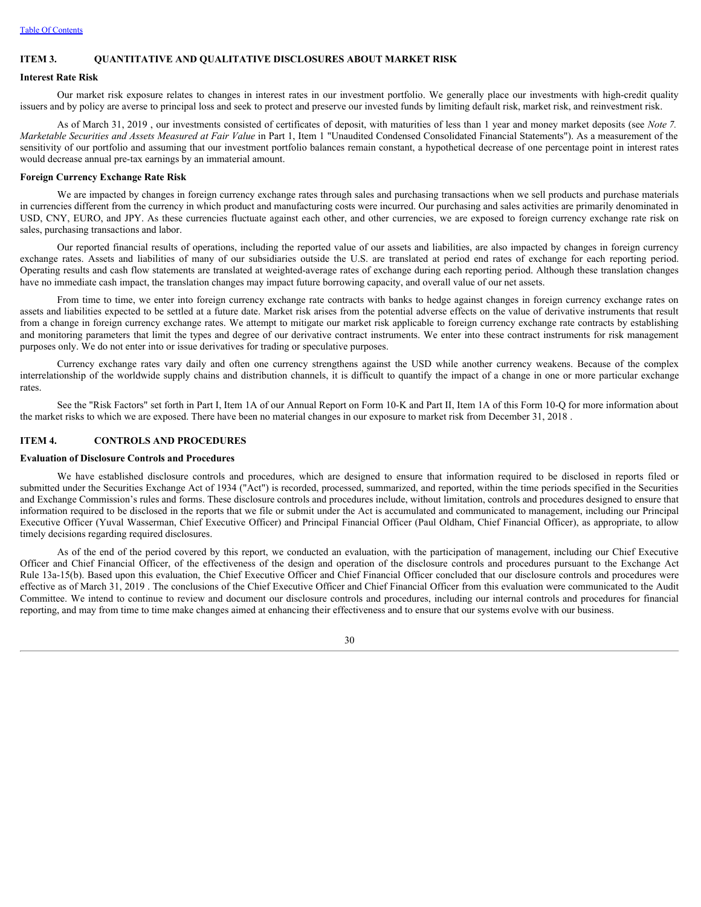## ITEM 3. QUANTITATIVE AND QUALITATIVE DISCLOSURES ABOUT MARKET RISK

### Interest Rate Risk

Our market risk exposure relates to changes in interest rates in our investment portfolio. We generally place our investments with high-credit quality issuers and by policy are averse to principal loss and seek to protect and preserve our invested funds by limiting default risk, market risk, and reinvestment risk.

As of March 31, 2019 , our investments consisted of certificates of deposit, with maturities of less than 1 year and money market deposits (see *Note 7. Marketable Securities and Assets Measured at Fair Value* in Part 1, Item 1 "Unaudited Condensed Consolidated Financial Statements"). As a measurement of the sensitivity of our portfolio and assuming that our investment portfolio balances remain constant, a hypothetical decrease of one percentage point in interest rates would decrease annual pre-tax earnings by an immaterial amount.

### Foreign Currency Exchange Rate Risk

We are impacted by changes in foreign currency exchange rates through sales and purchasing transactions when we sell products and purchase materials in currencies different from the currency in which product and manufacturing costs were incurred. Our purchasing and sales activities are primarily denominated in USD, CNY, EURO, and JPY. As these currencies fluctuate against each other, and other currencies, we are exposed to foreign currency exchange rate risk on sales, purchasing transactions and labor.

Our reported financial results of operations, including the reported value of our assets and liabilities, are also impacted by changes in foreign currency exchange rates. Assets and liabilities of many of our subsidiaries outside the U.S. are translated at period end rates of exchange for each reporting period. Operating results and cash flow statements are translated at weighted-average rates of exchange during each reporting period. Although these translation changes have no immediate cash impact, the translation changes may impact future borrowing capacity, and overall value of our net assets.

From time to time, we enter into foreign currency exchange rate contracts with banks to hedge against changes in foreign currency exchange rates on assets and liabilities expected to be settled at a future date. Market risk arises from the potential adverse effects on the value of derivative instruments that result from a change in foreign currency exchange rates. We attempt to mitigate our market risk applicable to foreign currency exchange rate contracts by establishing and monitoring parameters that limit the types and degree of our derivative contract instruments. We enter into these contract instruments for risk management purposes only. We do not enter into or issue derivatives for trading or speculative purposes.

Currency exchange rates vary daily and often one currency strengthens against the USD while another currency weakens. Because of the complex interrelationship of the worldwide supply chains and distribution channels, it is difficult to quantify the impact of a change in one or more particular exchange rates.

See the "Risk Factors" set forth in Part I, Item 1A of our Annual Report on Form 10-K and Part II, Item 1A of this Form 10-Q for more information about the market risks to which we are exposed. There have been no material changes in our exposure to market risk from December 31, 2018 .

## ITEM 4. CONTROLS AND PROCEDURES

### Evaluation of Disclosure Controls and Procedures

We have established disclosure controls and procedures, which are designed to ensure that information required to be disclosed in reports filed or submitted under the Securities Exchange Act of 1934 ("Act") is recorded, processed, summarized, and reported, within the time periods specified in the Securities and Exchange Commission's rules and forms. These disclosure controls and procedures include, without limitation, controls and procedures designed to ensure that information required to be disclosed in the reports that we file or submit under the Act is accumulated and communicated to management, including our Principal Executive Officer (Yuval Wasserman, Chief Executive Officer) and Principal Financial Officer (Paul Oldham, Chief Financial Officer), as appropriate, to allow timely decisions regarding required disclosures.

As of the end of the period covered by this report, we conducted an evaluation, with the participation of management, including our Chief Executive Officer and Chief Financial Officer, of the effectiveness of the design and operation of the disclosure controls and procedures pursuant to the Exchange Act Rule 13a-15(b). Based upon this evaluation, the Chief Executive Officer and Chief Financial Officer concluded that our disclosure controls and procedures were effective as of March 31, 2019 . The conclusions of the Chief Executive Officer and Chief Financial Officer from this evaluation were communicated to the Audit Committee. We intend to continue to review and document our disclosure controls and procedures, including our internal controls and procedures for financial reporting, and may from time to time make changes aimed at enhancing their effectiveness and to ensure that our systems evolve with our business.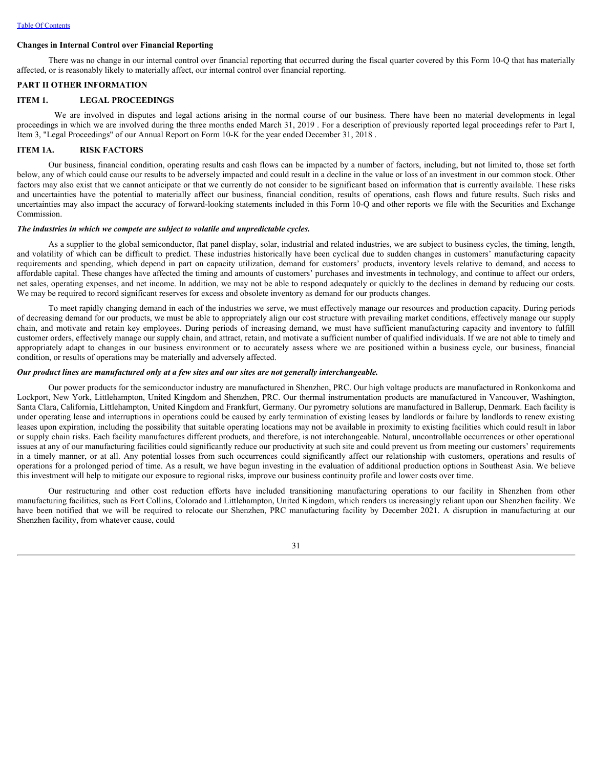### Changes in Internal Control over Financial Reporting

There was no change in our internal control over financial reporting that occurred during the fiscal quarter covered by this Form 10-Q that has materially affected, or is reasonably likely to materially affect, our internal control over financial reporting.

## PART II OTHER INFORMATION

### ITEM 1. LEGAL PROCEEDINGS

We are involved in disputes and legal actions arising in the normal course of our business. There have been no material developments in legal proceedings in which we are involved during the three months ended March 31, 2019 . For a description of previously reported legal proceedings refer to Part I, Item 3, "Legal Proceedings" of our Annual Report on Form 10-K for the year ended December 31, 2018 .

### ITEM 1A. RISK FACTORS

Our business, financial condition, operating results and cash flows can be impacted by a number of factors, including, but not limited to, those set forth below, any of which could cause our results to be adversely impacted and could result in a decline in the value or loss of an investment in our common stock. Other factors may also exist that we cannot anticipate or that we currently do not consider to be significant based on information that is currently available. These risks and uncertainties have the potential to materially affect our business, financial condition, results of operations, cash flows and future results. Such risks and uncertainties may also impact the accuracy of forward-looking statements included in this Form 10-Q and other reports we file with the Securities and Exchange Commission.

***The industries in which we compete are subject to volatile and unpredictable cycles.***

As a supplier to the global semiconductor, flat panel display, solar, industrial and related industries, we are subject to business cycles, the timing, length, and volatility of which can be difficult to predict. These industries historically have been cyclical due to sudden changes in customers' manufacturing capacity requirements and spending, which depend in part on capacity utilization, demand for customers' products, inventory levels relative to demand, and access to affordable capital. These changes have affected the timing and amounts of customers' purchases and investments in technology, and continue to affect our orders, net sales, operating expenses, and net income. In addition, we may not be able to respond adequately or quickly to the declines in demand by reducing our costs. We may be required to record significant reserves for excess and obsolete inventory as demand for our products changes.

To meet rapidly changing demand in each of the industries we serve, we must effectively manage our resources and production capacity. During periods of decreasing demand for our products, we must be able to appropriately align our cost structure with prevailing market conditions, effectively manage our supply chain, and motivate and retain key employees. During periods of increasing demand, we must have sufficient manufacturing capacity and inventory to fulfill customer orders, effectively manage our supply chain, and attract, retain, and motivate a sufficient number of qualified individuals. If we are not able to timely and appropriately adapt to changes in our business environment or to accurately assess where we are positioned within a business cycle, our business, financial condition, or results of operations may be materially and adversely affected.

***Our product lines are manufactured only at a few sites and our sites are not generally interchangeable.***

Our power products for the semiconductor industry are manufactured in Shenzhen, PRC. Our high voltage products are manufactured in Ronkonkoma and Lockport, New York, Littlehampton, United Kingdom and Shenzhen, PRC. Our thermal instrumentation products are manufactured in Vancouver, Washington, Santa Clara, California, Littlehampton, United Kingdom and Frankfurt, Germany. Our pyrometry solutions are manufactured in Ballerup, Denmark. Each facility is under operating lease and interruptions in operations could be caused by early termination of existing leases by landlords or failure by landlords to renew existing leases upon expiration, including the possibility that suitable operating locations may not be available in proximity to existing facilities which could result in labor or supply chain risks. Each facility manufactures different products, and therefore, is not interchangeable. Natural, uncontrollable occurrences or other operational issues at any of our manufacturing facilities could significantly reduce our productivity at such site and could prevent us from meeting our customers' requirements in a timely manner, or at all. Any potential losses from such occurrences could significantly affect our relationship with customers, operations and results of operations for a prolonged period of time. As a result, we have begun investing in the evaluation of additional production options in Southeast Asia. We believe this investment will help to mitigate our exposure to regional risks, improve our business continuity profile and lower costs over time.

Our restructuring and other cost reduction efforts have included transitioning manufacturing operations to our facility in Shenzhen from other manufacturing facilities, such as Fort Collins, Colorado and Littlehampton, United Kingdom, which renders us increasingly reliant upon our Shenzhen facility. We have been notified that we will be required to relocate our Shenzhen, PRC manufacturing facility by December 2021. A disruption in manufacturing at our Shenzhen facility, from whatever cause, could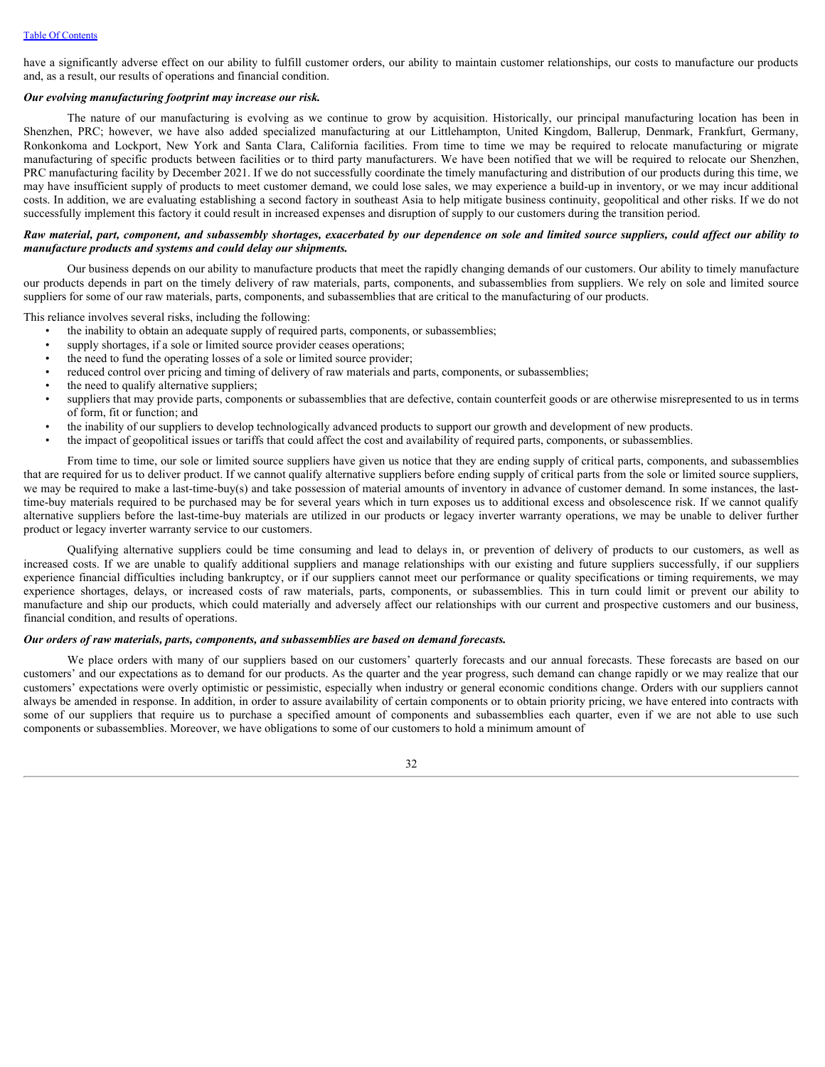have a significantly adverse effect on our ability to fulfill customer orders, our ability to maintain customer relationships, our costs to manufacture our products and, as a result, our results of operations and financial condition.

***Our evolving manufacturing footprint may increase our risk.***

The nature of our manufacturing is evolving as we continue to grow by acquisition. Historically, our principal manufacturing location has been in Shenzhen, PRC; however, we have also added specialized manufacturing at our Littlehampton, United Kingdom, Ballerup, Denmark, Frankfurt, Germany, Ronkonkoma and Lockport, New York and Santa Clara, California facilities. From time to time we may be required to relocate manufacturing or migrate manufacturing of specific products between facilities or to third party manufacturers. We have been notified that we will be required to relocate our Shenzhen, PRC manufacturing facility by December 2021. If we do not successfully coordinate the timely manufacturing and distribution of our products during this time, we may have insufficient supply of products to meet customer demand, we could lose sales, we may experience a build-up in inventory, or we may incur additional costs. In addition, we are evaluating establishing a second factory in southeast Asia to help mitigate business continuity, geopolitical and other risks. If we do not successfully implement this factory it could result in increased expenses and disruption of supply to our customers during the transition period.

***Raw material, part, component, and subassembly shortages, exacerbated by our dependence on sole and limited source suppliers, could affect our ability to manufacture products and systems and could delay our shipments.***

Our business depends on our ability to manufacture products that meet the rapidly changing demands of our customers. Our ability to timely manufacture our products depends in part on the timely delivery of raw materials, parts, components, and subassemblies from suppliers. We rely on sole and limited source suppliers for some of our raw materials, parts, components, and subassemblies that are critical to the manufacturing of our products.

This reliance involves several risks, including the following:

- the inability to obtain an adequate supply of required parts, components, or subassemblies;
- supply shortages, if a sole or limited source provider ceases operations;
- the need to fund the operating losses of a sole or limited source provider;
- reduced control over pricing and timing of delivery of raw materials and parts, components, or subassemblies;
- the need to qualify alternative suppliers;
- suppliers that may provide parts, components or subassemblies that are defective, contain counterfeit goods or are otherwise misrepresented to us in terms of form, fit or function; and
- the inability of our suppliers to develop technologically advanced products to support our growth and development of new products.
- the impact of geopolitical issues or tariffs that could affect the cost and availability of required parts, components, or subassemblies.

From time to time, our sole or limited source suppliers have given us notice that they are ending supply of critical parts, components, and subassemblies that are required for us to deliver product. If we cannot qualify alternative suppliers before ending supply of critical parts from the sole or limited source suppliers, we may be required to make a last-time-buy(s) and take possession of material amounts of inventory in advance of customer demand. In some instances, the last-time-buy materials required to be purchased may be for several years which in turn exposes us to additional excess and obsolescence risk. If we cannot qualify alternative suppliers before the last-time-buy materials are utilized in our products or legacy inverter warranty operations, we may be unable to deliver further product or legacy inverter warranty service to our customers.

Qualifying alternative suppliers could be time consuming and lead to delays in, or prevention of delivery of products to our customers, as well as increased costs. If we are unable to qualify additional suppliers and manage relationships with our existing and future suppliers successfully, if our suppliers experience financial difficulties including bankruptcy, or if our suppliers cannot meet our performance or quality specifications or timing requirements, we may experience shortages, delays, or increased costs of raw materials, parts, components, or subassemblies. This in turn could limit or prevent our ability to manufacture and ship our products, which could materially and adversely affect our relationships with our current and prospective customers and our business, financial condition, and results of operations.

***Our orders of raw materials, parts, components, and subassemblies are based on demand forecasts.***

We place orders with many of our suppliers based on our customers' quarterly forecasts and our annual forecasts. These forecasts are based on our customers' and our expectations as to demand for our products. As the quarter and the year progress, such demand can change rapidly or we may realize that our customers' expectations were overly optimistic or pessimistic, especially when industry or general economic conditions change. Orders with our suppliers cannot always be amended in response. In addition, in order to assure availability of certain components or to obtain priority pricing, we have entered into contracts with some of our suppliers that require us to purchase a specified amount of components and subassemblies each quarter, even if we are not able to use such components or subassemblies. Moreover, we have obligations to some of our customers to hold a minimum amount of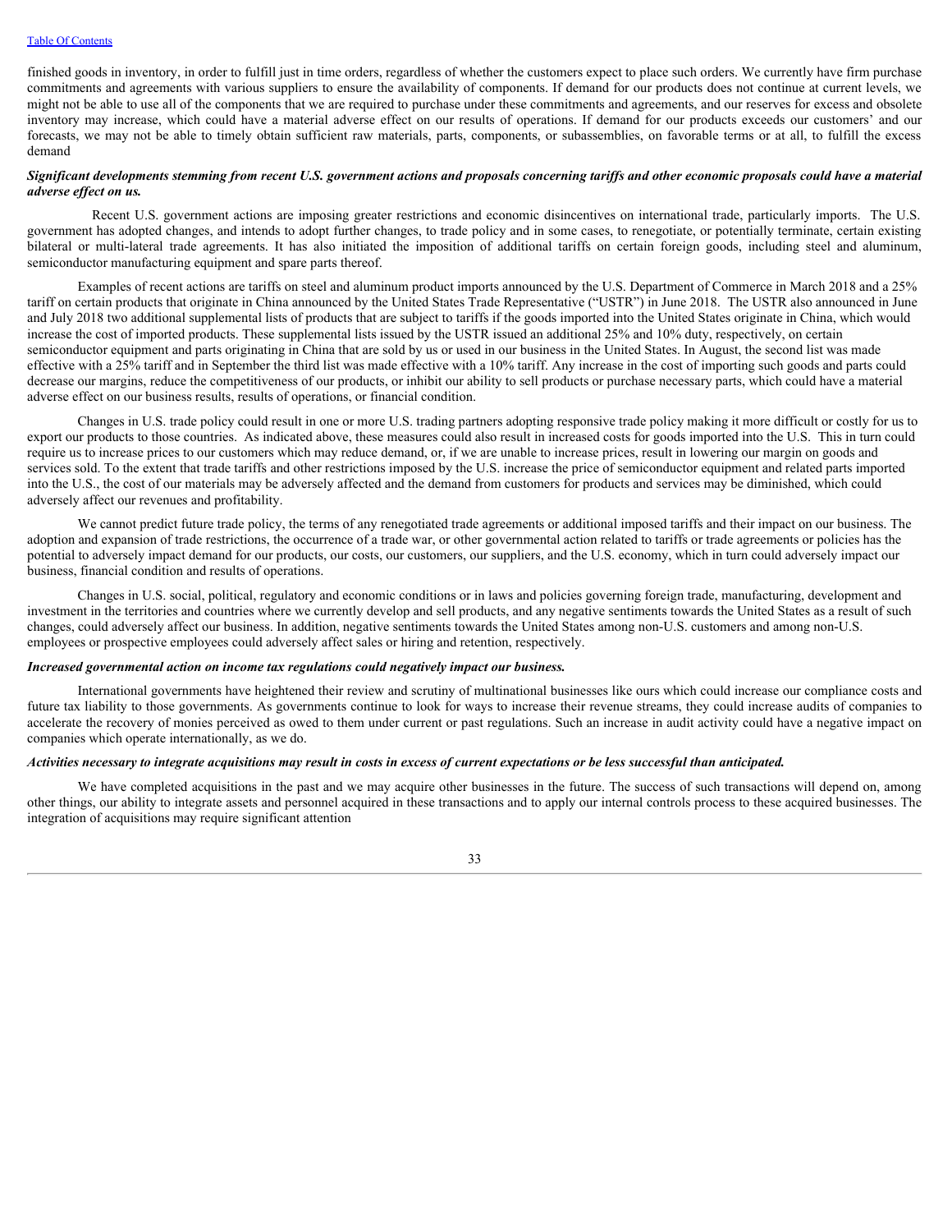finished goods in inventory, in order to fulfill just in time orders, regardless of whether the customers expect to place such orders. We currently have firm purchase commitments and agreements with various suppliers to ensure the availability of components. If demand for our products does not continue at current levels, we might not be able to use all of the components that we are required to purchase under these commitments and agreements, and our reserves for excess and obsolete inventory may increase, which could have a material adverse effect on our results of operations. If demand for our products exceeds our customers' and our forecasts, we may not be able to timely obtain sufficient raw materials, parts, components, or subassemblies, on favorable terms or at all, to fulfill the excess demand

***Significant developments stemming from recent U.S. government actions and proposals concerning tariffs and other economic proposals could have a material adverse effect on us.***

Recent U.S. government actions are imposing greater restrictions and economic disincentives on international trade, particularly imports. The U.S. government has adopted changes, and intends to adopt further changes, to trade policy and in some cases, to renegotiate, or potentially terminate, certain existing bilateral or multi-lateral trade agreements. It has also initiated the imposition of additional tariffs on certain foreign goods, including steel and aluminum, semiconductor manufacturing equipment and spare parts thereof.

Examples of recent actions are tariffs on steel and aluminum product imports announced by the U.S. Department of Commerce in March 2018 and a 25% tariff on certain products that originate in China announced by the United States Trade Representative ("USTR") in June 2018. The USTR also announced in June and July 2018 two additional supplemental lists of products that are subject to tariffs if the goods imported into the United States originate in China, which would increase the cost of imported products. These supplemental lists issued by the USTR issued an additional 25% and 10% duty, respectively, on certain semiconductor equipment and parts originating in China that are sold by us or used in our business in the United States. In August, the second list was made effective with a 25% tariff and in September the third list was made effective with a 10% tariff. Any increase in the cost of importing such goods and parts could decrease our margins, reduce the competitiveness of our products, or inhibit our ability to sell products or purchase necessary parts, which could have a material adverse effect on our business results, results of operations, or financial condition.

Changes in U.S. trade policy could result in one or more U.S. trading partners adopting responsive trade policy making it more difficult or costly for us to export our products to those countries. As indicated above, these measures could also result in increased costs for goods imported into the U.S. This in turn could require us to increase prices to our customers which may reduce demand, or, if we are unable to increase prices, result in lowering our margin on goods and services sold. To the extent that trade tariffs and other restrictions imposed by the U.S. increase the price of semiconductor equipment and related parts imported into the U.S., the cost of our materials may be adversely affected and the demand from customers for products and services may be diminished, which could adversely affect our revenues and profitability.

We cannot predict future trade policy, the terms of any renegotiated trade agreements or additional imposed tariffs and their impact on our business. The adoption and expansion of trade restrictions, the occurrence of a trade war, or other governmental action related to tariffs or trade agreements or policies has the potential to adversely impact demand for our products, our costs, our customers, our suppliers, and the U.S. economy, which in turn could adversely impact our business, financial condition and results of operations.

Changes in U.S. social, political, regulatory and economic conditions or in laws and policies governing foreign trade, manufacturing, development and investment in the territories and countries where we currently develop and sell products, and any negative sentiments towards the United States as a result of such changes, could adversely affect our business. In addition, negative sentiments towards the United States among non-U.S. customers and among non-U.S. employees or prospective employees could adversely affect sales or hiring and retention, respectively.

***Increased governmental action on income tax regulations could negatively impact our business.***

International governments have heightened their review and scrutiny of multinational businesses like ours which could increase our compliance costs and future tax liability to those governments. As governments continue to look for ways to increase their revenue streams, they could increase audits of companies to accelerate the recovery of monies perceived as owed to them under current or past regulations. Such an increase in audit activity could have a negative impact on companies which operate internationally, as we do.

***Activities necessary to integrate acquisitions may result in costs in excess of current expectations or be less successful than anticipated.***

We have completed acquisitions in the past and we may acquire other businesses in the future. The success of such transactions will depend on, among other things, our ability to integrate assets and personnel acquired in these transactions and to apply our internal controls process to these acquired businesses. The integration of acquisitions may require significant attention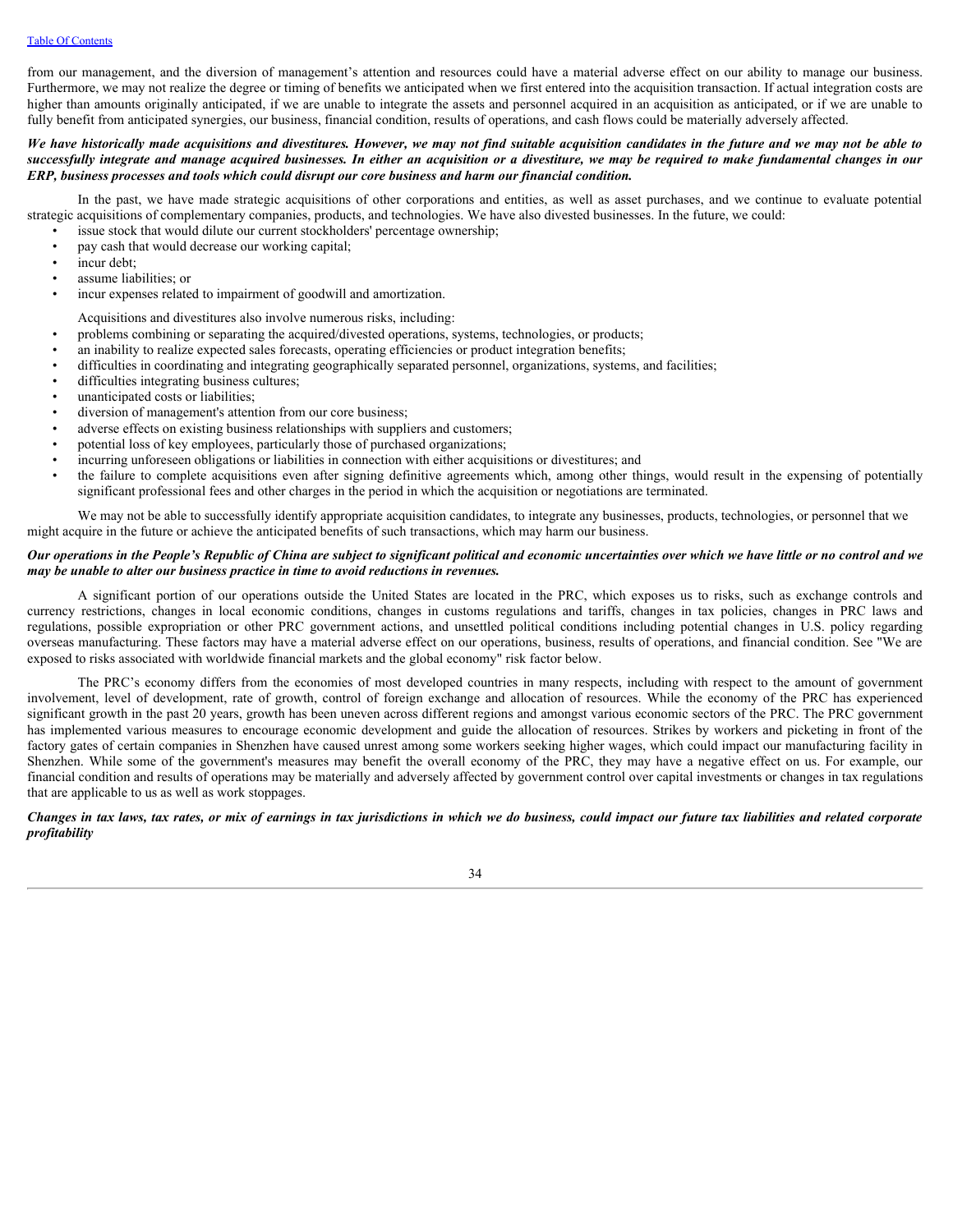from our management, and the diversion of management's attention and resources could have a material adverse effect on our ability to manage our business. Furthermore, we may not realize the degree or timing of benefits we anticipated when we first entered into the acquisition transaction. If actual integration costs are higher than amounts originally anticipated, if we are unable to integrate the assets and personnel acquired in an acquisition as anticipated, or if we are unable to fully benefit from anticipated synergies, our business, financial condition, results of operations, and cash flows could be materially adversely affected.

***We have historically made acquisitions and divestitures. However, we may not find suitable acquisition candidates in the future and we may not be able to successfully integrate and manage acquired businesses. In either an acquisition or a divestiture, we may be required to make fundamental changes in our ERP, business processes and tools which could disrupt our core business and harm our financial condition.***

In the past, we have made strategic acquisitions of other corporations and entities, as well as asset purchases, and we continue to evaluate potential strategic acquisitions of complementary companies, products, and technologies. We have also divested businesses. In the future, we could:

- issue stock that would dilute our current stockholders' percentage ownership;
- pay cash that would decrease our working capital;
- incur debt;
- assume liabilities; or
- incur expenses related to impairment of goodwill and amortization.

Acquisitions and divestitures also involve numerous risks, including:

- problems combining or separating the acquired/divested operations, systems, technologies, or products;
- an inability to realize expected sales forecasts, operating efficiencies or product integration benefits;
- difficulties in coordinating and integrating geographically separated personnel, organizations, systems, and facilities;
- difficulties integrating business cultures;
- unanticipated costs or liabilities;
- diversion of management's attention from our core business;
- adverse effects on existing business relationships with suppliers and customers;
- potential loss of key employees, particularly those of purchased organizations;
- incurring unforeseen obligations or liabilities in connection with either acquisitions or divestitures; and
- the failure to complete acquisitions even after signing definitive agreements which, among other things, would result in the expensing of potentially significant professional fees and other charges in the period in which the acquisition or negotiations are terminated.

We may not be able to successfully identify appropriate acquisition candidates, to integrate any businesses, products, technologies, or personnel that we might acquire in the future or achieve the anticipated benefits of such transactions, which may harm our business.

***Our operations in the People's Republic of China are subject to significant political and economic uncertainties over which we have little or no control and we may be unable to alter our business practice in time to avoid reductions in revenues.***

A significant portion of our operations outside the United States are located in the PRC, which exposes us to risks, such as exchange controls and currency restrictions, changes in local economic conditions, changes in customs regulations and tariffs, changes in tax policies, changes in PRC laws and regulations, possible expropriation or other PRC government actions, and unsettled political conditions including potential changes in U.S. policy regarding overseas manufacturing. These factors may have a material adverse effect on our operations, business, results of operations, and financial condition. See "We are exposed to risks associated with worldwide financial markets and the global economy" risk factor below.

The PRC's economy differs from the economies of most developed countries in many respects, including with respect to the amount of government involvement, level of development, rate of growth, control of foreign exchange and allocation of resources. While the economy of the PRC has experienced significant growth in the past 20 years, growth has been uneven across different regions and amongst various economic sectors of the PRC. The PRC government has implemented various measures to encourage economic development and guide the allocation of resources. Strikes by workers and picketing in front of the factory gates of certain companies in Shenzhen have caused unrest among some workers seeking higher wages, which could impact our manufacturing facility in Shenzhen. While some of the government's measures may benefit the overall economy of the PRC, they may have a negative effect on us. For example, our financial condition and results of operations may be materially and adversely affected by government control over capital investments or changes in tax regulations that are applicable to us as well as work stoppages.

***Changes in tax laws, tax rates, or mix of earnings in tax jurisdictions in which we do business, could impact our future tax liabilities and related corporate profitability***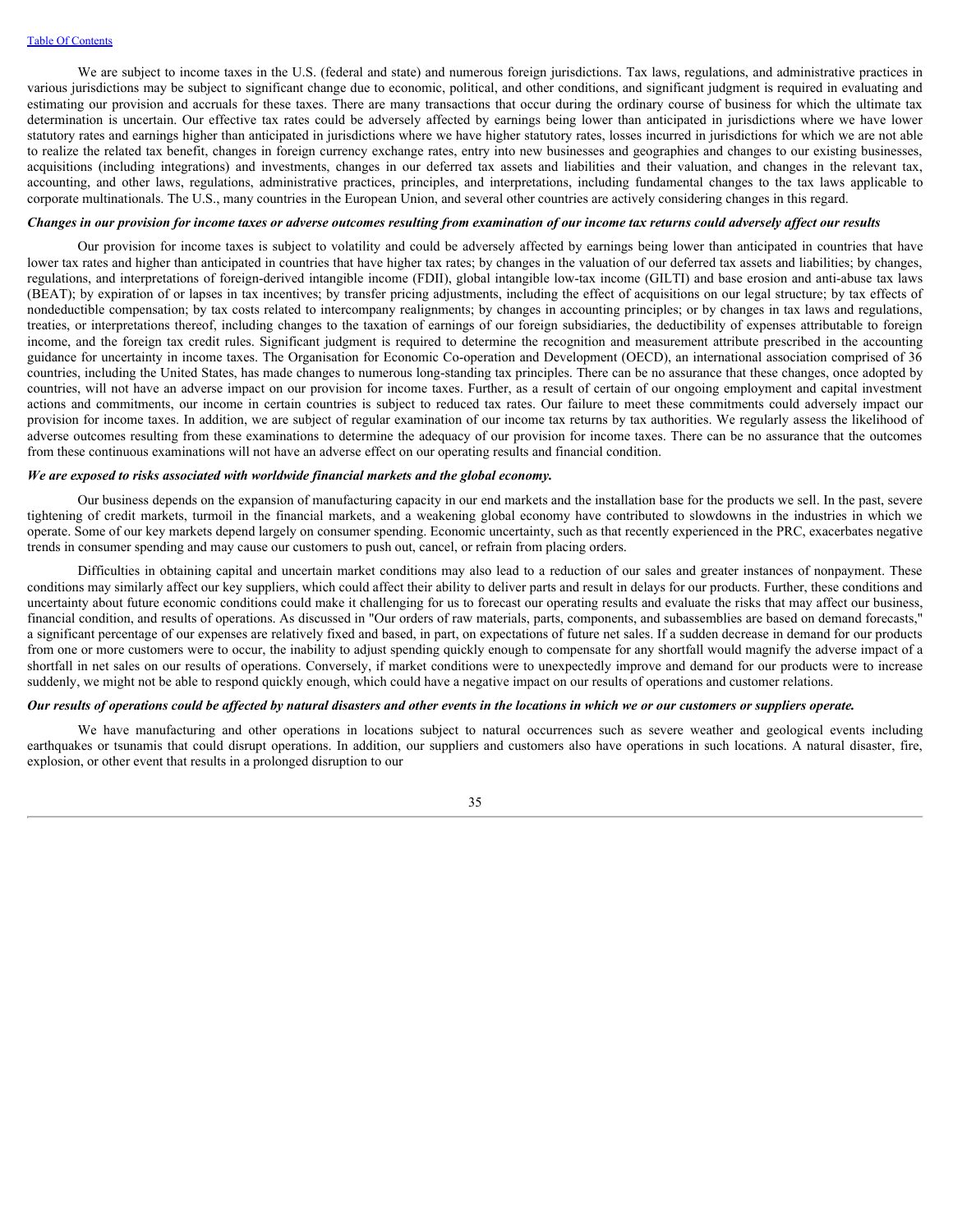We are subject to income taxes in the U.S. (federal and state) and numerous foreign jurisdictions. Tax laws, regulations, and administrative practices in various jurisdictions may be subject to significant change due to economic, political, and other conditions, and significant judgment is required in evaluating and estimating our provision and accruals for these taxes. There are many transactions that occur during the ordinary course of business for which the ultimate tax determination is uncertain. Our effective tax rates could be adversely affected by earnings being lower than anticipated in jurisdictions where we have lower statutory rates and earnings higher than anticipated in jurisdictions where we have higher statutory rates, losses incurred in jurisdictions for which we are not able to realize the related tax benefit, changes in foreign currency exchange rates, entry into new businesses and geographies and changes to our existing businesses, acquisitions (including integrations) and investments, changes in our deferred tax assets and liabilities and their valuation, and changes in the relevant tax, accounting, and other laws, regulations, administrative practices, principles, and interpretations, including fundamental changes to the tax laws applicable to corporate multinationals. The U.S., many countries in the European Union, and several other countries are actively considering changes in this regard.

***Changes in our provision for income taxes or adverse outcomes resulting from examination of our income tax returns could adversely affect our results***

Our provision for income taxes is subject to volatility and could be adversely affected by earnings being lower than anticipated in countries that have lower tax rates and higher than anticipated in countries that have higher tax rates; by changes in the valuation of our deferred tax assets and liabilities; by changes, regulations, and interpretations of foreign-derived intangible income (FDII), global intangible low-tax income (GILTI) and base erosion and anti-abuse tax laws (BEAT); by expiration of or lapses in tax incentives; by transfer pricing adjustments, including the effect of acquisitions on our legal structure; by tax effects of nondeductible compensation; by tax costs related to intercompany realignments; by changes in accounting principles; or by changes in tax laws and regulations, treaties, or interpretations thereof, including changes to the taxation of earnings of our foreign subsidiaries, the deductibility of expenses attributable to foreign income, and the foreign tax credit rules. Significant judgment is required to determine the recognition and measurement attribute prescribed in the accounting guidance for uncertainty in income taxes. The Organisation for Economic Co-operation and Development (OECD), an international association comprised of 36 countries, including the United States, has made changes to numerous long-standing tax principles. There can be no assurance that these changes, once adopted by countries, will not have an adverse impact on our provision for income taxes. Further, as a result of certain of our ongoing employment and capital investment actions and commitments, our income in certain countries is subject to reduced tax rates. Our failure to meet these commitments could adversely impact our provision for income taxes. In addition, we are subject of regular examination of our income tax returns by tax authorities. We regularly assess the likelihood of adverse outcomes resulting from these examinations to determine the adequacy of our provision for income taxes. There can be no assurance that the outcomes from these continuous examinations will not have an adverse effect on our operating results and financial condition.

***We are exposed to risks associated with worldwide financial markets and the global economy.***

Our business depends on the expansion of manufacturing capacity in our end markets and the installation base for the products we sell. In the past, severe tightening of credit markets, turmoil in the financial markets, and a weakening global economy have contributed to slowdowns in the industries in which we operate. Some of our key markets depend largely on consumer spending. Economic uncertainty, such as that recently experienced in the PRC, exacerbates negative trends in consumer spending and may cause our customers to push out, cancel, or refrain from placing orders.

Difficulties in obtaining capital and uncertain market conditions may also lead to a reduction of our sales and greater instances of nonpayment. These conditions may similarly affect our key suppliers, which could affect their ability to deliver parts and result in delays for our products. Further, these conditions and uncertainty about future economic conditions could make it challenging for us to forecast our operating results and evaluate the risks that may affect our business, financial condition, and results of operations. As discussed in "Our orders of raw materials, parts, components, and subassemblies are based on demand forecasts," a significant percentage of our expenses are relatively fixed and based, in part, on expectations of future net sales. If a sudden decrease in demand for our products from one or more customers were to occur, the inability to adjust spending quickly enough to compensate for any shortfall would magnify the adverse impact of a shortfall in net sales on our results of operations. Conversely, if market conditions were to unexpectedly improve and demand for our products were to increase suddenly, we might not be able to respond quickly enough, which could have a negative impact on our results of operations and customer relations.

***Our results of operations could be affected by natural disasters and other events in the locations in which we or our customers or suppliers operate.***

We have manufacturing and other operations in locations subject to natural occurrences such as severe weather and geological events including earthquakes or tsunamis that could disrupt operations. In addition, our suppliers and customers also have operations in such locations. A natural disaster, fire, explosion, or other event that results in a prolonged disruption to our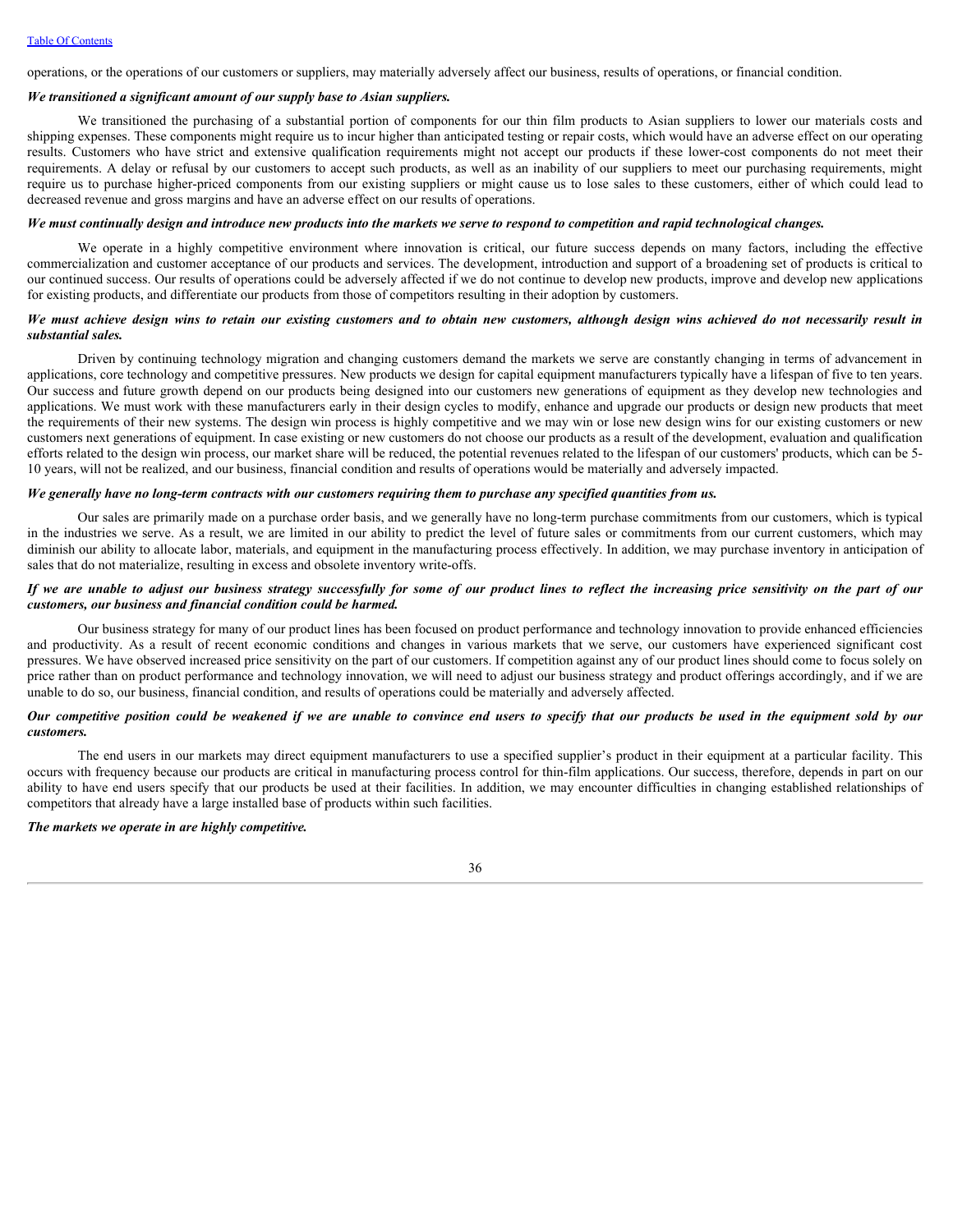operations, or the operations of our customers or suppliers, may materially adversely affect our business, results of operations, or financial condition.

***We transitioned a significant amount of our supply base to Asian suppliers.***

We transitioned the purchasing of a substantial portion of components for our thin film products to Asian suppliers to lower our materials costs and shipping expenses. These components might require us to incur higher than anticipated testing or repair costs, which would have an adverse effect on our operating results. Customers who have strict and extensive qualification requirements might not accept our products if these lower-cost components do not meet their requirements. A delay or refusal by our customers to accept such products, as well as an inability of our suppliers to meet our purchasing requirements, might require us to purchase higher-priced components from our existing suppliers or might cause us to lose sales to these customers, either of which could lead to decreased revenue and gross margins and have an adverse effect on our results of operations.

***We must continually design and introduce new products into the markets we serve to respond to competition and rapid technological changes.***

We operate in a highly competitive environment where innovation is critical, our future success depends on many factors, including the effective commercialization and customer acceptance of our products and services. The development, introduction and support of a broadening set of products is critical to our continued success. Our results of operations could be adversely affected if we do not continue to develop new products, improve and develop new applications for existing products, and differentiate our products from those of competitors resulting in their adoption by customers.

***We must achieve design wins to retain our existing customers and to obtain new customers, although design wins achieved do not necessarily result in substantial sales.***

Driven by continuing technology migration and changing customers demand the markets we serve are constantly changing in terms of advancement in applications, core technology and competitive pressures. New products we design for capital equipment manufacturers typically have a lifespan of five to ten years. Our success and future growth depend on our products being designed into our customers new generations of equipment as they develop new technologies and applications. We must work with these manufacturers early in their design cycles to modify, enhance and upgrade our products or design new products that meet the requirements of their new systems. The design win process is highly competitive and we may win or lose new design wins for our existing customers or new customers next generations of equipment. In case existing or new customers do not choose our products as a result of the development, evaluation and qualification efforts related to the design win process, our market share will be reduced, the potential revenues related to the lifespan of our customers' products, which can be 5-10 years, will not be realized, and our business, financial condition and results of operations would be materially and adversely impacted.

***We generally have no long-term contracts with our customers requiring them to purchase any specified quantities from us.***

Our sales are primarily made on a purchase order basis, and we generally have no long-term purchase commitments from our customers, which is typical in the industries we serve. As a result, we are limited in our ability to predict the level of future sales or commitments from our current customers, which may diminish our ability to allocate labor, materials, and equipment in the manufacturing process effectively. In addition, we may purchase inventory in anticipation of sales that do not materialize, resulting in excess and obsolete inventory write-offs.

***If we are unable to adjust our business strategy successfully for some of our product lines to reflect the increasing price sensitivity on the part of our customers, our business and financial condition could be harmed.***

Our business strategy for many of our product lines has been focused on product performance and technology innovation to provide enhanced efficiencies and productivity. As a result of recent economic conditions and changes in various markets that we serve, our customers have experienced significant cost pressures. We have observed increased price sensitivity on the part of our customers. If competition against any of our product lines should come to focus solely on price rather than on product performance and technology innovation, we will need to adjust our business strategy and product offerings accordingly, and if we are unable to do so, our business, financial condition, and results of operations could be materially and adversely affected.

***Our competitive position could be weakened if we are unable to convince end users to specify that our products be used in the equipment sold by our customers.***

The end users in our markets may direct equipment manufacturers to use a specified supplier's product in their equipment at a particular facility. This occurs with frequency because our products are critical in manufacturing process control for thin-film applications. Our success, therefore, depends in part on our ability to have end users specify that our products be used at their facilities. In addition, we may encounter difficulties in changing established relationships of competitors that already have a large installed base of products within such facilities.

***The markets we operate in are highly competitive.***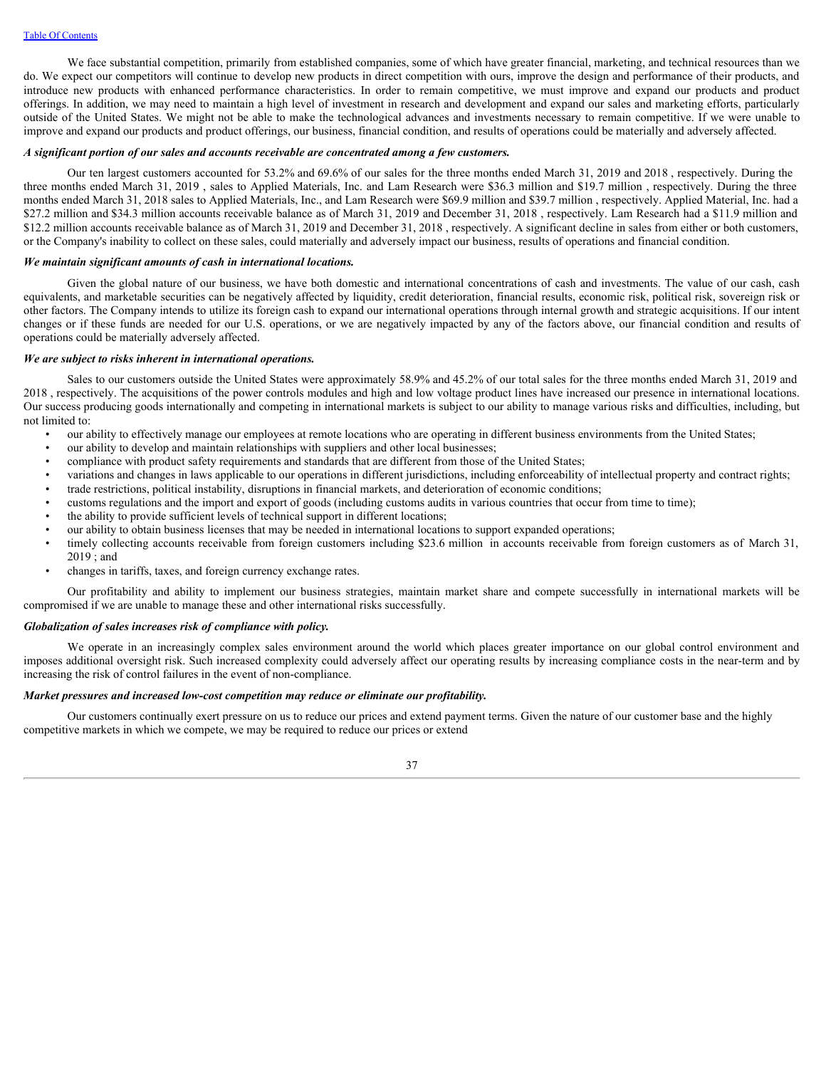We face substantial competition, primarily from established companies, some of which have greater financial, marketing, and technical resources than we do. We expect our competitors will continue to develop new products in direct competition with ours, improve the design and performance of their products, and introduce new products with enhanced performance characteristics. In order to remain competitive, we must improve and expand our products and product offerings. In addition, we may need to maintain a high level of investment in research and development and expand our sales and marketing efforts, particularly outside of the United States. We might not be able to make the technological advances and investments necessary to remain competitive. If we were unable to improve and expand our products and product offerings, our business, financial condition, and results of operations could be materially and adversely affected.

***A significant portion of our sales and accounts receivable are concentrated among a few customers.***

Our ten largest customers accounted for 53.2% and 69.6% of our sales for the three months ended March 31, 2019 and 2018 , respectively. During the three months ended March 31, 2019 , sales to Applied Materials, Inc. and Lam Research were $36.3 million and $19.7 million , respectively. During the three months ended March 31, 2018 sales to Applied Materials, Inc., and Lam Research were $69.9 million and $39.7 million , respectively. Applied Material, Inc. had a $27.2 million and $34.3 million accounts receivable balance as of March 31, 2019 and December 31, 2018 , respectively. Lam Research had a $11.9 million and $12.2 million accounts receivable balance as of March 31, 2019 and December 31, 2018 , respectively. A significant decline in sales from either or both customers, or the Company's inability to collect on these sales, could materially and adversely impact our business, results of operations and financial condition.

***We maintain significant amounts of cash in international locations.***

Given the global nature of our business, we have both domestic and international concentrations of cash and investments. The value of our cash, cash equivalents, and marketable securities can be negatively affected by liquidity, credit deterioration, financial results, economic risk, political risk, sovereign risk or other factors. The Company intends to utilize its foreign cash to expand our international operations through internal growth and strategic acquisitions. If our intent changes or if these funds are needed for our U.S. operations, or we are negatively impacted by any of the factors above, our financial condition and results of operations could be materially adversely affected.

***We are subject to risks inherent in international operations.***

Sales to our customers outside the United States were approximately 58.9% and 45.2% of our total sales for the three months ended March 31, 2019 and 2018 , respectively. The acquisitions of the power controls modules and high and low voltage product lines have increased our presence in international locations. Our success producing goods internationally and competing in international markets is subject to our ability to manage various risks and difficulties, including, but not limited to:

- our ability to effectively manage our employees at remote locations who are operating in different business environments from the United States;
- our ability to develop and maintain relationships with suppliers and other local businesses;
- compliance with product safety requirements and standards that are different from those of the United States;
- variations and changes in laws applicable to our operations in different jurisdictions, including enforceability of intellectual property and contract rights;
- trade restrictions, political instability, disruptions in financial markets, and deterioration of economic conditions;
- customs regulations and the import and export of goods (including customs audits in various countries that occur from time to time);
- the ability to provide sufficient levels of technical support in different locations;
- our ability to obtain business licenses that may be needed in international locations to support expanded operations;
- timely collecting accounts receivable from foreign customers including $23.6 million in accounts receivable from foreign customers as of March 31, 2019 ; and
- changes in tariffs, taxes, and foreign currency exchange rates.

Our profitability and ability to implement our business strategies, maintain market share and compete successfully in international markets will be compromised if we are unable to manage these and other international risks successfully.

***Globalization of sales increases risk of compliance with policy.***

We operate in an increasingly complex sales environment around the world which places greater importance on our global control environment and imposes additional oversight risk. Such increased complexity could adversely affect our operating results by increasing compliance costs in the near-term and by increasing the risk of control failures in the event of non-compliance.

***Market pressures and increased low-cost competition may reduce or eliminate our profitability.***

Our customers continually exert pressure on us to reduce our prices and extend payment terms. Given the nature of our customer base and the highly competitive markets in which we compete, we may be required to reduce our prices or extend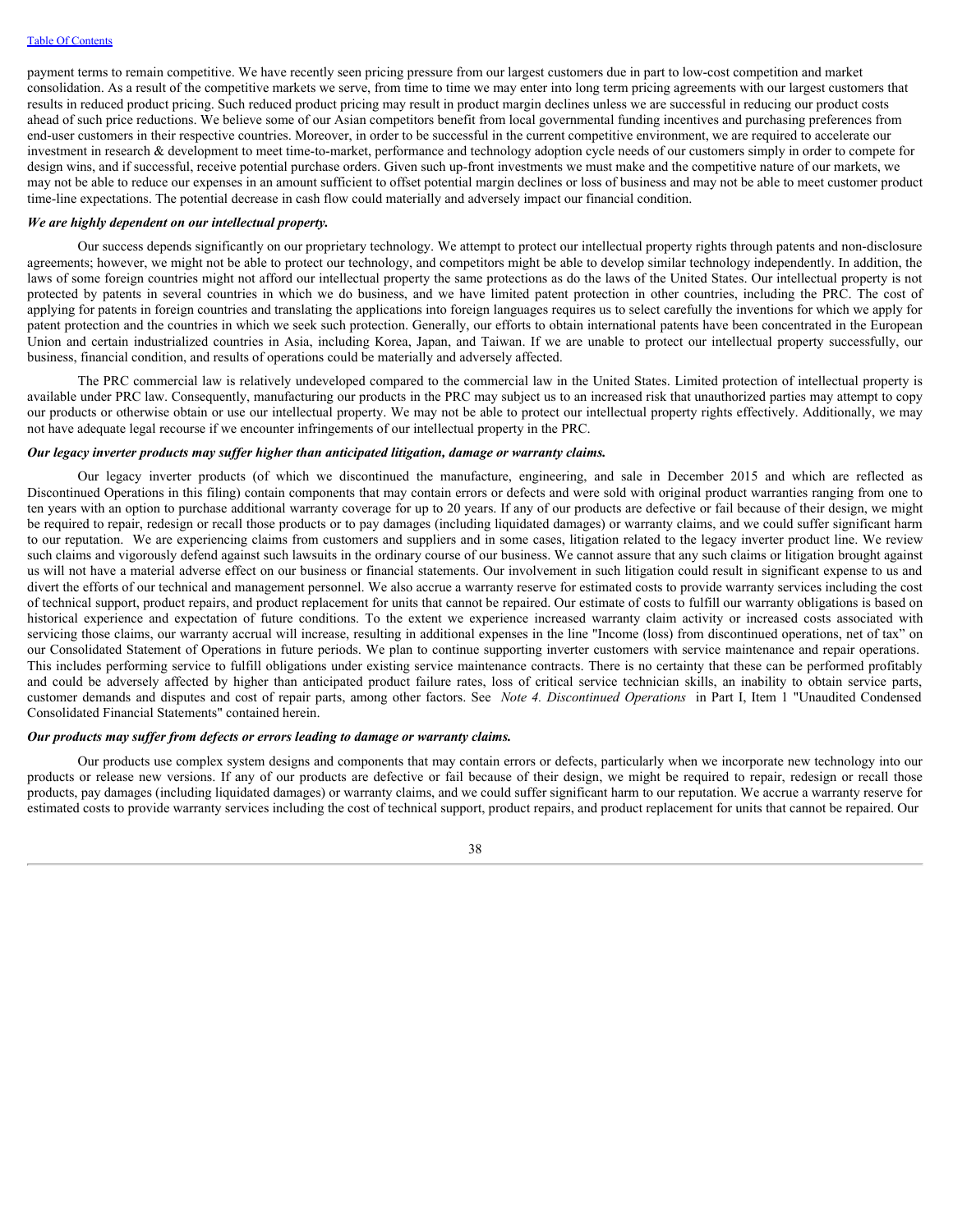payment terms to remain competitive. We have recently seen pricing pressure from our largest customers due in part to low-cost competition and market consolidation. As a result of the competitive markets we serve, from time to time we may enter into long term pricing agreements with our largest customers that results in reduced product pricing. Such reduced product pricing may result in product margin declines unless we are successful in reducing our product costs ahead of such price reductions. We believe some of our Asian competitors benefit from local governmental funding incentives and purchasing preferences from end-user customers in their respective countries. Moreover, in order to be successful in the current competitive environment, we are required to accelerate our investment in research & development to meet time-to-market, performance and technology adoption cycle needs of our customers simply in order to compete for design wins, and if successful, receive potential purchase orders. Given such up-front investments we must make and the competitive nature of our markets, we may not be able to reduce our expenses in an amount sufficient to offset potential margin declines or loss of business and may not be able to meet customer product time-line expectations. The potential decrease in cash flow could materially and adversely impact our financial condition.

***We are highly dependent on our intellectual property.***

Our success depends significantly on our proprietary technology. We attempt to protect our intellectual property rights through patents and non-disclosure agreements; however, we might not be able to protect our technology, and competitors might be able to develop similar technology independently. In addition, the laws of some foreign countries might not afford our intellectual property the same protections as do the laws of the United States. Our intellectual property is not protected by patents in several countries in which we do business, and we have limited patent protection in other countries, including the PRC. The cost of applying for patents in foreign countries and translating the applications into foreign languages requires us to select carefully the inventions for which we apply for patent protection and the countries in which we seek such protection. Generally, our efforts to obtain international patents have been concentrated in the European Union and certain industrialized countries in Asia, including Korea, Japan, and Taiwan. If we are unable to protect our intellectual property successfully, our business, financial condition, and results of operations could be materially and adversely affected.

The PRC commercial law is relatively undeveloped compared to the commercial law in the United States. Limited protection of intellectual property is available under PRC law. Consequently, manufacturing our products in the PRC may subject us to an increased risk that unauthorized parties may attempt to copy our products or otherwise obtain or use our intellectual property. We may not be able to protect our intellectual property rights effectively. Additionally, we may not have adequate legal recourse if we encounter infringements of our intellectual property in the PRC.

***Our legacy inverter products may suffer higher than anticipated litigation, damage or warranty claims.***

Our legacy inverter products (of which we discontinued the manufacture, engineering, and sale in December 2015 and which are reflected as Discontinued Operations in this filing) contain components that may contain errors or defects and were sold with original product warranties ranging from one to ten years with an option to purchase additional warranty coverage for up to 20 years. If any of our products are defective or fail because of their design, we might be required to repair, redesign or recall those products or to pay damages (including liquidated damages) or warranty claims, and we could suffer significant harm to our reputation. We are experiencing claims from customers and suppliers and in some cases, litigation related to the legacy inverter product line. We review such claims and vigorously defend against such lawsuits in the ordinary course of our business. We cannot assure that any such claims or litigation brought against us will not have a material adverse effect on our business or financial statements. Our involvement in such litigation could result in significant expense to us and divert the efforts of our technical and management personnel. We also accrue a warranty reserve for estimated costs to provide warranty services including the cost of technical support, product repairs, and product replacement for units that cannot be repaired. Our estimate of costs to fulfill our warranty obligations is based on historical experience and expectation of future conditions. To the extent we experience increased warranty claim activity or increased costs associated with servicing those claims, our warranty accrual will increase, resulting in additional expenses in the line "Income (loss) from discontinued operations, net of tax" on our Consolidated Statement of Operations in future periods. We plan to continue supporting inverter customers with service maintenance and repair operations. This includes performing service to fulfill obligations under existing service maintenance contracts. There is no certainty that these can be performed profitably and could be adversely affected by higher than anticipated product failure rates, loss of critical service technician skills, an inability to obtain service parts, customer demands and disputes and cost of repair parts, among other factors. See *Note 4. Discontinued Operations* in Part I, Item 1 "Unaudited Condensed Consolidated Financial Statements" contained herein.

***Our products may suffer from defects or errors leading to damage or warranty claims.***

Our products use complex system designs and components that may contain errors or defects, particularly when we incorporate new technology into our products or release new versions. If any of our products are defective or fail because of their design, we might be required to repair, redesign or recall those products, pay damages (including liquidated damages) or warranty claims, and we could suffer significant harm to our reputation. We accrue a warranty reserve for estimated costs to provide warranty services including the cost of technical support, product repairs, and product replacement for units that cannot be repaired. Our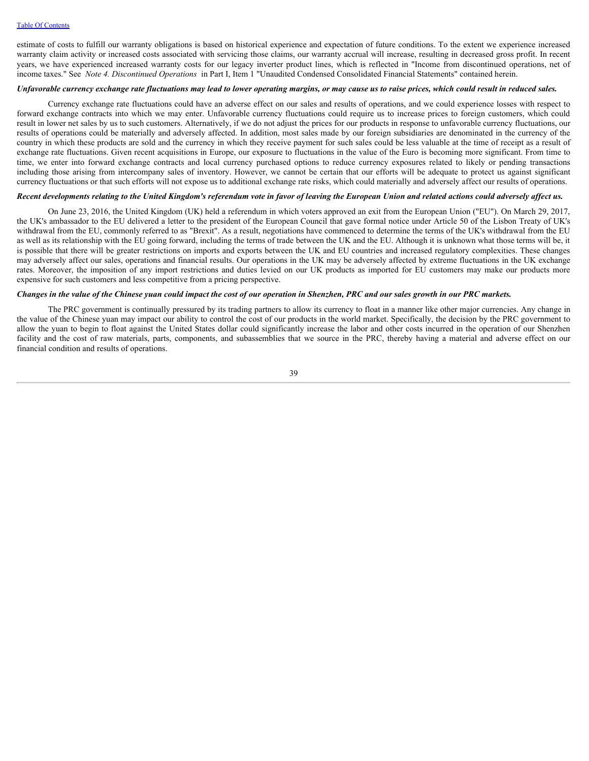estimate of costs to fulfill our warranty obligations is based on historical experience and expectation of future conditions. To the extent we experience increased warranty claim activity or increased costs associated with servicing those claims, our warranty accrual will increase, resulting in decreased gross profit. In recent years, we have experienced increased warranty costs for our legacy inverter product lines, which is reflected in "Income from discontinued operations, net of income taxes." See *Note 4. Discontinued Operations* in Part I, Item 1 "Unaudited Condensed Consolidated Financial Statements" contained herein.

***Unfavorable currency exchange rate fluctuations may lead to lower operating margins, or may cause us to raise prices, which could result in reduced sales.***

Currency exchange rate fluctuations could have an adverse effect on our sales and results of operations, and we could experience losses with respect to forward exchange contracts into which we may enter. Unfavorable currency fluctuations could require us to increase prices to foreign customers, which could result in lower net sales by us to such customers. Alternatively, if we do not adjust the prices for our products in response to unfavorable currency fluctuations, our results of operations could be materially and adversely affected. In addition, most sales made by our foreign subsidiaries are denominated in the currency of the country in which these products are sold and the currency in which they receive payment for such sales could be less valuable at the time of receipt as a result of exchange rate fluctuations. Given recent acquisitions in Europe, our exposure to fluctuations in the value of the Euro is becoming more significant. From time to time, we enter into forward exchange contracts and local currency purchased options to reduce currency exposures related to likely or pending transactions including those arising from intercompany sales of inventory. However, we cannot be certain that our efforts will be adequate to protect us against significant currency fluctuations or that such efforts will not expose us to additional exchange rate risks, which could materially and adversely affect our results of operations.

***Recent developments relating to the United Kingdom's referendum vote in favor of leaving the European Union and related actions could adversely affect us.***

On June 23, 2016, the United Kingdom (UK) held a referendum in which voters approved an exit from the European Union ("EU"). On March 29, 2017, the UK's ambassador to the EU delivered a letter to the president of the European Council that gave formal notice under Article 50 of the Lisbon Treaty of UK's withdrawal from the EU, commonly referred to as "Brexit". As a result, negotiations have commenced to determine the terms of the UK's withdrawal from the EU as well as its relationship with the EU going forward, including the terms of trade between the UK and the EU. Although it is unknown what those terms will be, it is possible that there will be greater restrictions on imports and exports between the UK and EU countries and increased regulatory complexities. These changes may adversely affect our sales, operations and financial results. Our operations in the UK may be adversely affected by extreme fluctuations in the UK exchange rates. Moreover, the imposition of any import restrictions and duties levied on our UK products as imported for EU customers may make our products more expensive for such customers and less competitive from a pricing perspective.

***Changes in the value of the Chinese yuan could impact the cost of our operation in Shenzhen, PRC and our sales growth in our PRC markets.***

The PRC government is continually pressured by its trading partners to allow its currency to float in a manner like other major currencies. Any change in the value of the Chinese yuan may impact our ability to control the cost of our products in the world market. Specifically, the decision by the PRC government to allow the yuan to begin to float against the United States dollar could significantly increase the labor and other costs incurred in the operation of our Shenzhen facility and the cost of raw materials, parts, components, and subassemblies that we source in the PRC, thereby having a material and adverse effect on our financial condition and results of operations.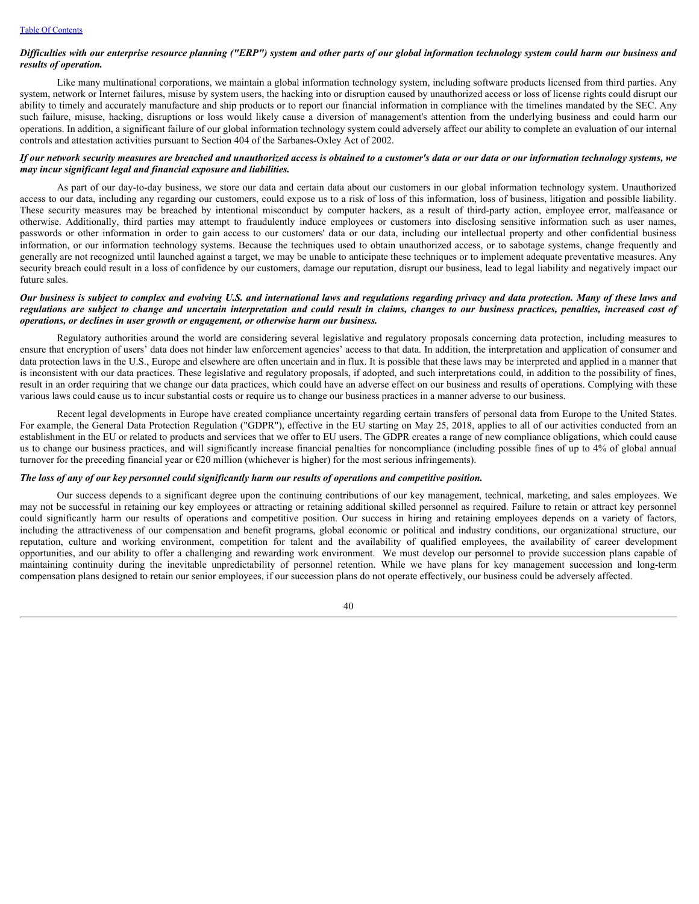***Difficulties with our enterprise resource planning ("ERP") system and other parts of our global information technology system could harm our business and results of operation.***

Like many multinational corporations, we maintain a global information technology system, including software products licensed from third parties. Any system, network or Internet failures, misuse by system users, the hacking into or disruption caused by unauthorized access or loss of license rights could disrupt our ability to timely and accurately manufacture and ship products or to report our financial information in compliance with the timelines mandated by the SEC. Any such failure, misuse, hacking, disruptions or loss would likely cause a diversion of management's attention from the underlying business and could harm our operations. In addition, a significant failure of our global information technology system could adversely affect our ability to complete an evaluation of our internal controls and attestation activities pursuant to Section 404 of the Sarbanes-Oxley Act of 2002.

***If our network security measures are breached and unauthorized access is obtained to a customer's data or our data or our information technology systems, we may incur significant legal and financial exposure and liabilities.***

As part of our day-to-day business, we store our data and certain data about our customers in our global information technology system. Unauthorized access to our data, including any regarding our customers, could expose us to a risk of loss of this information, loss of business, litigation and possible liability. These security measures may be breached by intentional misconduct by computer hackers, as a result of third-party action, employee error, malfeasance or otherwise. Additionally, third parties may attempt to fraudulently induce employees or customers into disclosing sensitive information such as user names, passwords or other information in order to gain access to our customers' data or our data, including our intellectual property and other confidential business information, or our information technology systems. Because the techniques used to obtain unauthorized access, or to sabotage systems, change frequently and generally are not recognized until launched against a target, we may be unable to anticipate these techniques or to implement adequate preventative measures. Any security breach could result in a loss of confidence by our customers, damage our reputation, disrupt our business, lead to legal liability and negatively impact our future sales.

***Our business is subject to complex and evolving U.S. and international laws and regulations regarding privacy and data protection. Many of these laws and regulations are subject to change and uncertain interpretation and could result in claims, changes to our business practices, penalties, increased cost of operations, or declines in user growth or engagement, or otherwise harm our business.***

Regulatory authorities around the world are considering several legislative and regulatory proposals concerning data protection, including measures to ensure that encryption of users' data does not hinder law enforcement agencies' access to that data. In addition, the interpretation and application of consumer and data protection laws in the U.S., Europe and elsewhere are often uncertain and in flux. It is possible that these laws may be interpreted and applied in a manner that is inconsistent with our data practices. These legislative and regulatory proposals, if adopted, and such interpretations could, in addition to the possibility of fines, result in an order requiring that we change our data practices, which could have an adverse effect on our business and results of operations. Complying with these various laws could cause us to incur substantial costs or require us to change our business practices in a manner adverse to our business.

Recent legal developments in Europe have created compliance uncertainty regarding certain transfers of personal data from Europe to the United States. For example, the General Data Protection Regulation ("GDPR"), effective in the EU starting on May 25, 2018, applies to all of our activities conducted from an establishment in the EU or related to products and services that we offer to EU users. The GDPR creates a range of new compliance obligations, which could cause us to change our business practices, and will significantly increase financial penalties for noncompliance (including possible fines of up to 4% of global annual turnover for the preceding financial year or €20 million (whichever is higher) for the most serious infringements).

***The loss of any of our key personnel could significantly harm our results of operations and competitive position.***

Our success depends to a significant degree upon the continuing contributions of our key management, technical, marketing, and sales employees. We may not be successful in retaining our key employees or attracting or retaining additional skilled personnel as required. Failure to retain or attract key personnel could significantly harm our results of operations and competitive position. Our success in hiring and retaining employees depends on a variety of factors, including the attractiveness of our compensation and benefit programs, global economic or political and industry conditions, our organizational structure, our reputation, culture and working environment, competition for talent and the availability of qualified employees, the availability of career development opportunities, and our ability to offer a challenging and rewarding work environment. We must develop our personnel to provide succession plans capable of maintaining continuity during the inevitable unpredictability of personnel retention. While we have plans for key management succession and long-term compensation plans designed to retain our senior employees, if our succession plans do not operate effectively, our business could be adversely affected.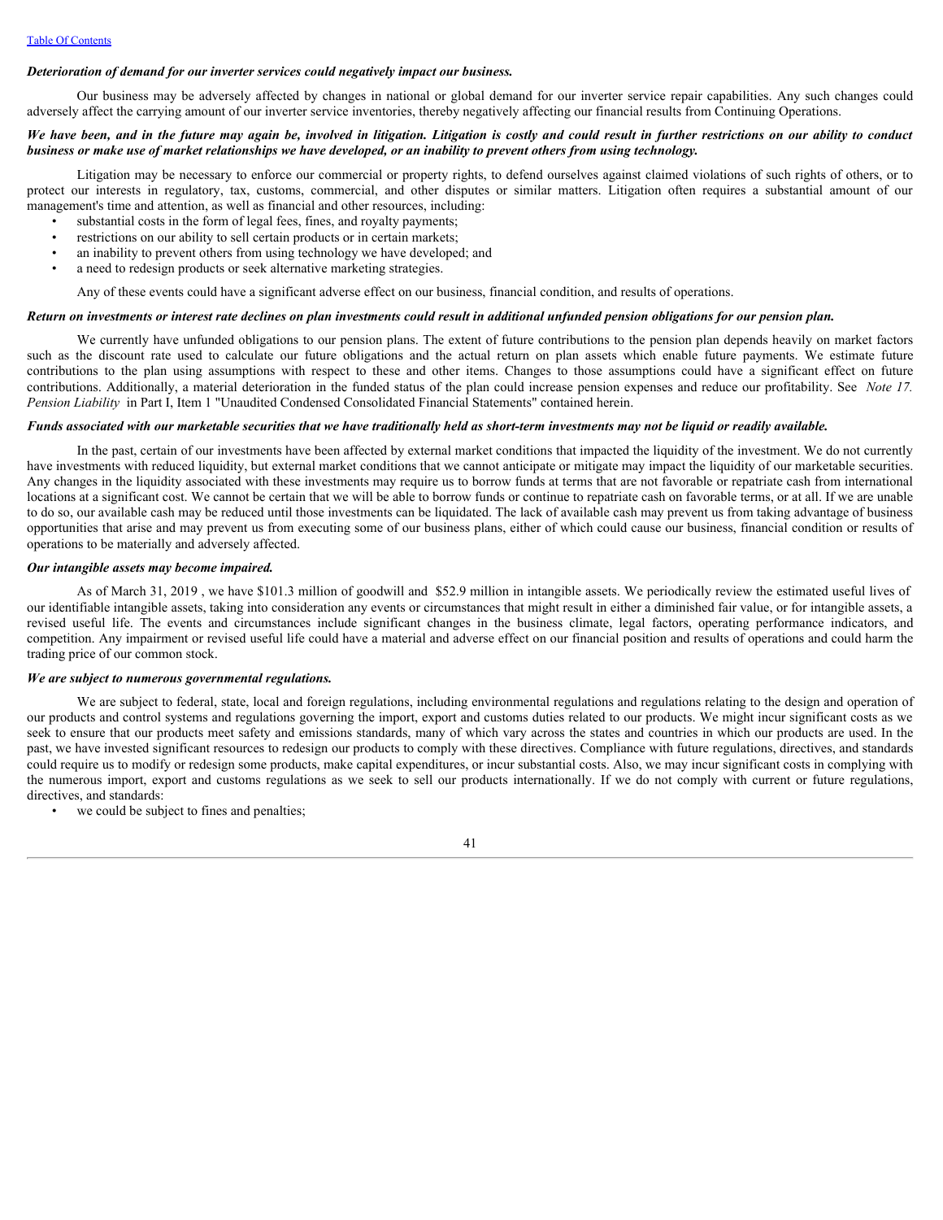***Deterioration of demand for our inverter services could negatively impact our business.***

Our business may be adversely affected by changes in national or global demand for our inverter service repair capabilities. Any such changes could adversely affect the carrying amount of our inverter service inventories, thereby negatively affecting our financial results from Continuing Operations.

***We have been, and in the future may again be, involved in litigation. Litigation is costly and could result in further restrictions on our ability to conduct business or make use of market relationships we have developed, or an inability to prevent others from using technology.***

Litigation may be necessary to enforce our commercial or property rights, to defend ourselves against claimed violations of such rights of others, or to protect our interests in regulatory, tax, customs, commercial, and other disputes or similar matters. Litigation often requires a substantial amount of our management's time and attention, as well as financial and other resources, including:

- substantial costs in the form of legal fees, fines, and royalty payments;
- restrictions on our ability to sell certain products or in certain markets;
- an inability to prevent others from using technology we have developed; and
- a need to redesign products or seek alternative marketing strategies.

Any of these events could have a significant adverse effect on our business, financial condition, and results of operations.

***Return on investments or interest rate declines on plan investments could result in additional unfunded pension obligations for our pension plan.***

We currently have unfunded obligations to our pension plans. The extent of future contributions to the pension plan depends heavily on market factors such as the discount rate used to calculate our future obligations and the actual return on plan assets which enable future payments. We estimate future contributions to the plan using assumptions with respect to these and other items. Changes to those assumptions could have a significant effect on future contributions. Additionally, a material deterioration in the funded status of the plan could increase pension expenses and reduce our profitability. See *Note 17. Pension Liability* in Part I, Item 1 "Unaudited Condensed Consolidated Financial Statements" contained herein.

***Funds associated with our marketable securities that we have traditionally held as short-term investments may not be liquid or readily available.***

In the past, certain of our investments have been affected by external market conditions that impacted the liquidity of the investment. We do not currently have investments with reduced liquidity, but external market conditions that we cannot anticipate or mitigate may impact the liquidity of our marketable securities. Any changes in the liquidity associated with these investments may require us to borrow funds at terms that are not favorable or repatriate cash from international locations at a significant cost. We cannot be certain that we will be able to borrow funds or continue to repatriate cash on favorable terms, or at all. If we are unable to do so, our available cash may be reduced until those investments can be liquidated. The lack of available cash may prevent us from taking advantage of business opportunities that arise and may prevent us from executing some of our business plans, either of which could cause our business, financial condition or results of operations to be materially and adversely affected.

***Our intangible assets may become impaired.***

As of March 31, 2019 , we have $101.3 million of goodwill and $52.9 million in intangible assets. We periodically review the estimated useful lives of our identifiable intangible assets, taking into consideration any events or circumstances that might result in either a diminished fair value, or for intangible assets, a revised useful life. The events and circumstances include significant changes in the business climate, legal factors, operating performance indicators, and competition. Any impairment or revised useful life could have a material and adverse effect on our financial position and results of operations and could harm the trading price of our common stock.

***We are subject to numerous governmental regulations.***

We are subject to federal, state, local and foreign regulations, including environmental regulations and regulations relating to the design and operation of our products and control systems and regulations governing the import, export and customs duties related to our products. We might incur significant costs as we seek to ensure that our products meet safety and emissions standards, many of which vary across the states and countries in which our products are used. In the past, we have invested significant resources to redesign our products to comply with these directives. Compliance with future regulations, directives, and standards could require us to modify or redesign some products, make capital expenditures, or incur substantial costs. Also, we may incur significant costs in complying with the numerous import, export and customs regulations as we seek to sell our products internationally. If we do not comply with current or future regulations, directives, and standards:

- we could be subject to fines and penalties;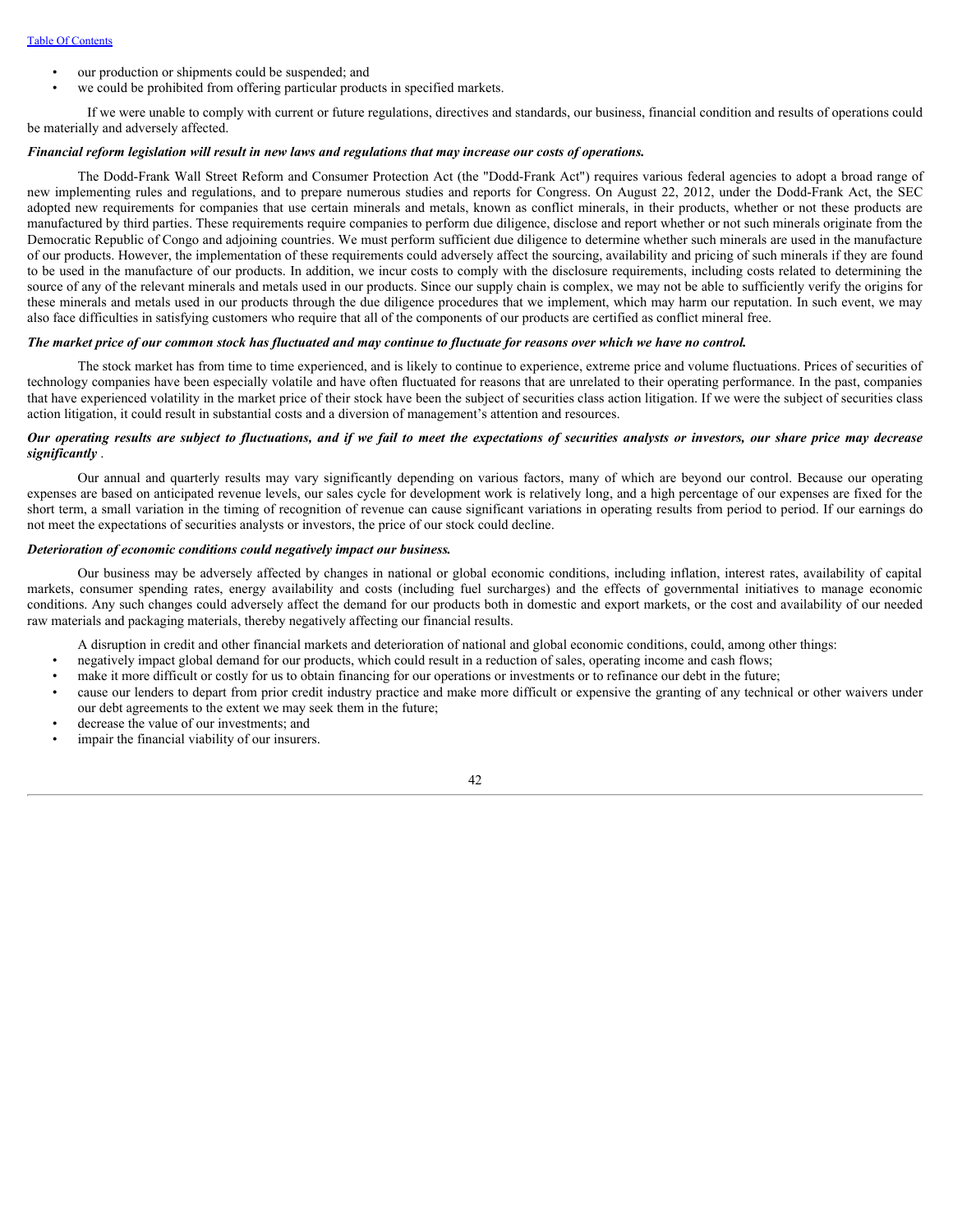- our production or shipments could be suspended; and
- we could be prohibited from offering particular products in specified markets.

If we were unable to comply with current or future regulations, directives and standards, our business, financial condition and results of operations could be materially and adversely affected.

***Financial reform legislation will result in new laws and regulations that may increase our costs of operations.***

The Dodd-Frank Wall Street Reform and Consumer Protection Act (the "Dodd-Frank Act") requires various federal agencies to adopt a broad range of new implementing rules and regulations, and to prepare numerous studies and reports for Congress. On August 22, 2012, under the Dodd-Frank Act, the SEC adopted new requirements for companies that use certain minerals and metals, known as conflict minerals, in their products, whether or not these products are manufactured by third parties. These requirements require companies to perform due diligence, disclose and report whether or not such minerals originate from the Democratic Republic of Congo and adjoining countries. We must perform sufficient due diligence to determine whether such minerals are used in the manufacture of our products. However, the implementation of these requirements could adversely affect the sourcing, availability and pricing of such minerals if they are found to be used in the manufacture of our products. In addition, we incur costs to comply with the disclosure requirements, including costs related to determining the source of any of the relevant minerals and metals used in our products. Since our supply chain is complex, we may not be able to sufficiently verify the origins for these minerals and metals used in our products through the due diligence procedures that we implement, which may harm our reputation. In such event, we may also face difficulties in satisfying customers who require that all of the components of our products are certified as conflict mineral free.

***The market price of our common stock has fluctuated and may continue to fluctuate for reasons over which we have no control.***

The stock market has from time to time experienced, and is likely to continue to experience, extreme price and volume fluctuations. Prices of securities of technology companies have been especially volatile and have often fluctuated for reasons that are unrelated to their operating performance. In the past, companies that have experienced volatility in the market price of their stock have been the subject of securities class action litigation. If we were the subject of securities class action litigation, it could result in substantial costs and a diversion of management's attention and resources.

***Our operating results are subject to fluctuations, and if we fail to meet the expectations of securities analysts or investors, our share price may decrease significantly*** .

Our annual and quarterly results may vary significantly depending on various factors, many of which are beyond our control. Because our operating expenses are based on anticipated revenue levels, our sales cycle for development work is relatively long, and a high percentage of our expenses are fixed for the short term, a small variation in the timing of recognition of revenue can cause significant variations in operating results from period to period. If our earnings do not meet the expectations of securities analysts or investors, the price of our stock could decline.

***Deterioration of economic conditions could negatively impact our business.***

Our business may be adversely affected by changes in national or global economic conditions, including inflation, interest rates, availability of capital markets, consumer spending rates, energy availability and costs (including fuel surcharges) and the effects of governmental initiatives to manage economic conditions. Any such changes could adversely affect the demand for our products both in domestic and export markets, or the cost and availability of our needed raw materials and packaging materials, thereby negatively affecting our financial results.

A disruption in credit and other financial markets and deterioration of national and global economic conditions, could, among other things:

- negatively impact global demand for our products, which could result in a reduction of sales, operating income and cash flows;
- make it more difficult or costly for us to obtain financing for our operations or investments or to refinance our debt in the future;
- cause our lenders to depart from prior credit industry practice and make more difficult or expensive the granting of any technical or other waivers under our debt agreements to the extent we may seek them in the future;
- decrease the value of our investments; and
- impair the financial viability of our insurers.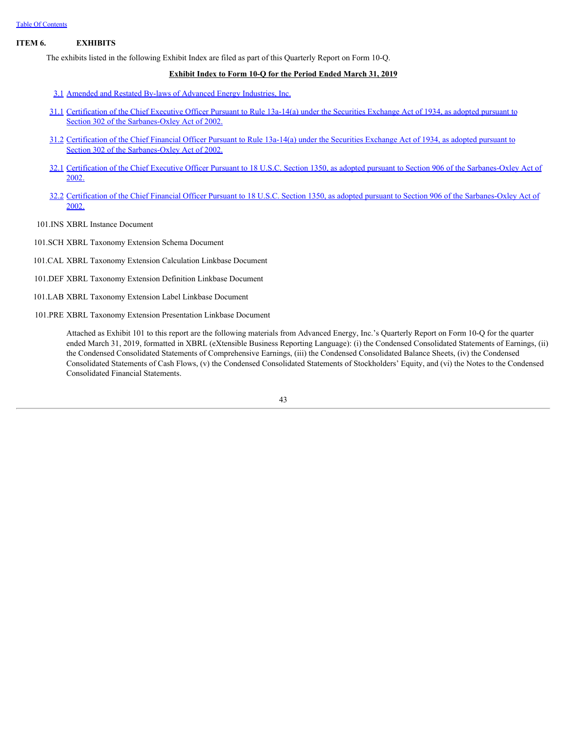## ITEM 6. EXHIBITS

The exhibits listed in the following Exhibit Index are filed as part of this Quarterly Report on Form 10-Q.

**Exhibit Index to Form 10-Q for the Period Ended March 31, 2019**

3.1 Amended and Restated By-laws of Advanced Energy Industries, Inc.

31.1 Certification of the Chief Executive Officer Pursuant to Rule 13a-14(a) under the Securities Exchange Act of 1934, as adopted pursuant to Section 302 of the Sarbanes-Oxley Act of 2002.

31.2 Certification of the Chief Financial Officer Pursuant to Rule 13a-14(a) under the Securities Exchange Act of 1934, as adopted pursuant to Section 302 of the Sarbanes-Oxley Act of 2002.

32.1 Certification of the Chief Executive Officer Pursuant to 18 U.S.C. Section 1350, as adopted pursuant to Section 906 of the Sarbanes-Oxley Act of 2002.

32.2 Certification of the Chief Financial Officer Pursuant to 18 U.S.C. Section 1350, as adopted pursuant to Section 906 of the Sarbanes-Oxley Act of 2002.

101.INS XBRL Instance Document

101.SCH XBRL Taxonomy Extension Schema Document

101.CAL XBRL Taxonomy Extension Calculation Linkbase Document

101.DEF XBRL Taxonomy Extension Definition Linkbase Document

101.LAB XBRL Taxonomy Extension Label Linkbase Document

101.PRE XBRL Taxonomy Extension Presentation Linkbase Document

Attached as Exhibit 101 to this report are the following materials from Advanced Energy, Inc.'s Quarterly Report on Form 10-Q for the quarter ended March 31, 2019, formatted in XBRL (eXtensible Business Reporting Language): (i) the Condensed Consolidated Statements of Earnings, (ii) the Condensed Consolidated Statements of Comprehensive Earnings, (iii) the Condensed Consolidated Balance Sheets, (iv) the Condensed Consolidated Statements of Cash Flows, (v) the Condensed Consolidated Statements of Stockholders' Equity, and (vi) the Notes to the Condensed Consolidated Financial Statements.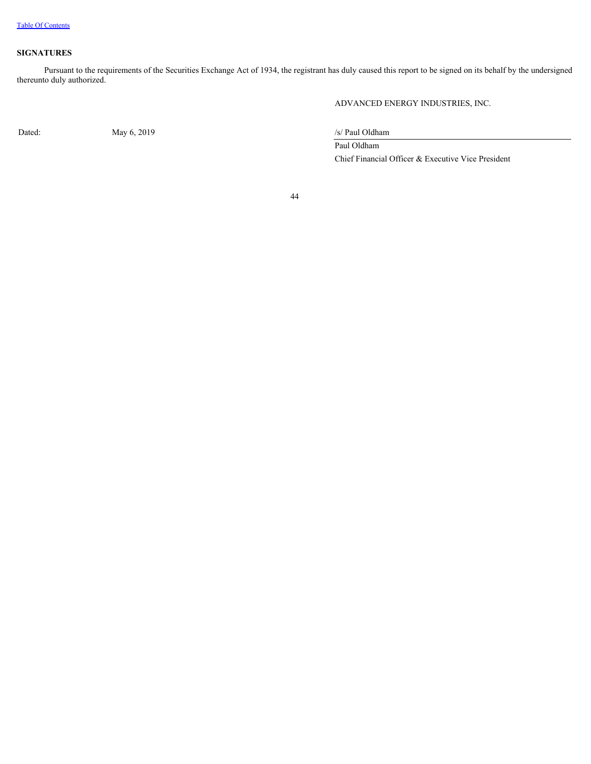## SIGNATURES

Pursuant to the requirements of the Securities Exchange Act of 1934, the registrant has duly caused this report to be signed on its behalf by the undersigned thereunto duly authorized.

ADVANCED ENERGY INDUSTRIES, INC.

| | | |
|---|---|---|
| Dated: | May 6, 2019 | /s/ Paul Oldham |
| | | Paul Oldham |
| | | Chief Financial Officer & Executive Vice President |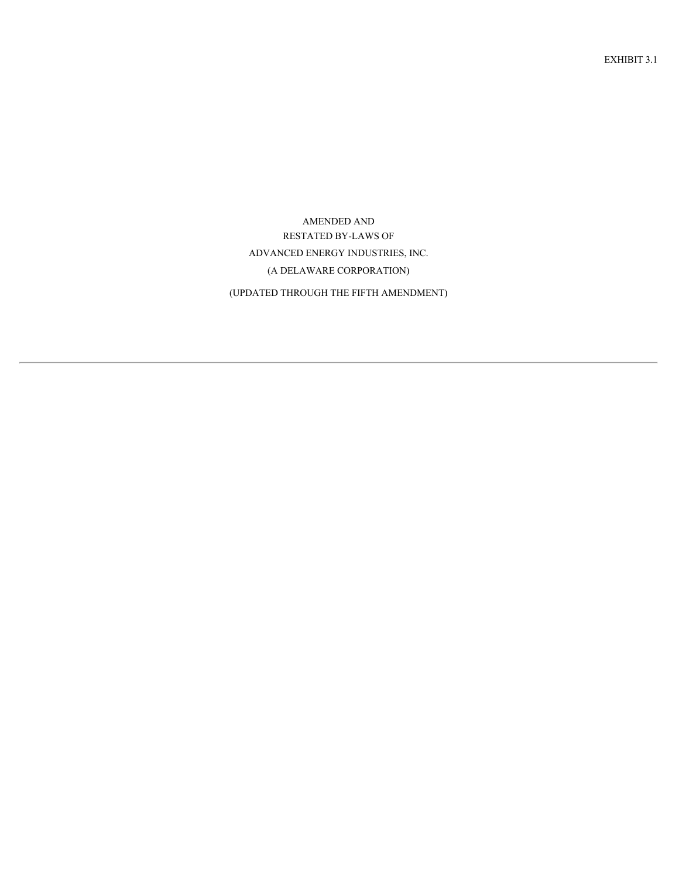EXHIBIT 3.1

# AMENDED AND
# RESTATED BY-LAWS OF
# ADVANCED ENERGY INDUSTRIES, INC.
## (A DELAWARE CORPORATION)

(UPDATED THROUGH THE FIFTH AMENDMENT)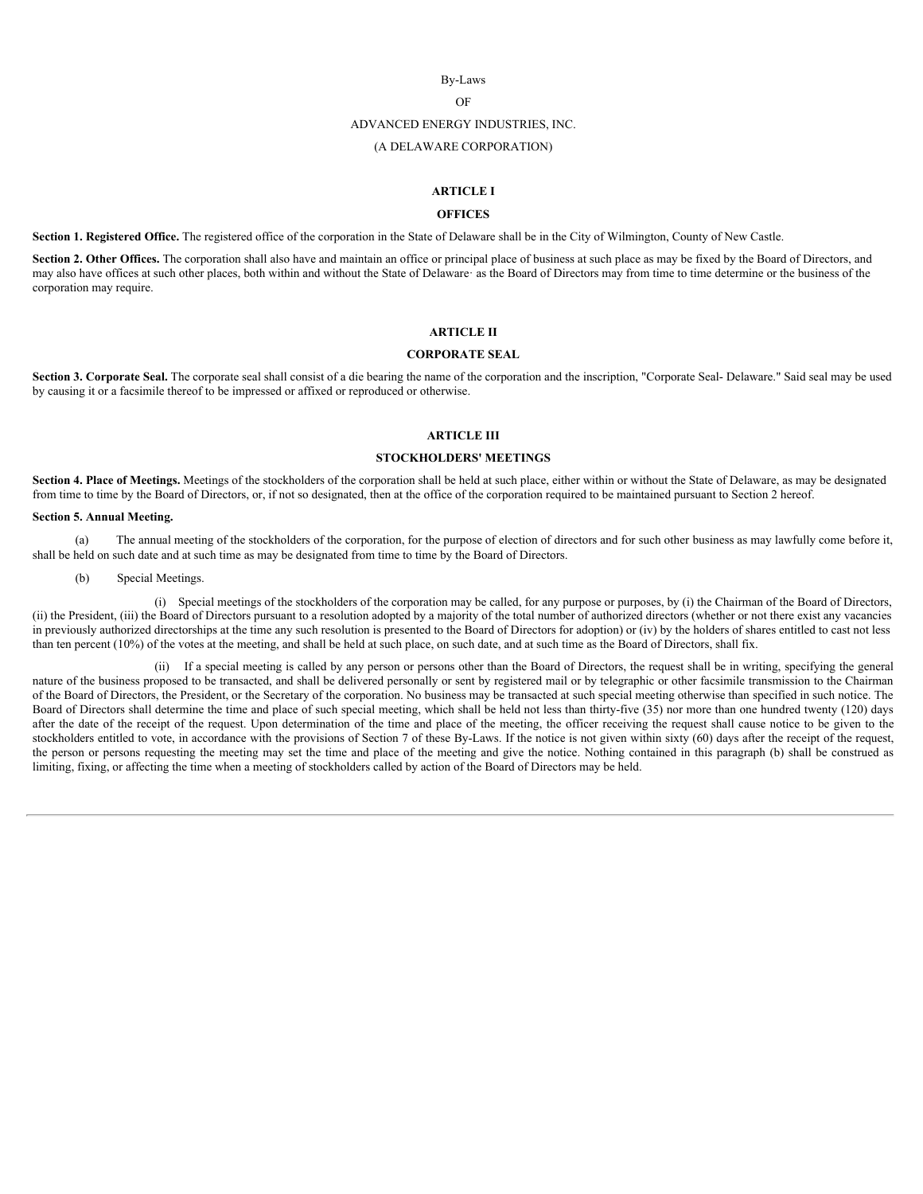By-Laws

OF

ADVANCED ENERGY INDUSTRIES, INC.

(A DELAWARE CORPORATION)

## ARTICLE I

## OFFICES

**Section 1. Registered Office.** The registered office of the corporation in the State of Delaware shall be in the City of Wilmington, County of New Castle.

**Section 2. Other Offices.** The corporation shall also have and maintain an office or principal place of business at such place as may be fixed by the Board of Directors, and may also have offices at such other places, both within and without the State of Delaware· as the Board of Directors may from time to time determine or the business of the corporation may require.

## ARTICLE II

## CORPORATE SEAL

**Section 3. Corporate Seal.** The corporate seal shall consist of a die bearing the name of the corporation and the inscription, "Corporate Seal- Delaware." Said seal may be used by causing it or a facsimile thereof to be impressed or affixed or reproduced or otherwise.

## ARTICLE III

## STOCKHOLDERS' MEETINGS

**Section 4. Place of Meetings.** Meetings of the stockholders of the corporation shall be held at such place, either within or without the State of Delaware, as may be designated from time to time by the Board of Directors, or, if not so designated, then at the office of the corporation required to be maintained pursuant to Section 2 hereof.

**Section 5. Annual Meeting.**

(a) The annual meeting of the stockholders of the corporation, for the purpose of election of directors and for such other business as may lawfully come before it, shall be held on such date and at such time as may be designated from time to time by the Board of Directors.

(b) Special Meetings.

(i) Special meetings of the stockholders of the corporation may be called, for any purpose or purposes, by (i) the Chairman of the Board of Directors, (ii) the President, (iii) the Board of Directors pursuant to a resolution adopted by a majority of the total number of authorized directors (whether or not there exist any vacancies in previously authorized directorships at the time any such resolution is presented to the Board of Directors for adoption) or (iv) by the holders of shares entitled to cast not less than ten percent (10%) of the votes at the meeting, and shall be held at such place, on such date, and at such time as the Board of Directors, shall fix.

(ii) If a special meeting is called by any person or persons other than the Board of Directors, the request shall be in writing, specifying the general nature of the business proposed to be transacted, and shall be delivered personally or sent by registered mail or by telegraphic or other facsimile transmission to the Chairman of the Board of Directors, the President, or the Secretary of the corporation. No business may be transacted at such special meeting otherwise than specified in such notice. The Board of Directors shall determine the time and place of such special meeting, which shall be held not less than thirty-five (35) nor more than one hundred twenty (120) days after the date of the receipt of the request. Upon determination of the time and place of the meeting, the officer receiving the request shall cause notice to be given to the stockholders entitled to vote, in accordance with the provisions of Section 7 of these By-Laws. If the notice is not given within sixty (60) days after the receipt of the request, the person or persons requesting the meeting may set the time and place of the meeting and give the notice. Nothing contained in this paragraph (b) shall be construed as limiting, fixing, or affecting the time when a meeting of stockholders called by action of the Board of Directors may be held.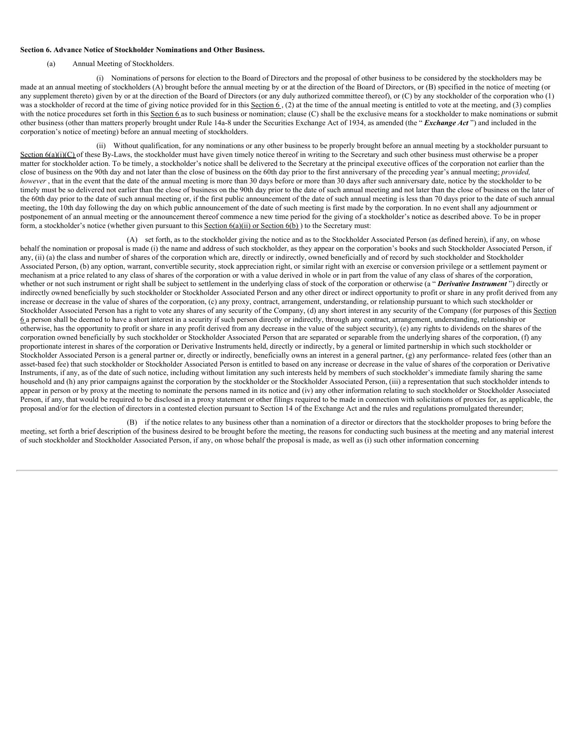**Section 6. Advance Notice of Stockholder Nominations and Other Business.**

(a) Annual Meeting of Stockholders.

(i) Nominations of persons for election to the Board of Directors and the proposal of other business to be considered by the stockholders may be made at an annual meeting of stockholders (A) brought before the annual meeting by or at the direction of the Board of Directors, or (B) specified in the notice of meeting (or any supplement thereto) given by or at the direction of the Board of Directors (or any duly authorized committee thereof), or (C) by any stockholder of the corporation who (1) was a stockholder of record at the time of giving notice provided for in this Section 6 , (2) at the time of the annual meeting is entitled to vote at the meeting, and (3) complies with the notice procedures set forth in this Section 6 as to such business or nomination; clause (C) shall be the exclusive means for a stockholder to make nominations or submit other business (other than matters properly brought under Rule 14a-8 under the Securities Exchange Act of 1934, as amended (the " ***Exchange Act*** ") and included in the corporation's notice of meeting) before an annual meeting of stockholders.

(ii) Without qualification, for any nominations or any other business to be properly brought before an annual meeting by a stockholder pursuant to Section 6(a)(i)(C) of these By-Laws, the stockholder must have given timely notice thereof in writing to the Secretary and such other business must otherwise be a proper matter for stockholder action. To be timely, a stockholder's notice shall be delivered to the Secretary at the principal executive offices of the corporation not earlier than the close of business on the 90th day and not later than the close of business on the 60th day prior to the first anniversary of the preceding year's annual meeting; *provided, however* , that in the event that the date of the annual meeting is more than 30 days before or more than 30 days after such anniversary date, notice by the stockholder to be timely must be so delivered not earlier than the close of business on the 90th day prior to the date of such annual meeting and not later than the close of business on the later of the 60th day prior to the date of such annual meeting or, if the first public announcement of the date of such annual meeting is less than 70 days prior to the date of such annual meeting, the 10th day following the day on which public announcement of the date of such meeting is first made by the corporation. In no event shall any adjournment or postponement of an annual meeting or the announcement thereof commence a new time period for the giving of a stockholder's notice as described above. To be in proper form, a stockholder's notice (whether given pursuant to this Section 6(a)(ii) or Section 6(b) ) to the Secretary must:

(A) set forth, as to the stockholder giving the notice and as to the Stockholder Associated Person (as defined herein), if any, on whose behalf the nomination or proposal is made (i) the name and address of such stockholder, as they appear on the corporation's books and such Stockholder Associated Person, if any, (ii) (a) the class and number of shares of the corporation which are, directly or indirectly, owned beneficially and of record by such stockholder and Stockholder Associated Person, (b) any option, warrant, convertible security, stock appreciation right, or similar right with an exercise or conversion privilege or a settlement payment or mechanism at a price related to any class of shares of the corporation or with a value derived in whole or in part from the value of any class of shares of the corporation, whether or not such instrument or right shall be subject to settlement in the underlying class of stock of the corporation or otherwise (a " ***Derivative Instrument*** ") directly or indirectly owned beneficially by such stockholder or Stockholder Associated Person and any other direct or indirect opportunity to profit or share in any profit derived from any increase or decrease in the value of shares of the corporation, (c) any proxy, contract, arrangement, understanding, or relationship pursuant to which such stockholder or Stockholder Associated Person has a right to vote any shares of any security of the Company, (d) any short interest in any security of the Company (for purposes of this Section 6 a person shall be deemed to have a short interest in a security if such person directly or indirectly, through any contract, arrangement, understanding, relationship or otherwise, has the opportunity to profit or share in any profit derived from any decrease in the value of the subject security), (e) any rights to dividends on the shares of the corporation owned beneficially by such stockholder or Stockholder Associated Person that are separated or separable from the underlying shares of the corporation, (f) any proportionate interest in shares of the corporation or Derivative Instruments held, directly or indirectly, by a general or limited partnership in which such stockholder or Stockholder Associated Person is a general partner or, directly or indirectly, beneficially owns an interest in a general partner, (g) any performance- related fees (other than an asset-based fee) that such stockholder or Stockholder Associated Person is entitled to based on any increase or decrease in the value of shares of the corporation or Derivative Instruments, if any, as of the date of such notice, including without limitation any such interests held by members of such stockholder's immediate family sharing the same household and (h) any prior campaigns against the corporation by the stockholder or the Stockholder Associated Person, (iii) a representation that such stockholder intends to appear in person or by proxy at the meeting to nominate the persons named in its notice and (iv) any other information relating to such stockholder or Stockholder Associated Person, if any, that would be required to be disclosed in a proxy statement or other filings required to be made in connection with solicitations of proxies for, as applicable, the proposal and/or for the election of directors in a contested election pursuant to Section 14 of the Exchange Act and the rules and regulations promulgated thereunder;

(B) if the notice relates to any business other than a nomination of a director or directors that the stockholder proposes to bring before the meeting, set forth a brief description of the business desired to be brought before the meeting, the reasons for conducting such business at the meeting and any material interest of such stockholder and Stockholder Associated Person, if any, on whose behalf the proposal is made, as well as (i) such other information concerning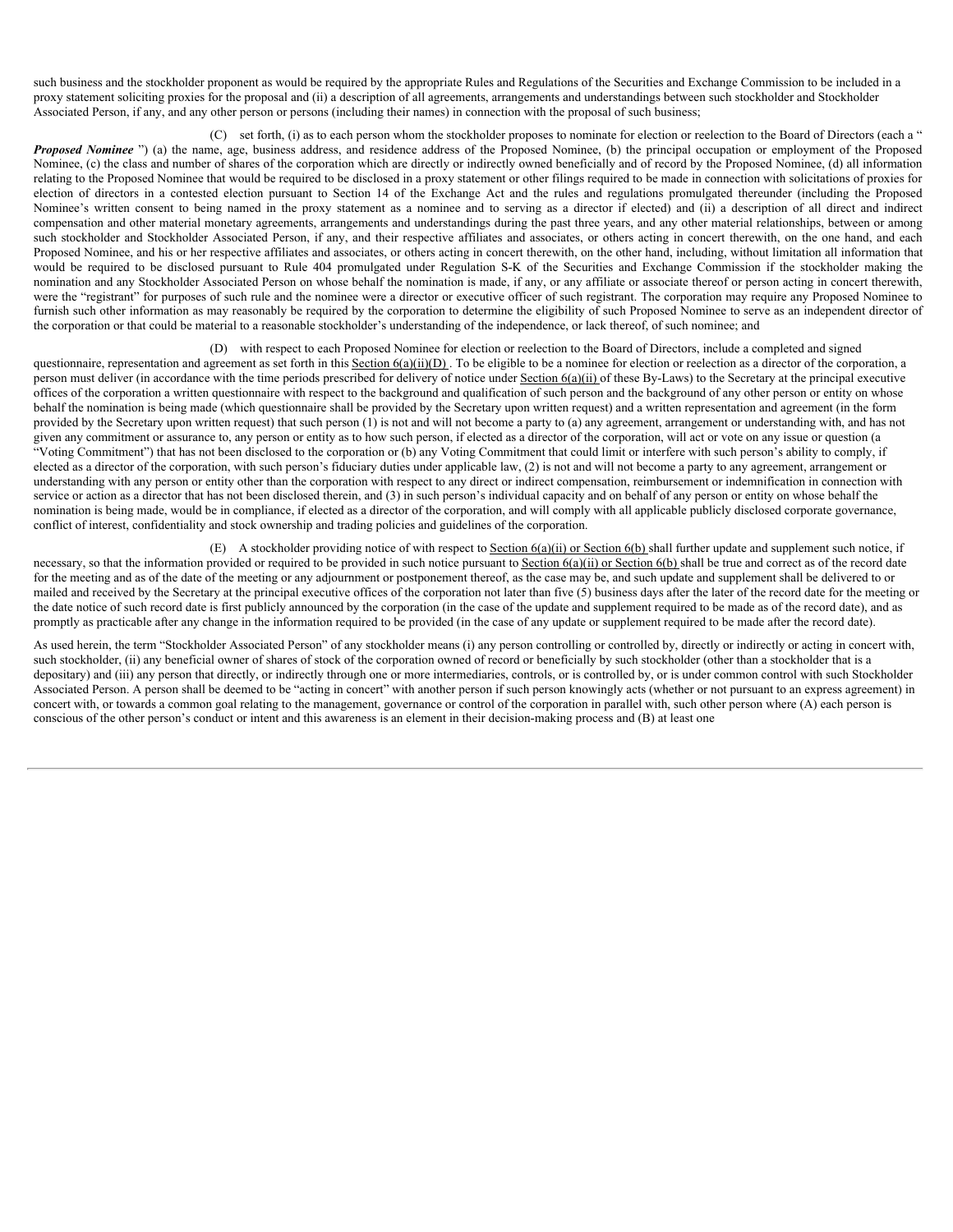such business and the stockholder proponent as would be required by the appropriate Rules and Regulations of the Securities and Exchange Commission to be included in a proxy statement soliciting proxies for the proposal and (ii) a description of all agreements, arrangements and understandings between such stockholder and Stockholder Associated Person, if any, and any other person or persons (including their names) in connection with the proposal of such business;

(C) set forth, (i) as to each person whom the stockholder proposes to nominate for election or reelection to the Board of Directors (each a " ***Proposed Nominee*** ") (a) the name, age, business address, and residence address of the Proposed Nominee, (b) the principal occupation or employment of the Proposed Nominee, (c) the class and number of shares of the corporation which are directly or indirectly owned beneficially and of record by the Proposed Nominee, (d) all information relating to the Proposed Nominee that would be required to be disclosed in a proxy statement or other filings required to be made in connection with solicitations of proxies for election of directors in a contested election pursuant to Section 14 of the Exchange Act and the rules and regulations promulgated thereunder (including the Proposed Nominee's written consent to being named in the proxy statement as a nominee and to serving as a director if elected) and (ii) a description of all direct and indirect compensation and other material monetary agreements, arrangements and understandings during the past three years, and any other material relationships, between or among such stockholder and Stockholder Associated Person, if any, and their respective affiliates and associates, or others acting in concert therewith, on the one hand, and each Proposed Nominee, and his or her respective affiliates and associates, or others acting in concert therewith, on the other hand, including, without limitation all information that would be required to be disclosed pursuant to Rule 404 promulgated under Regulation S-K of the Securities and Exchange Commission if the stockholder making the nomination and any Stockholder Associated Person on whose behalf the nomination is made, if any, or any affiliate or associate thereof or person acting in concert therewith, were the "registrant" for purposes of such rule and the nominee were a director or executive officer of such registrant. The corporation may require any Proposed Nominee to furnish such other information as may reasonably be required by the corporation to determine the eligibility of such Proposed Nominee to serve as an independent director of the corporation or that could be material to a reasonable stockholder's understanding of the independence, or lack thereof, of such nominee; and

(D) with respect to each Proposed Nominee for election or reelection to the Board of Directors, include a completed and signed questionnaire, representation and agreement as set forth in this Section 6(a)(ii)(D) . To be eligible to be a nominee for election or reelection as a director of the corporation, a person must deliver (in accordance with the time periods prescribed for delivery of notice under Section 6(a)(ii) of these By-Laws) to the Secretary at the principal executive offices of the corporation a written questionnaire with respect to the background and qualification of such person and the background of any other person or entity on whose behalf the nomination is being made (which questionnaire shall be provided by the Secretary upon written request) and a written representation and agreement (in the form provided by the Secretary upon written request) that such person (1) is not and will not become a party to (a) any agreement, arrangement or understanding with, and has not given any commitment or assurance to, any person or entity as to how such person, if elected as a director of the corporation, will act or vote on any issue or question (a "Voting Commitment") that has not been disclosed to the corporation or (b) any Voting Commitment that could limit or interfere with such person's ability to comply, if elected as a director of the corporation, with such person's fiduciary duties under applicable law, (2) is not and will not become a party to any agreement, arrangement or understanding with any person or entity other than the corporation with respect to any direct or indirect compensation, reimbursement or indemnification in connection with service or action as a director that has not been disclosed therein, and (3) in such person's individual capacity and on behalf of any person or entity on whose behalf the nomination is being made, would be in compliance, if elected as a director of the corporation, and will comply with all applicable publicly disclosed corporate governance, conflict of interest, confidentiality and stock ownership and trading policies and guidelines of the corporation.

(E) A stockholder providing notice of with respect to Section 6(a)(ii) or Section 6(b) shall further update and supplement such notice, if necessary, so that the information provided or required to be provided in such notice pursuant to Section 6(a)(ii) or Section 6(b) shall be true and correct as of the record date for the meeting and as of the date of the meeting or any adjournment or postponement thereof, as the case may be, and such update and supplement shall be delivered to or mailed and received by the Secretary at the principal executive offices of the corporation not later than five (5) business days after the later of the record date for the meeting or the date notice of such record date is first publicly announced by the corporation (in the case of the update and supplement required to be made as of the record date), and as promptly as practicable after any change in the information required to be provided (in the case of any update or supplement required to be made after the record date).

As used herein, the term "Stockholder Associated Person" of any stockholder means (i) any person controlling or controlled by, directly or indirectly or acting in concert with, such stockholder, (ii) any beneficial owner of shares of stock of the corporation owned of record or beneficially by such stockholder (other than a stockholder that is a depositary) and (iii) any person that directly, or indirectly through one or more intermediaries, controls, or is controlled by, or is under common control with such Stockholder Associated Person. A person shall be deemed to be "acting in concert" with another person if such person knowingly acts (whether or not pursuant to an express agreement) in concert with, or towards a common goal relating to the management, governance or control of the corporation in parallel with, such other person where (A) each person is conscious of the other person's conduct or intent and this awareness is an element in their decision-making process and (B) at least one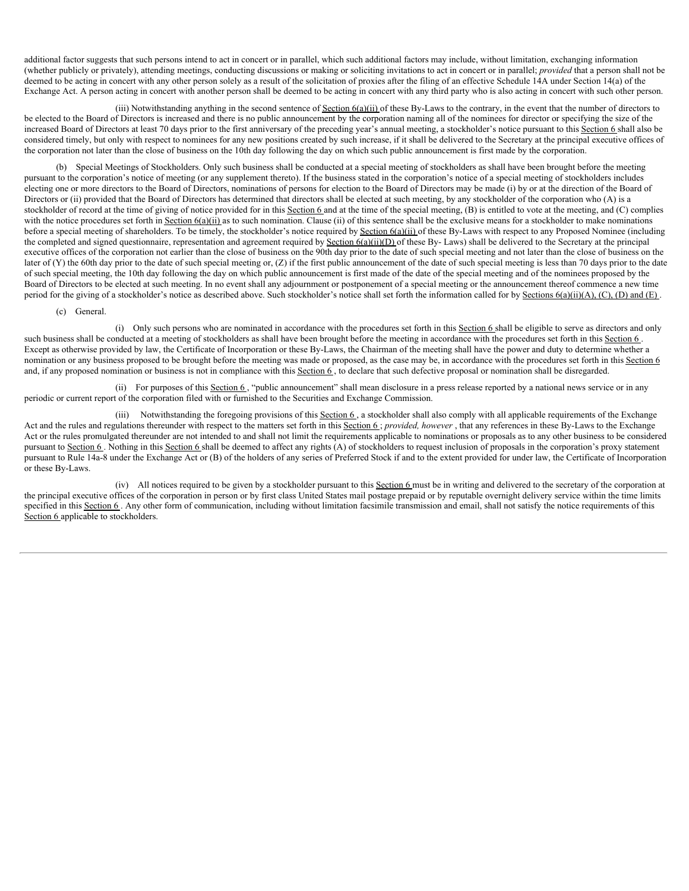additional factor suggests that such persons intend to act in concert or in parallel, which such additional factors may include, without limitation, exchanging information (whether publicly or privately), attending meetings, conducting discussions or making or soliciting invitations to act in concert or in parallel; *provided* that a person shall not be deemed to be acting in concert with any other person solely as a result of the solicitation of proxies after the filing of an effective Schedule 14A under Section 14(a) of the Exchange Act. A person acting in concert with another person shall be deemed to be acting in concert with any third party who is also acting in concert with such other person.

(iii) Notwithstanding anything in the second sentence of Section 6(a)(ii) of these By-Laws to the contrary, in the event that the number of directors to be elected to the Board of Directors is increased and there is no public announcement by the corporation naming all of the nominees for director or specifying the size of the increased Board of Directors at least 70 days prior to the first anniversary of the preceding year's annual meeting, a stockholder's notice pursuant to this Section 6 shall also be considered timely, but only with respect to nominees for any new positions created by such increase, if it shall be delivered to the Secretary at the principal executive offices of the corporation not later than the close of business on the 10th day following the day on which such public announcement is first made by the corporation.

(b) Special Meetings of Stockholders. Only such business shall be conducted at a special meeting of stockholders as shall have been brought before the meeting pursuant to the corporation's notice of meeting (or any supplement thereto). If the business stated in the corporation's notice of a special meeting of stockholders includes electing one or more directors to the Board of Directors, nominations of persons for election to the Board of Directors may be made (i) by or at the direction of the Board of Directors or (ii) provided that the Board of Directors has determined that directors shall be elected at such meeting, by any stockholder of the corporation who (A) is a stockholder of record at the time of giving of notice provided for in this Section 6 and at the time of the special meeting, (B) is entitled to vote at the meeting, and (C) complies with the notice procedures set forth in Section 6(a)(ii) as to such nomination. Clause (ii) of this sentence shall be the exclusive means for a stockholder to make nominations before a special meeting of shareholders. To be timely, the stockholder's notice required by Section 6(a)(ii) of these By-Laws with respect to any Proposed Nominee (including the completed and signed questionnaire, representation and agreement required by Section 6(a)(ii)(D) of these By- Laws) shall be delivered to the Secretary at the principal executive offices of the corporation not earlier than the close of business on the 90th day prior to the date of such special meeting and not later than the close of business on the later of (Y) the 60th day prior to the date of such special meeting or, (Z) if the first public announcement of the date of such special meeting is less than 70 days prior to the date of such special meeting, the 10th day following the day on which public announcement is first made of the date of the special meeting and of the nominees proposed by the Board of Directors to be elected at such meeting. In no event shall any adjournment or postponement of a special meeting or the announcement thereof commence a new time period for the giving of a stockholder's notice as described above. Such stockholder's notice shall set forth the information called for by Sections 6(a)(ii)(A), (C), (D) and (E) .

(c) General.

(i) Only such persons who are nominated in accordance with the procedures set forth in this Section 6 shall be eligible to serve as directors and only such business shall be conducted at a meeting of stockholders as shall have been brought before the meeting in accordance with the procedures set forth in this Section 6 . Except as otherwise provided by law, the Certificate of Incorporation or these By-Laws, the Chairman of the meeting shall have the power and duty to determine whether a nomination or any business proposed to be brought before the meeting was made or proposed, as the case may be, in accordance with the procedures set forth in this Section 6 and, if any proposed nomination or business is not in compliance with this Section 6 , to declare that such defective proposal or nomination shall be disregarded.

(ii) For purposes of this Section 6 , "public announcement" shall mean disclosure in a press release reported by a national news service or in any periodic or current report of the corporation filed with or furnished to the Securities and Exchange Commission.

(iii) Notwithstanding the foregoing provisions of this Section 6 , a stockholder shall also comply with all applicable requirements of the Exchange Act and the rules and regulations thereunder with respect to the matters set forth in this Section 6 ; *provided, however* , that any references in these By-Laws to the Exchange Act or the rules promulgated thereunder are not intended to and shall not limit the requirements applicable to nominations or proposals as to any other business to be considered pursuant to Section 6 . Nothing in this Section 6 shall be deemed to affect any rights (A) of stockholders to request inclusion of proposals in the corporation's proxy statement pursuant to Rule 14a-8 under the Exchange Act or (B) of the holders of any series of Preferred Stock if and to the extent provided for under law, the Certificate of Incorporation or these By-Laws.

(iv) All notices required to be given by a stockholder pursuant to this Section 6 must be in writing and delivered to the secretary of the corporation at the principal executive offices of the corporation in person or by first class United States mail postage prepaid or by reputable overnight delivery service within the time limits specified in this Section 6 . Any other form of communication, including without limitation facsimile transmission and email, shall not satisfy the notice requirements of this Section 6 applicable to stockholders.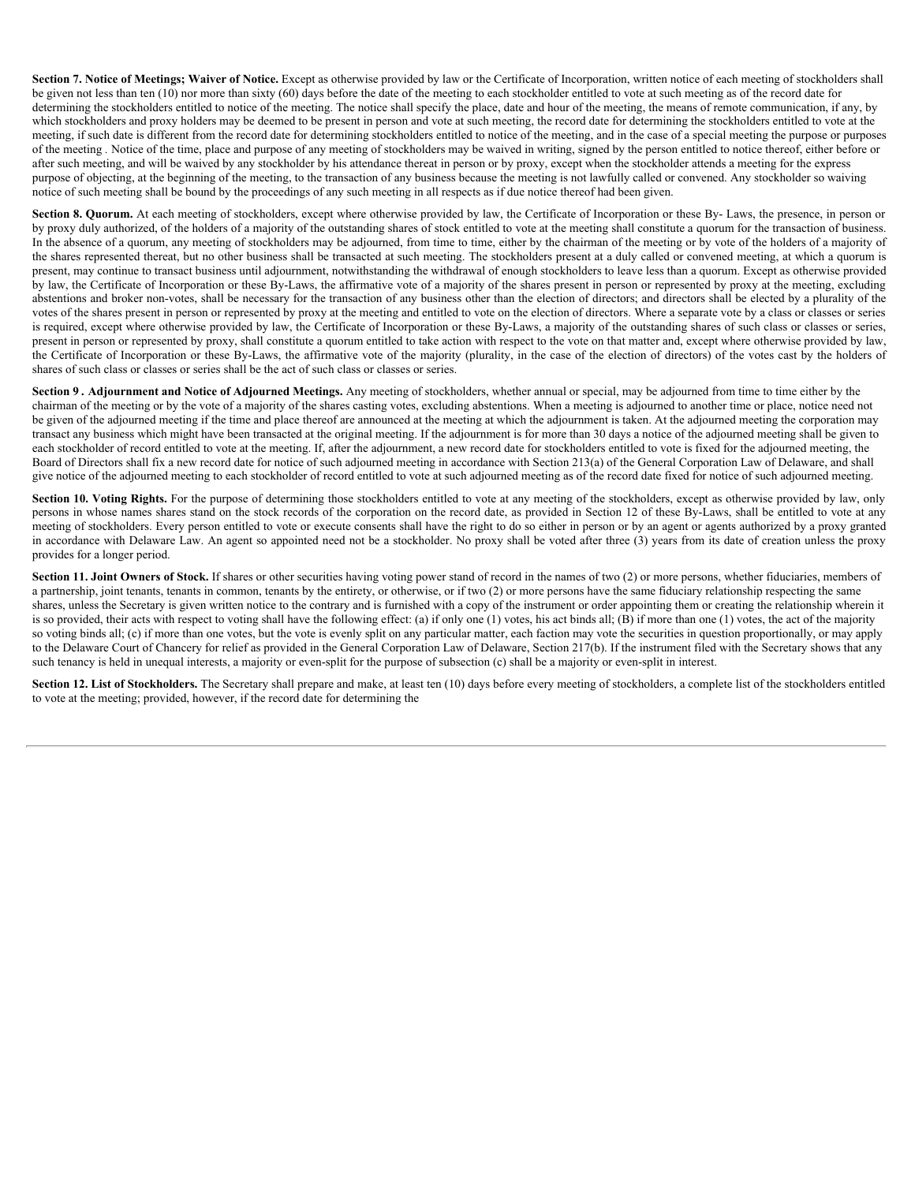**Section 7. Notice of Meetings; Waiver of Notice.** Except as otherwise provided by law or the Certificate of Incorporation, written notice of each meeting of stockholders shall be given not less than ten (10) nor more than sixty (60) days before the date of the meeting to each stockholder entitled to vote at such meeting as of the record date for determining the stockholders entitled to notice of the meeting. The notice shall specify the place, date and hour of the meeting, the means of remote communication, if any, by which stockholders and proxy holders may be deemed to be present in person and vote at such meeting, the record date for determining the stockholders entitled to vote at the meeting, if such date is different from the record date for determining stockholders entitled to notice of the meeting, and in the case of a special meeting the purpose or purposes of the meeting . Notice of the time, place and purpose of any meeting of stockholders may be waived in writing, signed by the person entitled to notice thereof, either before or after such meeting, and will be waived by any stockholder by his attendance thereat in person or by proxy, except when the stockholder attends a meeting for the express purpose of objecting, at the beginning of the meeting, to the transaction of any business because the meeting is not lawfully called or convened. Any stockholder so waiving notice of such meeting shall be bound by the proceedings of any such meeting in all respects as if due notice thereof had been given.

**Section 8. Quorum.** At each meeting of stockholders, except where otherwise provided by law, the Certificate of Incorporation or these By- Laws, the presence, in person or by proxy duly authorized, of the holders of a majority of the outstanding shares of stock entitled to vote at the meeting shall constitute a quorum for the transaction of business. In the absence of a quorum, any meeting of stockholders may be adjourned, from time to time, either by the chairman of the meeting or by vote of the holders of a majority of the shares represented thereat, but no other business shall be transacted at such meeting. The stockholders present at a duly called or convened meeting, at which a quorum is present, may continue to transact business until adjournment, notwithstanding the withdrawal of enough stockholders to leave less than a quorum. Except as otherwise provided by law, the Certificate of Incorporation or these By-Laws, the affirmative vote of a majority of the shares present in person or represented by proxy at the meeting, excluding abstentions and broker non-votes, shall be necessary for the transaction of any business other than the election of directors; and directors shall be elected by a plurality of the votes of the shares present in person or represented by proxy at the meeting and entitled to vote on the election of directors. Where a separate vote by a class or classes or series is required, except where otherwise provided by law, the Certificate of Incorporation or these By-Laws, a majority of the outstanding shares of such class or classes or series, present in person or represented by proxy, shall constitute a quorum entitled to take action with respect to the vote on that matter and, except where otherwise provided by law, the Certificate of Incorporation or these By-Laws, the affirmative vote of the majority (plurality, in the case of the election of directors) of the votes cast by the holders of shares of such class or classes or series shall be the act of such class or classes or series.

**Section 9 . Adjournment and Notice of Adjourned Meetings.** Any meeting of stockholders, whether annual or special, may be adjourned from time to time either by the chairman of the meeting or by the vote of a majority of the shares casting votes, excluding abstentions. When a meeting is adjourned to another time or place, notice need not be given of the adjourned meeting if the time and place thereof are announced at the meeting at which the adjournment is taken. At the adjourned meeting the corporation may transact any business which might have been transacted at the original meeting. If the adjournment is for more than 30 days a notice of the adjourned meeting shall be given to each stockholder of record entitled to vote at the meeting. If, after the adjournment, a new record date for stockholders entitled to vote is fixed for the adjourned meeting, the Board of Directors shall fix a new record date for notice of such adjourned meeting in accordance with Section 213(a) of the General Corporation Law of Delaware, and shall give notice of the adjourned meeting to each stockholder of record entitled to vote at such adjourned meeting as of the record date fixed for notice of such adjourned meeting.

**Section 10. Voting Rights.** For the purpose of determining those stockholders entitled to vote at any meeting of the stockholders, except as otherwise provided by law, only persons in whose names shares stand on the stock records of the corporation on the record date, as provided in Section 12 of these By-Laws, shall be entitled to vote at any meeting of stockholders. Every person entitled to vote or execute consents shall have the right to do so either in person or by an agent or agents authorized by a proxy granted in accordance with Delaware Law. An agent so appointed need not be a stockholder. No proxy shall be voted after three (3) years from its date of creation unless the proxy provides for a longer period.

**Section 11. Joint Owners of Stock.** If shares or other securities having voting power stand of record in the names of two (2) or more persons, whether fiduciaries, members of a partnership, joint tenants, tenants in common, tenants by the entirety, or otherwise, or if two (2) or more persons have the same fiduciary relationship respecting the same shares, unless the Secretary is given written notice to the contrary and is furnished with a copy of the instrument or order appointing them or creating the relationship wherein it is so provided, their acts with respect to voting shall have the following effect: (a) if only one (1) votes, his act binds all; (B) if more than one (1) votes, the act of the majority so voting binds all; (c) if more than one votes, but the vote is evenly split on any particular matter, each faction may vote the securities in question proportionally, or may apply to the Delaware Court of Chancery for relief as provided in the General Corporation Law of Delaware, Section 217(b). If the instrument filed with the Secretary shows that any such tenancy is held in unequal interests, a majority or even-split for the purpose of subsection (c) shall be a majority or even-split in interest.

**Section 12. List of Stockholders.** The Secretary shall prepare and make, at least ten (10) days before every meeting of stockholders, a complete list of the stockholders entitled to vote at the meeting; provided, however, if the record date for determining the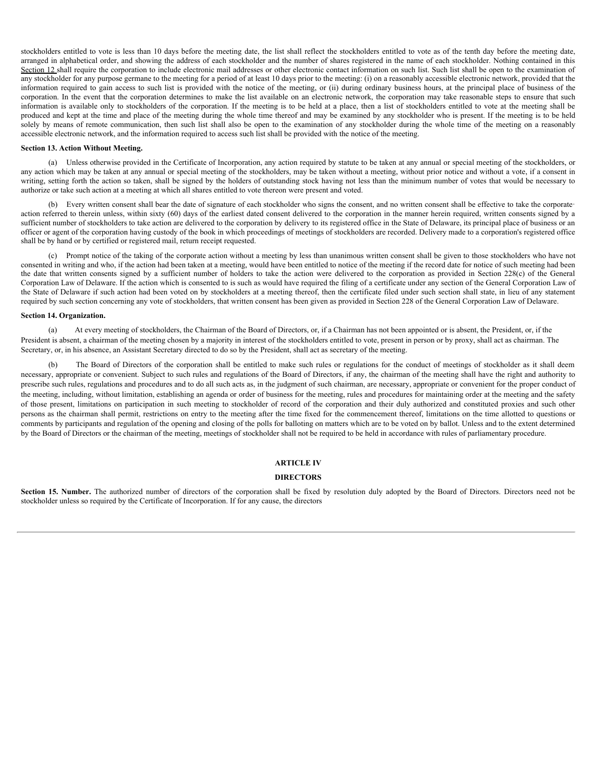stockholders entitled to vote is less than 10 days before the meeting date, the list shall reflect the stockholders entitled to vote as of the tenth day before the meeting date, arranged in alphabetical order, and showing the address of each stockholder and the number of shares registered in the name of each stockholder. Nothing contained in this Section 12 shall require the corporation to include electronic mail addresses or other electronic contact information on such list. Such list shall be open to the examination of any stockholder for any purpose germane to the meeting for a period of at least 10 days prior to the meeting: (i) on a reasonably accessible electronic network, provided that the information required to gain access to such list is provided with the notice of the meeting, or (ii) during ordinary business hours, at the principal place of business of the corporation. In the event that the corporation determines to make the list available on an electronic network, the corporation may take reasonable steps to ensure that such information is available only to stockholders of the corporation. If the meeting is to be held at a place, then a list of stockholders entitled to vote at the meeting shall be produced and kept at the time and place of the meeting during the whole time thereof and may be examined by any stockholder who is present. If the meeting is to be held solely by means of remote communication, then such list shall also be open to the examination of any stockholder during the whole time of the meeting on a reasonably accessible electronic network, and the information required to access such list shall be provided with the notice of the meeting.

**Section 13. Action Without Meeting.**

(a) Unless otherwise provided in the Certificate of Incorporation, any action required by statute to be taken at any annual or special meeting of the stockholders, or any action which may be taken at any annual or special meeting of the stockholders, may be taken without a meeting, without prior notice and without a vote, if a consent in writing, setting forth the action so taken, shall be signed by the holders of outstanding stock having not less than the minimum number of votes that would be necessary to authorize or take such action at a meeting at which all shares entitled to vote thereon were present and voted.

(b) Every written consent shall bear the date of signature of each stockholder who signs the consent, and no written consent shall be effective to take the corporate action referred to therein unless, within sixty (60) days of the earliest dated consent delivered to the corporation in the manner herein required, written consents signed by a sufficient number of stockholders to take action are delivered to the corporation by delivery to its registered office in the State of Delaware, its principal place of business or an officer or agent of the corporation having custody of the book in which proceedings of meetings of stockholders are recorded. Delivery made to a corporation's registered office shall be by hand or by certified or registered mail, return receipt requested.

(c) Prompt notice of the taking of the corporate action without a meeting by less than unanimous written consent shall be given to those stockholders who have not consented in writing and who, if the action had been taken at a meeting, would have been entitled to notice of the meeting if the record date for notice of such meeting had been the date that written consents signed by a sufficient number of holders to take the action were delivered to the corporation as provided in Section 228(c) of the General Corporation Law of Delaware. If the action which is consented to is such as would have required the filing of a certificate under any section of the General Corporation Law of the State of Delaware if such action had been voted on by stockholders at a meeting thereof, then the certificate filed under such section shall state, in lieu of any statement required by such section concerning any vote of stockholders, that written consent has been given as provided in Section 228 of the General Corporation Law of Delaware.

**Section 14. Organization.**

(a) At every meeting of stockholders, the Chairman of the Board of Directors, or, if a Chairman has not been appointed or is absent, the President, or, if the President is absent, a chairman of the meeting chosen by a majority in interest of the stockholders entitled to vote, present in person or by proxy, shall act as chairman. The Secretary, or, in his absence, an Assistant Secretary directed to do so by the President, shall act as secretary of the meeting.

(b) The Board of Directors of the corporation shall be entitled to make such rules or regulations for the conduct of meetings of stockholder as it shall deem necessary, appropriate or convenient. Subject to such rules and regulations of the Board of Directors, if any, the chairman of the meeting shall have the right and authority to prescribe such rules, regulations and procedures and to do all such acts as, in the judgment of such chairman, are necessary, appropriate or convenient for the proper conduct of the meeting, including, without limitation, establishing an agenda or order of business for the meeting, rules and procedures for maintaining order at the meeting and the safety of those present, limitations on participation in such meeting to stockholder of record of the corporation and their duly authorized and constituted proxies and such other persons as the chairman shall permit, restrictions on entry to the meeting after the time fixed for the commencement thereof, limitations on the time allotted to questions or comments by participants and regulation of the opening and closing of the polls for balloting on matters which are to be voted on by ballot. Unless and to the extent determined by the Board of Directors or the chairman of the meeting, meetings of stockholder shall not be required to be held in accordance with rules of parliamentary procedure.

## ARTICLE IV

## DIRECTORS

**Section 15. Number.** The authorized number of directors of the corporation shall be fixed by resolution duly adopted by the Board of Directors. Directors need not be stockholder unless so required by the Certificate of Incorporation. If for any cause, the directors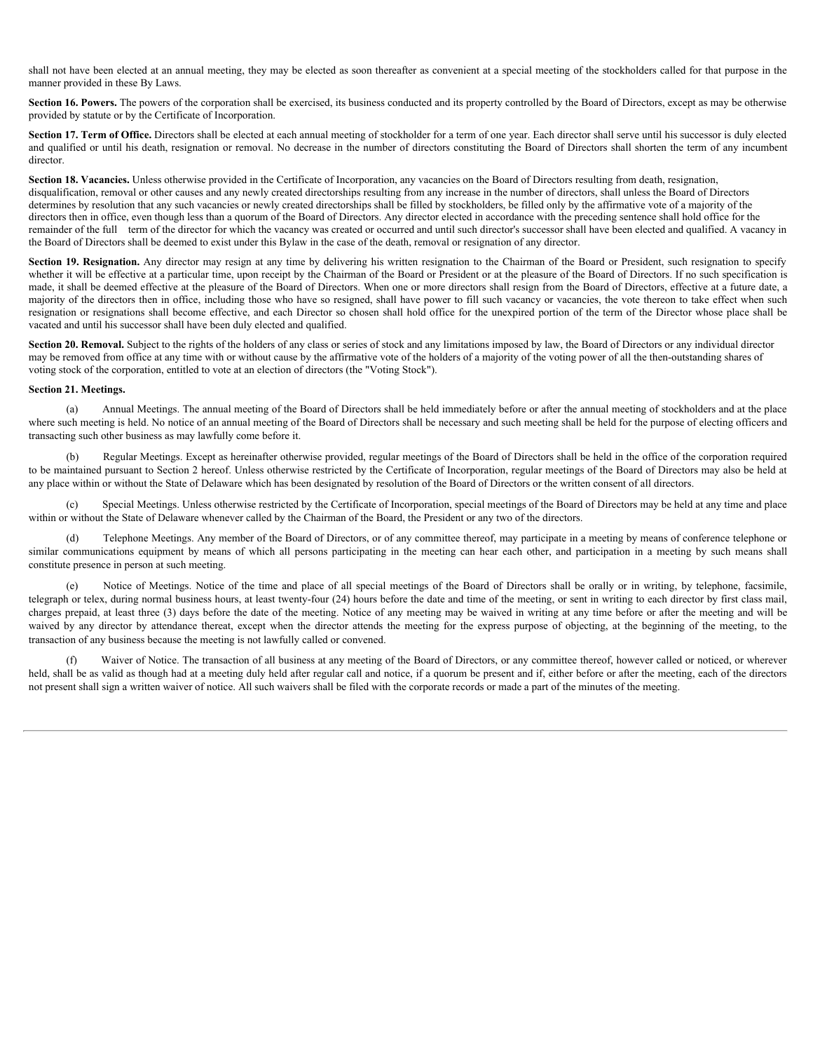shall not have been elected at an annual meeting, they may be elected as soon thereafter as convenient at a special meeting of the stockholders called for that purpose in the manner provided in these By Laws.

**Section 16. Powers.** The powers of the corporation shall be exercised, its business conducted and its property controlled by the Board of Directors, except as may be otherwise provided by statute or by the Certificate of Incorporation.

**Section 17. Term of Office.** Directors shall be elected at each annual meeting of stockholder for a term of one year. Each director shall serve until his successor is duly elected and qualified or until his death, resignation or removal. No decrease in the number of directors constituting the Board of Directors shall shorten the term of any incumbent director.

**Section 18. Vacancies.** Unless otherwise provided in the Certificate of Incorporation, any vacancies on the Board of Directors resulting from death, resignation, disqualification, removal or other causes and any newly created directorships resulting from any increase in the number of directors, shall unless the Board of Directors determines by resolution that any such vacancies or newly created directorships shall be filled by stockholders, be filled only by the affirmative vote of a majority of the directors then in office, even though less than a quorum of the Board of Directors. Any director elected in accordance with the preceding sentence shall hold office for the remainder of the full term of the director for which the vacancy was created or occurred and until such director's successor shall have been elected and qualified. A vacancy in the Board of Directors shall be deemed to exist under this Bylaw in the case of the death, removal or resignation of any director.

**Section 19. Resignation.** Any director may resign at any time by delivering his written resignation to the Chairman of the Board or President, such resignation to specify whether it will be effective at a particular time, upon receipt by the Chairman of the Board or President or at the pleasure of the Board of Directors. If no such specification is made, it shall be deemed effective at the pleasure of the Board of Directors. When one or more directors shall resign from the Board of Directors, effective at a future date, a majority of the directors then in office, including those who have so resigned, shall have power to fill such vacancy or vacancies, the vote thereon to take effect when such resignation or resignations shall become effective, and each Director so chosen shall hold office for the unexpired portion of the term of the Director whose place shall be vacated and until his successor shall have been duly elected and qualified.

**Section 20. Removal.** Subject to the rights of the holders of any class or series of stock and any limitations imposed by law, the Board of Directors or any individual director may be removed from office at any time with or without cause by the affirmative vote of the holders of a majority of the voting power of all the then-outstanding shares of voting stock of the corporation, entitled to vote at an election of directors (the "Voting Stock").

**Section 21. Meetings.**

(a) Annual Meetings. The annual meeting of the Board of Directors shall be held immediately before or after the annual meeting of stockholders and at the place where such meeting is held. No notice of an annual meeting of the Board of Directors shall be necessary and such meeting shall be held for the purpose of electing officers and transacting such other business as may lawfully come before it.

(b) Regular Meetings. Except as hereinafter otherwise provided, regular meetings of the Board of Directors shall be held in the office of the corporation required to be maintained pursuant to Section 2 hereof. Unless otherwise restricted by the Certificate of Incorporation, regular meetings of the Board of Directors may also be held at any place within or without the State of Delaware which has been designated by resolution of the Board of Directors or the written consent of all directors.

(c) Special Meetings. Unless otherwise restricted by the Certificate of Incorporation, special meetings of the Board of Directors may be held at any time and place within or without the State of Delaware whenever called by the Chairman of the Board, the President or any two of the directors.

(d) Telephone Meetings. Any member of the Board of Directors, or of any committee thereof, may participate in a meeting by means of conference telephone or similar communications equipment by means of which all persons participating in the meeting can hear each other, and participation in a meeting by such means shall constitute presence in person at such meeting.

(e) Notice of Meetings. Notice of the time and place of all special meetings of the Board of Directors shall be orally or in writing, by telephone, facsimile, telegraph or telex, during normal business hours, at least twenty-four (24) hours before the date and time of the meeting, or sent in writing to each director by first class mail, charges prepaid, at least three (3) days before the date of the meeting. Notice of any meeting may be waived in writing at any time before or after the meeting and will be waived by any director by attendance thereat, except when the director attends the meeting for the express purpose of objecting, at the beginning of the meeting, to the transaction of any business because the meeting is not lawfully called or convened.

(f) Waiver of Notice. The transaction of all business at any meeting of the Board of Directors, or any committee thereof, however called or noticed, or wherever held, shall be as valid as though had at a meeting duly held after regular call and notice, if a quorum be present and if, either before or after the meeting, each of the directors not present shall sign a written waiver of notice. All such waivers shall be filed with the corporate records or made a part of the minutes of the meeting.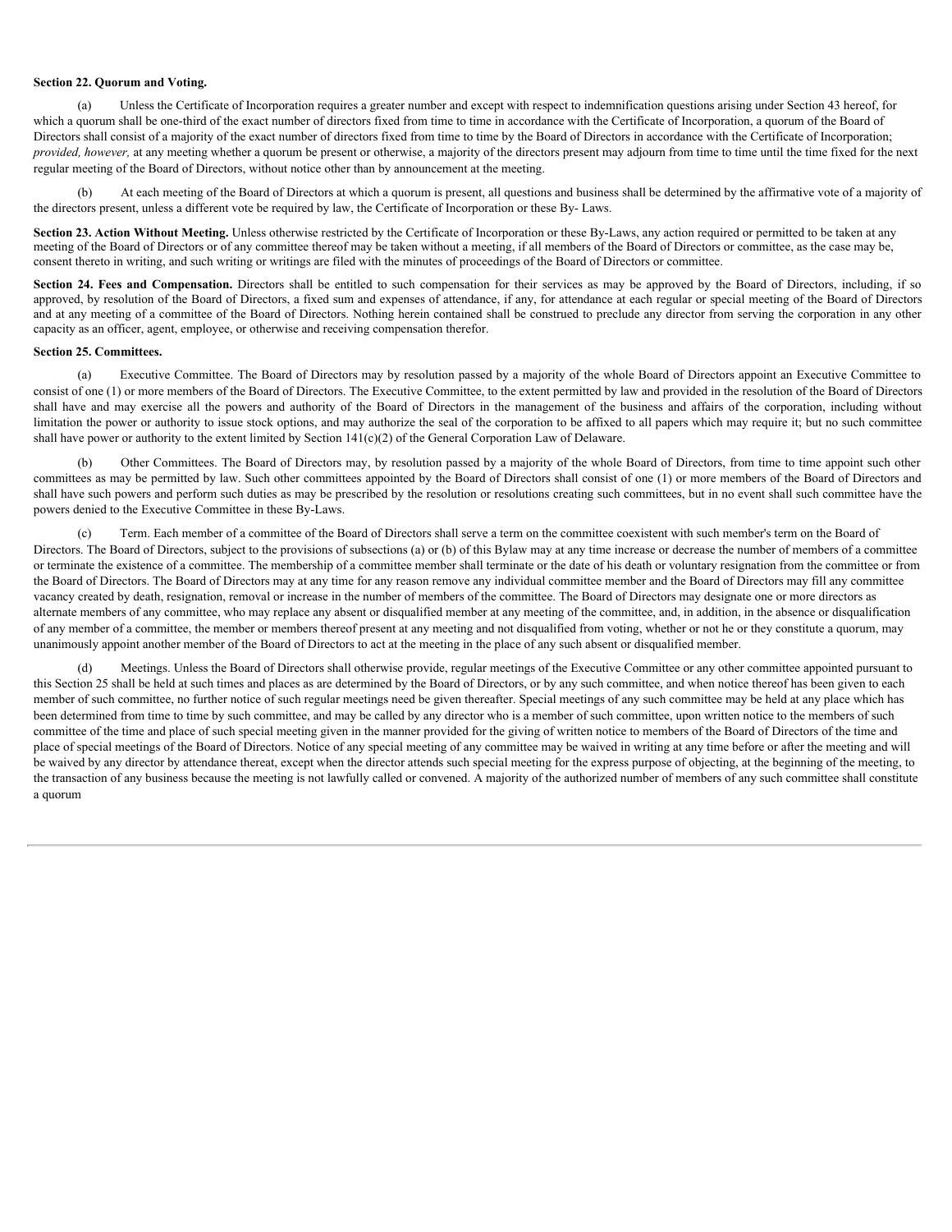**Section 22. Quorum and Voting.**

(a) Unless the Certificate of Incorporation requires a greater number and except with respect to indemnification questions arising under Section 43 hereof, for which a quorum shall be one-third of the exact number of directors fixed from time to time in accordance with the Certificate of Incorporation, a quorum of the Board of Directors shall consist of a majority of the exact number of directors fixed from time to time by the Board of Directors in accordance with the Certificate of Incorporation; *provided, however,* at any meeting whether a quorum be present or otherwise, a majority of the directors present may adjourn from time to time until the time fixed for the next regular meeting of the Board of Directors, without notice other than by announcement at the meeting.

(b) At each meeting of the Board of Directors at which a quorum is present, all questions and business shall be determined by the affirmative vote of a majority of the directors present, unless a different vote be required by law, the Certificate of Incorporation or these By- Laws.

**Section 23. Action Without Meeting.** Unless otherwise restricted by the Certificate of Incorporation or these By-Laws, any action required or permitted to be taken at any meeting of the Board of Directors or of any committee thereof may be taken without a meeting, if all members of the Board of Directors or committee, as the case may be, consent thereto in writing, and such writing or writings are filed with the minutes of proceedings of the Board of Directors or committee.

**Section 24. Fees and Compensation.** Directors shall be entitled to such compensation for their services as may be approved by the Board of Directors, including, if so approved, by resolution of the Board of Directors, a fixed sum and expenses of attendance, if any, for attendance at each regular or special meeting of the Board of Directors and at any meeting of a committee of the Board of Directors. Nothing herein contained shall be construed to preclude any director from serving the corporation in any other capacity as an officer, agent, employee, or otherwise and receiving compensation therefor.

**Section 25. Committees.**

(a) Executive Committee. The Board of Directors may by resolution passed by a majority of the whole Board of Directors appoint an Executive Committee to consist of one (1) or more members of the Board of Directors. The Executive Committee, to the extent permitted by law and provided in the resolution of the Board of Directors shall have and may exercise all the powers and authority of the Board of Directors in the management of the business and affairs of the corporation, including without limitation the power or authority to issue stock options, and may authorize the seal of the corporation to be affixed to all papers which may require it; but no such committee shall have power or authority to the extent limited by Section 141(c)(2) of the General Corporation Law of Delaware.

(b) Other Committees. The Board of Directors may, by resolution passed by a majority of the whole Board of Directors, from time to time appoint such other committees as may be permitted by law. Such other committees appointed by the Board of Directors shall consist of one (1) or more members of the Board of Directors and shall have such powers and perform such duties as may be prescribed by the resolution or resolutions creating such committees, but in no event shall such committee have the powers denied to the Executive Committee in these By-Laws.

(c) Term. Each member of a committee of the Board of Directors shall serve a term on the committee coexistent with such member's term on the Board of Directors. The Board of Directors, subject to the provisions of subsections (a) or (b) of this Bylaw may at any time increase or decrease the number of members of a committee or terminate the existence of a committee. The membership of a committee member shall terminate or the date of his death or voluntary resignation from the committee or from the Board of Directors. The Board of Directors may at any time for any reason remove any individual committee member and the Board of Directors may fill any committee vacancy created by death, resignation, removal or increase in the number of members of the committee. The Board of Directors may designate one or more directors as alternate members of any committee, who may replace any absent or disqualified member at any meeting of the committee, and, in addition, in the absence or disqualification of any member of a committee, the member or members thereof present at any meeting and not disqualified from voting, whether or not he or they constitute a quorum, may unanimously appoint another member of the Board of Directors to act at the meeting in the place of any such absent or disqualified member.

(d) Meetings. Unless the Board of Directors shall otherwise provide, regular meetings of the Executive Committee or any other committee appointed pursuant to this Section 25 shall be held at such times and places as are determined by the Board of Directors, or by any such committee, and when notice thereof has been given to each member of such committee, no further notice of such regular meetings need be given thereafter. Special meetings of any such committee may be held at any place which has been determined from time to time by such committee, and may be called by any director who is a member of such committee, upon written notice to the members of such committee of the time and place of such special meeting given in the manner provided for the giving of written notice to members of the Board of Directors of the time and place of special meetings of the Board of Directors. Notice of any special meeting of any committee may be waived in writing at any time before or after the meeting and will be waived by any director by attendance thereat, except when the director attends such special meeting for the express purpose of objecting, at the beginning of the meeting, to the transaction of any business because the meeting is not lawfully called or convened. A majority of the authorized number of members of any such committee shall constitute a quorum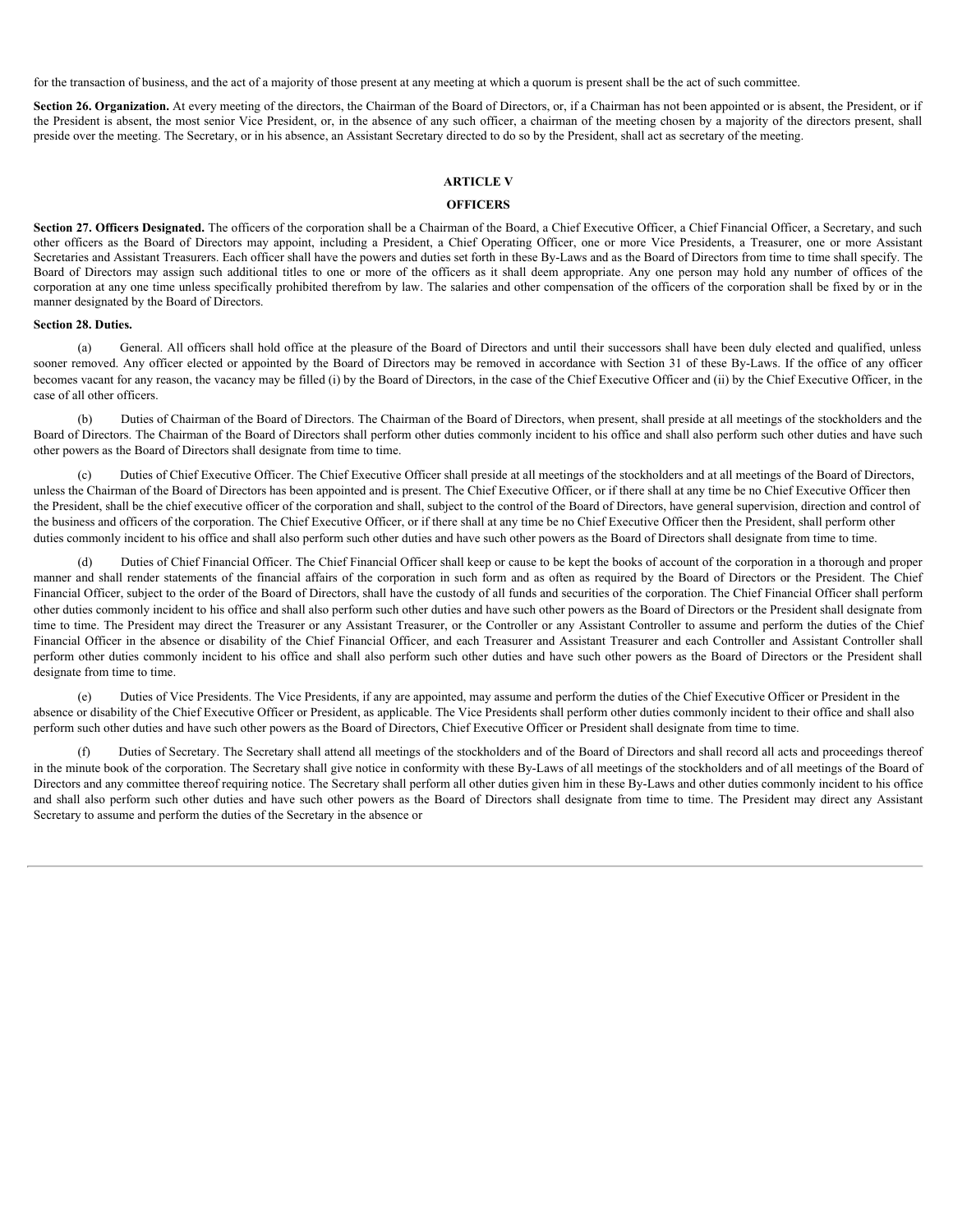for the transaction of business, and the act of a majority of those present at any meeting at which a quorum is present shall be the act of such committee.

**Section 26. Organization.** At every meeting of the directors, the Chairman of the Board of Directors, or, if a Chairman has not been appointed or is absent, the President, or if the President is absent, the most senior Vice President, or, in the absence of any such officer, a chairman of the meeting chosen by a majority of the directors present, shall preside over the meeting. The Secretary, or in his absence, an Assistant Secretary directed to do so by the President, shall act as secretary of the meeting.

## ARTICLE V

## OFFICERS

**Section 27. Officers Designated.** The officers of the corporation shall be a Chairman of the Board, a Chief Executive Officer, a Chief Financial Officer, a Secretary, and such other officers as the Board of Directors may appoint, including a President, a Chief Operating Officer, one or more Vice Presidents, a Treasurer, one or more Assistant Secretaries and Assistant Treasurers. Each officer shall have the powers and duties set forth in these By-Laws and as the Board of Directors from time to time shall specify. The Board of Directors may assign such additional titles to one or more of the officers as it shall deem appropriate. Any one person may hold any number of offices of the corporation at any one time unless specifically prohibited therefrom by law. The salaries and other compensation of the officers of the corporation shall be fixed by or in the manner designated by the Board of Directors.

**Section 28. Duties.**

(a) General. All officers shall hold office at the pleasure of the Board of Directors and until their successors shall have been duly elected and qualified, unless sooner removed. Any officer elected or appointed by the Board of Directors may be removed in accordance with Section 31 of these By-Laws. If the office of any officer becomes vacant for any reason, the vacancy may be filled (i) by the Board of Directors, in the case of the Chief Executive Officer and (ii) by the Chief Executive Officer, in the case of all other officers.

(b) Duties of Chairman of the Board of Directors. The Chairman of the Board of Directors, when present, shall preside at all meetings of the stockholders and the Board of Directors. The Chairman of the Board of Directors shall perform other duties commonly incident to his office and shall also perform such other duties and have such other powers as the Board of Directors shall designate from time to time.

(c) Duties of Chief Executive Officer. The Chief Executive Officer shall preside at all meetings of the stockholders and at all meetings of the Board of Directors, unless the Chairman of the Board of Directors has been appointed and is present. The Chief Executive Officer, or if there shall at any time be no Chief Executive Officer then the President, shall be the chief executive officer of the corporation and shall, subject to the control of the Board of Directors, have general supervision, direction and control of the business and officers of the corporation. The Chief Executive Officer, or if there shall at any time be no Chief Executive Officer then the President, shall perform other duties commonly incident to his office and shall also perform such other duties and have such other powers as the Board of Directors shall designate from time to time.

(d) Duties of Chief Financial Officer. The Chief Financial Officer shall keep or cause to be kept the books of account of the corporation in a thorough and proper manner and shall render statements of the financial affairs of the corporation in such form and as often as required by the Board of Directors or the President. The Chief Financial Officer, subject to the order of the Board of Directors, shall have the custody of all funds and securities of the corporation. The Chief Financial Officer shall perform other duties commonly incident to his office and shall also perform such other duties and have such other powers as the Board of Directors or the President shall designate from time to time. The President may direct the Treasurer or any Assistant Treasurer, or the Controller or any Assistant Controller to assume and perform the duties of the Chief Financial Officer in the absence or disability of the Chief Financial Officer, and each Treasurer and Assistant Treasurer and each Controller and Assistant Controller shall perform other duties commonly incident to his office and shall also perform such other duties and have such other powers as the Board of Directors or the President shall designate from time to time.

(e) Duties of Vice Presidents. The Vice Presidents, if any are appointed, may assume and perform the duties of the Chief Executive Officer or President in the absence or disability of the Chief Executive Officer or President, as applicable. The Vice Presidents shall perform other duties commonly incident to their office and shall also perform such other duties and have such other powers as the Board of Directors, Chief Executive Officer or President shall designate from time to time.

(f) Duties of Secretary. The Secretary shall attend all meetings of the stockholders and of the Board of Directors and shall record all acts and proceedings thereof in the minute book of the corporation. The Secretary shall give notice in conformity with these By-Laws of all meetings of the stockholders and of all meetings of the Board of Directors and any committee thereof requiring notice. The Secretary shall perform all other duties given him in these By-Laws and other duties commonly incident to his office and shall also perform such other duties and have such other powers as the Board of Directors shall designate from time to time. The President may direct any Assistant Secretary to assume and perform the duties of the Secretary in the absence or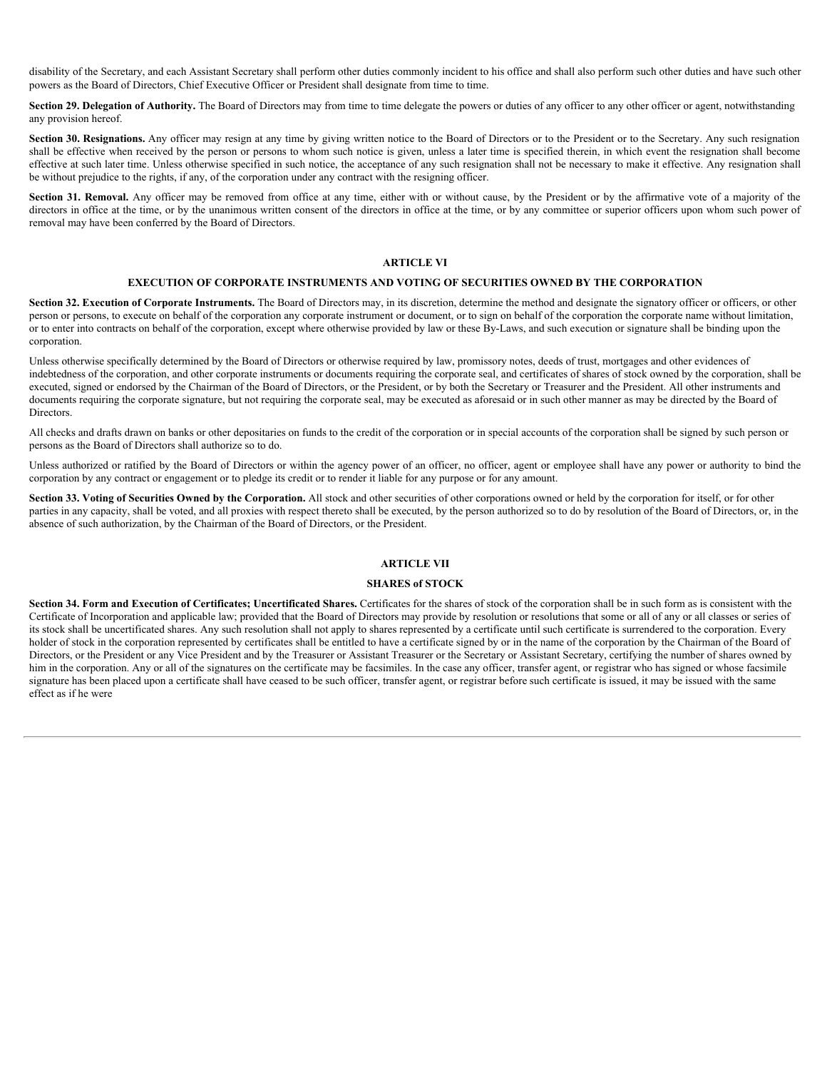disability of the Secretary, and each Assistant Secretary shall perform other duties commonly incident to his office and shall also perform such other duties and have such other powers as the Board of Directors, Chief Executive Officer or President shall designate from time to time.

**Section 29. Delegation of Authority.** The Board of Directors may from time to time delegate the powers or duties of any officer to any other officer or agent, notwithstanding any provision hereof.

**Section 30. Resignations.** Any officer may resign at any time by giving written notice to the Board of Directors or to the President or to the Secretary. Any such resignation shall be effective when received by the person or persons to whom such notice is given, unless a later time is specified therein, in which event the resignation shall become effective at such later time. Unless otherwise specified in such notice, the acceptance of any such resignation shall not be necessary to make it effective. Any resignation shall be without prejudice to the rights, if any, of the corporation under any contract with the resigning officer.

**Section 31. Removal.** Any officer may be removed from office at any time, either with or without cause, by the President or by the affirmative vote of a majority of the directors in office at the time, or by the unanimous written consent of the directors in office at the time, or by any committee or superior officers upon whom such power of removal may have been conferred by the Board of Directors.

## ARTICLE VI

## EXECUTION OF CORPORATE INSTRUMENTS AND VOTING OF SECURITIES OWNED BY THE CORPORATION

**Section 32. Execution of Corporate Instruments.** The Board of Directors may, in its discretion, determine the method and designate the signatory officer or officers, or other person or persons, to execute on behalf of the corporation any corporate instrument or document, or to sign on behalf of the corporation the corporate name without limitation, or to enter into contracts on behalf of the corporation, except where otherwise provided by law or these By-Laws, and such execution or signature shall be binding upon the corporation.

Unless otherwise specifically determined by the Board of Directors or otherwise required by law, promissory notes, deeds of trust, mortgages and other evidences of indebtedness of the corporation, and other corporate instruments or documents requiring the corporate seal, and certificates of shares of stock owned by the corporation, shall be executed, signed or endorsed by the Chairman of the Board of Directors, or the President, or by both the Secretary or Treasurer and the President. All other instruments and documents requiring the corporate signature, but not requiring the corporate seal, may be executed as aforesaid or in such other manner as may be directed by the Board of Directors.

All checks and drafts drawn on banks or other depositaries on funds to the credit of the corporation or in special accounts of the corporation shall be signed by such person or persons as the Board of Directors shall authorize so to do.

Unless authorized or ratified by the Board of Directors or within the agency power of an officer, no officer, agent or employee shall have any power or authority to bind the corporation by any contract or engagement or to pledge its credit or to render it liable for any purpose or for any amount.

**Section 33. Voting of Securities Owned by the Corporation.** All stock and other securities of other corporations owned or held by the corporation for itself, or for other parties in any capacity, shall be voted, and all proxies with respect thereto shall be executed, by the person authorized so to do by resolution of the Board of Directors, or, in the absence of such authorization, by the Chairman of the Board of Directors, or the President.

## ARTICLE VII

## SHARES of STOCK

**Section 34. Form and Execution of Certificates; Uncertificated Shares.** Certificates for the shares of stock of the corporation shall be in such form as is consistent with the Certificate of Incorporation and applicable law; provided that the Board of Directors may provide by resolution or resolutions that some or all of any or all classes or series of its stock shall be uncertificated shares. Any such resolution shall not apply to shares represented by a certificate until such certificate is surrendered to the corporation. Every holder of stock in the corporation represented by certificates shall be entitled to have a certificate signed by or in the name of the corporation by the Chairman of the Board of Directors, or the President or any Vice President and by the Treasurer or Assistant Treasurer or the Secretary or Assistant Secretary, certifying the number of shares owned by him in the corporation. Any or all of the signatures on the certificate may be facsimiles. In the case any officer, transfer agent, or registrar who has signed or whose facsimile signature has been placed upon a certificate shall have ceased to be such officer, transfer agent, or registrar before such certificate is issued, it may be issued with the same effect as if he were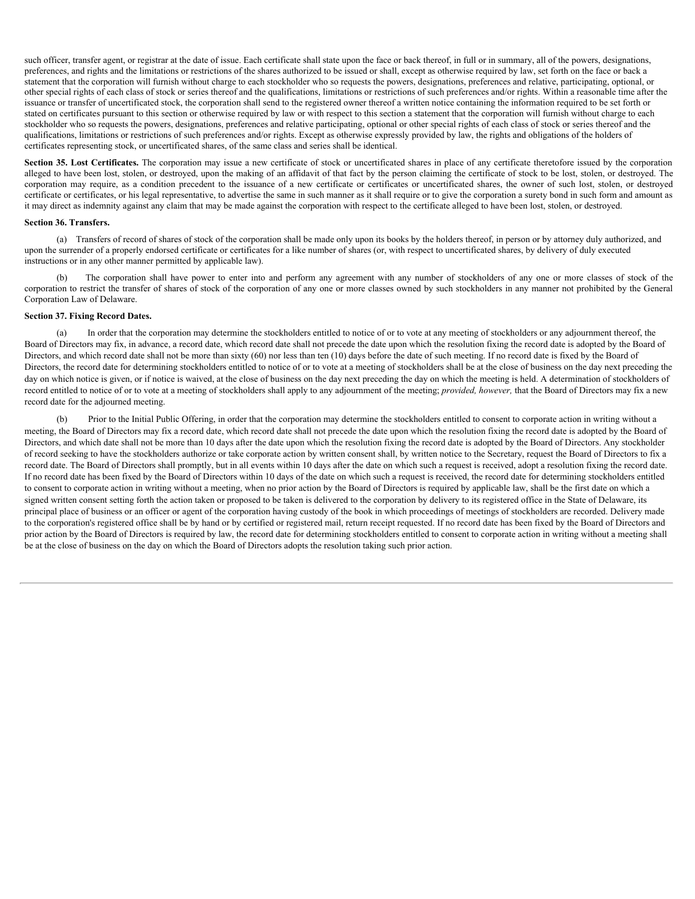such officer, transfer agent, or registrar at the date of issue. Each certificate shall state upon the face or back thereof, in full or in summary, all of the powers, designations, preferences, and rights and the limitations or restrictions of the shares authorized to be issued or shall, except as otherwise required by law, set forth on the face or back a statement that the corporation will furnish without charge to each stockholder who so requests the powers, designations, preferences and relative, participating, optional, or other special rights of each class of stock or series thereof and the qualifications, limitations or restrictions of such preferences and/or rights. Within a reasonable time after the issuance or transfer of uncertificated stock, the corporation shall send to the registered owner thereof a written notice containing the information required to be set forth or stated on certificates pursuant to this section or otherwise required by law or with respect to this section a statement that the corporation will furnish without charge to each stockholder who so requests the powers, designations, preferences and relative participating, optional or other special rights of each class of stock or series thereof and the qualifications, limitations or restrictions of such preferences and/or rights. Except as otherwise expressly provided by law, the rights and obligations of the holders of certificates representing stock, or uncertificated shares, of the same class and series shall be identical.

**Section 35. Lost Certificates.** The corporation may issue a new certificate of stock or uncertificated shares in place of any certificate theretofore issued by the corporation alleged to have been lost, stolen, or destroyed, upon the making of an affidavit of that fact by the person claiming the certificate of stock to be lost, stolen, or destroyed. The corporation may require, as a condition precedent to the issuance of a new certificate or certificates or uncertificated shares, the owner of such lost, stolen, or destroyed certificate or certificates, or his legal representative, to advertise the same in such manner as it shall require or to give the corporation a surety bond in such form and amount as it may direct as indemnity against any claim that may be made against the corporation with respect to the certificate alleged to have been lost, stolen, or destroyed.

**Section 36. Transfers.**

(a) Transfers of record of shares of stock of the corporation shall be made only upon its books by the holders thereof, in person or by attorney duly authorized, and upon the surrender of a properly endorsed certificate or certificates for a like number of shares (or, with respect to uncertificated shares, by delivery of duly executed instructions or in any other manner permitted by applicable law).

(b) The corporation shall have power to enter into and perform any agreement with any number of stockholders of any one or more classes of stock of the corporation to restrict the transfer of shares of stock of the corporation of any one or more classes owned by such stockholders in any manner not prohibited by the General Corporation Law of Delaware.

**Section 37. Fixing Record Dates.**

(a) In order that the corporation may determine the stockholders entitled to notice of or to vote at any meeting of stockholders or any adjournment thereof, the Board of Directors may fix, in advance, a record date, which record date shall not precede the date upon which the resolution fixing the record date is adopted by the Board of Directors, and which record date shall not be more than sixty (60) nor less than ten (10) days before the date of such meeting. If no record date is fixed by the Board of Directors, the record date for determining stockholders entitled to notice of or to vote at a meeting of stockholders shall be at the close of business on the day next preceding the day on which notice is given, or if notice is waived, at the close of business on the day next preceding the day on which the meeting is held. A determination of stockholders of record entitled to notice of or to vote at a meeting of stockholders shall apply to any adjournment of the meeting; *provided, however,* that the Board of Directors may fix a new record date for the adjourned meeting.

(b) Prior to the Initial Public Offering, in order that the corporation may determine the stockholders entitled to consent to corporate action in writing without a meeting, the Board of Directors may fix a record date, which record date shall not precede the date upon which the resolution fixing the record date is adopted by the Board of Directors, and which date shall not be more than 10 days after the date upon which the resolution fixing the record date is adopted by the Board of Directors. Any stockholder of record seeking to have the stockholders authorize or take corporate action by written consent shall, by written notice to the Secretary, request the Board of Directors to fix a record date. The Board of Directors shall promptly, but in all events within 10 days after the date on which such a request is received, adopt a resolution fixing the record date. If no record date has been fixed by the Board of Directors within 10 days of the date on which such a request is received, the record date for determining stockholders entitled to consent to corporate action in writing without a meeting, when no prior action by the Board of Directors is required by applicable law, shall be the first date on which a signed written consent setting forth the action taken or proposed to be taken is delivered to the corporation by delivery to its registered office in the State of Delaware, its principal place of business or an officer or agent of the corporation having custody of the book in which proceedings of meetings of stockholders are recorded. Delivery made to the corporation's registered office shall be by hand or by certified or registered mail, return receipt requested. If no record date has been fixed by the Board of Directors and prior action by the Board of Directors is required by law, the record date for determining stockholders entitled to consent to corporate action in writing without a meeting shall be at the close of business on the day on which the Board of Directors adopts the resolution taking such prior action.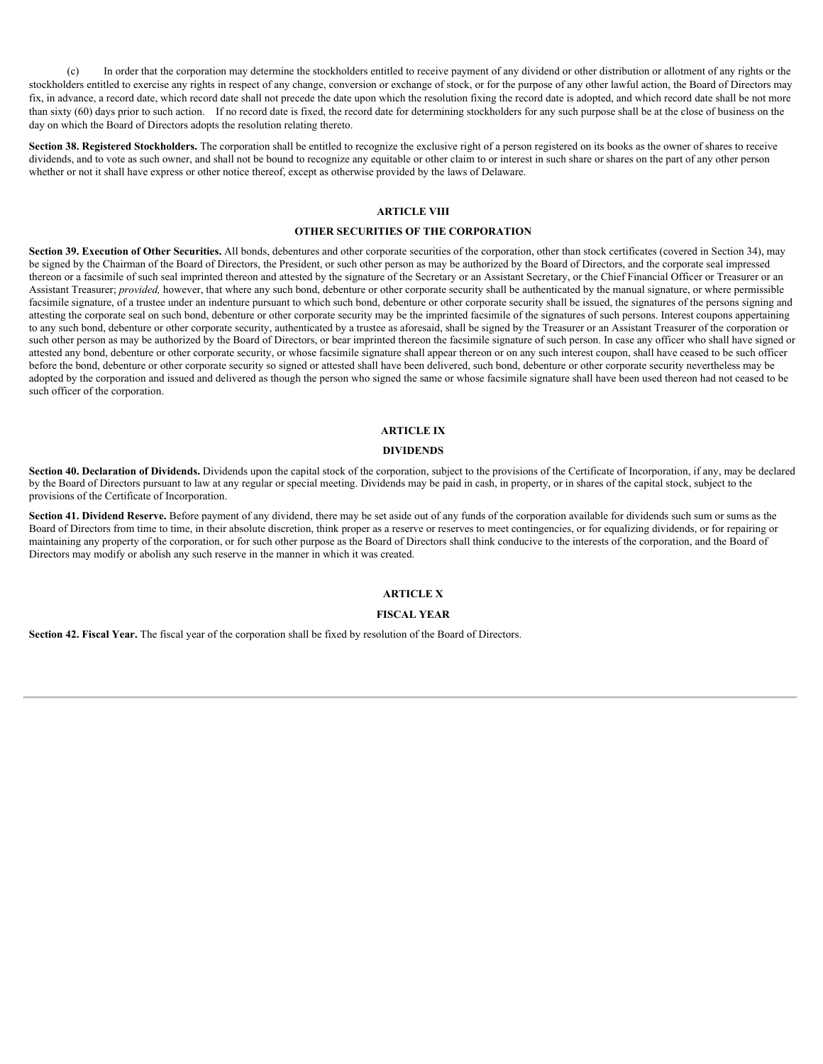(c) In order that the corporation may determine the stockholders entitled to receive payment of any dividend or other distribution or allotment of any rights or the stockholders entitled to exercise any rights in respect of any change, conversion or exchange of stock, or for the purpose of any other lawful action, the Board of Directors may fix, in advance, a record date, which record date shall not precede the date upon which the resolution fixing the record date is adopted, and which record date shall be not more than sixty (60) days prior to such action. If no record date is fixed, the record date for determining stockholders for any such purpose shall be at the close of business on the day on which the Board of Directors adopts the resolution relating thereto.

**Section 38. Registered Stockholders.** The corporation shall be entitled to recognize the exclusive right of a person registered on its books as the owner of shares to receive dividends, and to vote as such owner, and shall not be bound to recognize any equitable or other claim to or interest in such share or shares on the part of any other person whether or not it shall have express or other notice thereof, except as otherwise provided by the laws of Delaware.

## ARTICLE VIII

## OTHER SECURITIES OF THE CORPORATION

**Section 39. Execution of Other Securities.** All bonds, debentures and other corporate securities of the corporation, other than stock certificates (covered in Section 34), may be signed by the Chairman of the Board of Directors, the President, or such other person as may be authorized by the Board of Directors, and the corporate seal impressed thereon or a facsimile of such seal imprinted thereon and attested by the signature of the Secretary or an Assistant Secretary, or the Chief Financial Officer or Treasurer or an Assistant Treasurer; *provided,* however, that where any such bond, debenture or other corporate security shall be authenticated by the manual signature, or where permissible facsimile signature, of a trustee under an indenture pursuant to which such bond, debenture or other corporate security shall be issued, the signatures of the persons signing and attesting the corporate seal on such bond, debenture or other corporate security may be the imprinted facsimile of the signatures of such persons. Interest coupons appertaining to any such bond, debenture or other corporate security, authenticated by a trustee as aforesaid, shall be signed by the Treasurer or an Assistant Treasurer of the corporation or such other person as may be authorized by the Board of Directors, or bear imprinted thereon the facsimile signature of such person. In case any officer who shall have signed or attested any bond, debenture or other corporate security, or whose facsimile signature shall appear thereon or on any such interest coupon, shall have ceased to be such officer before the bond, debenture or other corporate security so signed or attested shall have been delivered, such bond, debenture or other corporate security nevertheless may be adopted by the corporation and issued and delivered as though the person who signed the same or whose facsimile signature shall have been used thereon had not ceased to be such officer of the corporation.

## ARTICLE IX

## DIVIDENDS

**Section 40. Declaration of Dividends.** Dividends upon the capital stock of the corporation, subject to the provisions of the Certificate of Incorporation, if any, may be declared by the Board of Directors pursuant to law at any regular or special meeting. Dividends may be paid in cash, in property, or in shares of the capital stock, subject to the provisions of the Certificate of Incorporation.

**Section 41. Dividend Reserve.** Before payment of any dividend, there may be set aside out of any funds of the corporation available for dividends such sum or sums as the Board of Directors from time to time, in their absolute discretion, think proper as a reserve or reserves to meet contingencies, or for equalizing dividends, or for repairing or maintaining any property of the corporation, or for such other purpose as the Board of Directors shall think conducive to the interests of the corporation, and the Board of Directors may modify or abolish any such reserve in the manner in which it was created.

## ARTICLE X

## FISCAL YEAR

**Section 42. Fiscal Year.** The fiscal year of the corporation shall be fixed by resolution of the Board of Directors.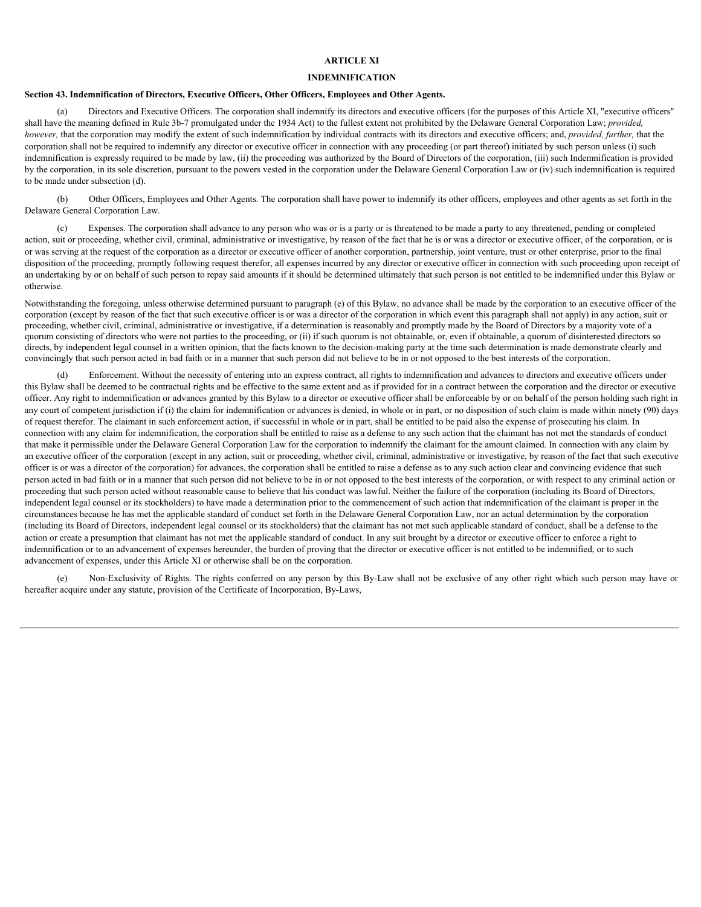## ARTICLE XI

## INDEMNIFICATION

**Section 43. Indemnification of Directors, Executive Officers, Other Officers, Employees and Other Agents.**

(a) Directors and Executive Officers. The corporation shall indemnify its directors and executive officers (for the purposes of this Article XI, "executive officers" shall have the meaning defined in Rule 3b-7 promulgated under the 1934 Act) to the fullest extent not prohibited by the Delaware General Corporation Law; *provided, however,* that the corporation may modify the extent of such indemnification by individual contracts with its directors and executive officers; and, *provided, further,* that the corporation shall not be required to indemnify any director or executive officer in connection with any proceeding (or part thereof) initiated by such person unless (i) such indemnification is expressly required to be made by law, (ii) the proceeding was authorized by the Board of Directors of the corporation, (iii) such Indemnification is provided by the corporation, in its sole discretion, pursuant to the powers vested in the corporation under the Delaware General Corporation Law or (iv) such indemnification is required to be made under subsection (d).

(b) Other Officers, Employees and Other Agents. The corporation shall have power to indemnify its other officers, employees and other agents as set forth in the Delaware General Corporation Law.

(c) Expenses. The corporation shall advance to any person who was or is a party or is threatened to be made a party to any threatened, pending or completed action, suit or proceeding, whether civil, criminal, administrative or investigative, by reason of the fact that he is or was a director or executive officer, of the corporation, or is or was serving at the request of the corporation as a director or executive officer of another corporation, partnership, joint venture, trust or other enterprise, prior to the final disposition of the proceeding, promptly following request therefor, all expenses incurred by any director or executive officer in connection with such proceeding upon receipt of an undertaking by or on behalf of such person to repay said amounts if it should be determined ultimately that such person is not entitled to be indemnified under this Bylaw or otherwise.

Notwithstanding the foregoing, unless otherwise determined pursuant to paragraph (e) of this Bylaw, no advance shall be made by the corporation to an executive officer of the corporation (except by reason of the fact that such executive officer is or was a director of the corporation in which event this paragraph shall not apply) in any action, suit or proceeding, whether civil, criminal, administrative or investigative, if a determination is reasonably and promptly made by the Board of Directors by a majority vote of a quorum consisting of directors who were not parties to the proceeding, or (ii) if such quorum is not obtainable, or, even if obtainable, a quorum of disinterested directors so directs, by independent legal counsel in a written opinion, that the facts known to the decision-making party at the time such determination is made demonstrate clearly and convincingly that such person acted in bad faith or in a manner that such person did not believe to be in or not opposed to the best interests of the corporation.

(d) Enforcement. Without the necessity of entering into an express contract, all rights to indemnification and advances to directors and executive officers under this Bylaw shall be deemed to be contractual rights and be effective to the same extent and as if provided for in a contract between the corporation and the director or executive officer. Any right to indemnification or advances granted by this Bylaw to a director or executive officer shall be enforceable by or on behalf of the person holding such right in any court of competent jurisdiction if (i) the claim for indemnification or advances is denied, in whole or in part, or no disposition of such claim is made within ninety (90) days of request therefor. The claimant in such enforcement action, if successful in whole or in part, shall be entitled to be paid also the expense of prosecuting his claim. In connection with any claim for indemnification, the corporation shall be entitled to raise as a defense to any such action that the claimant has not met the standards of conduct that make it permissible under the Delaware General Corporation Law for the corporation to indemnify the claimant for the amount claimed. In connection with any claim by an executive officer of the corporation (except in any action, suit or proceeding, whether civil, criminal, administrative or investigative, by reason of the fact that such executive officer is or was a director of the corporation) for advances, the corporation shall be entitled to raise a defense as to any such action clear and convincing evidence that such person acted in bad faith or in a manner that such person did not believe to be in or not opposed to the best interests of the corporation, or with respect to any criminal action or proceeding that such person acted without reasonable cause to believe that his conduct was lawful. Neither the failure of the corporation (including its Board of Directors, independent legal counsel or its stockholders) to have made a determination prior to the commencement of such action that indemnification of the claimant is proper in the circumstances because he has met the applicable standard of conduct set forth in the Delaware General Corporation Law, nor an actual determination by the corporation (including its Board of Directors, independent legal counsel or its stockholders) that the claimant has not met such applicable standard of conduct, shall be a defense to the action or create a presumption that claimant has not met the applicable standard of conduct. In any suit brought by a director or executive officer to enforce a right to indemnification or to an advancement of expenses hereunder, the burden of proving that the director or executive officer is not entitled to be indemnified, or to such advancement of expenses, under this Article XI or otherwise shall be on the corporation.

(e) Non-Exclusivity of Rights. The rights conferred on any person by this By-Law shall not be exclusive of any other right which such person may have or hereafter acquire under any statute, provision of the Certificate of Incorporation, By-Laws,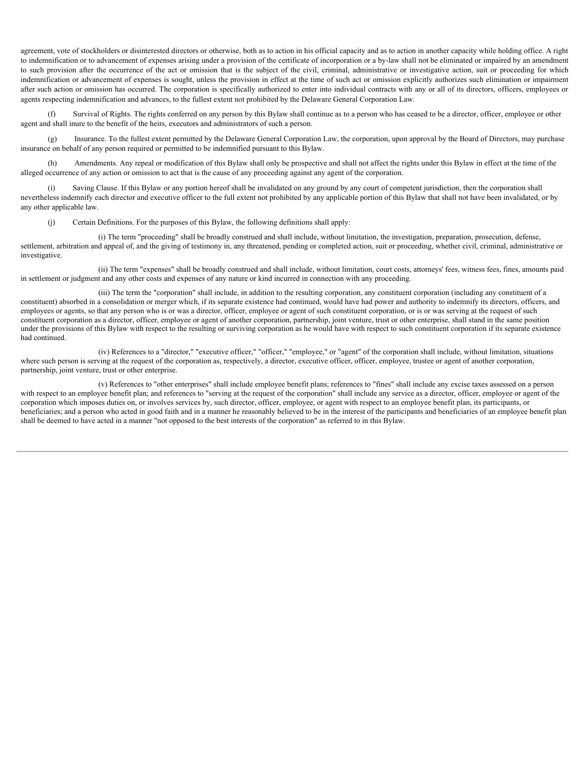agreement, vote of stockholders or disinterested directors or otherwise, both as to action in his official capacity and as to action in another capacity while holding office. A right to indemnification or to advancement of expenses arising under a provision of the certificate of incorporation or a by-law shall not be eliminated or impaired by an amendment to such provision after the occurrence of the act or omission that is the subject of the civil, criminal, administrative or investigative action, suit or proceeding for which indemnification or advancement of expenses is sought, unless the provision in effect at the time of such act or omission explicitly authorizes such elimination or impairment after such action or omission has occurred. The corporation is specifically authorized to enter into individual contracts with any or all of its directors, officers, employees or agents respecting indemnification and advances, to the fullest extent not prohibited by the Delaware General Corporation Law.

(f) Survival of Rights. The rights conferred on any person by this Bylaw shall continue as to a person who has ceased to be a director, officer, employee or other agent and shall inure to the benefit of the heirs, executors and administrators of such a person.

(g) Insurance. To the fullest extent permitted by the Delaware General Corporation Law, the corporation, upon approval by the Board of Directors, may purchase insurance on behalf of any person required or permitted to be indemnified pursuant to this Bylaw.

(h) Amendments. Any repeal or modification of this Bylaw shall only be prospective and shall not affect the rights under this Bylaw in effect at the time of the alleged occurrence of any action or omission to act that is the cause of any proceeding against any agent of the corporation.

(i) Saving Clause. If this Bylaw or any portion hereof shall be invalidated on any ground by any court of competent jurisdiction, then the corporation shall nevertheless indemnify each director and executive officer to the full extent not prohibited by any applicable portion of this Bylaw that shall not have been invalidated, or by any other applicable law.

(j) Certain Definitions. For the purposes of this Bylaw, the following definitions shall apply:

(i) The term "proceeding" shall be broadly construed and shall include, without limitation, the investigation, preparation, prosecution, defense, settlement, arbitration and appeal of, and the giving of testimony in, any threatened, pending or completed action, suit or proceeding, whether civil, criminal, administrative or investigative.

(ii) The term "expenses" shall be broadly construed and shall include, without limitation, court costs, attorneys' fees, witness fees, fines, amounts paid in settlement or judgment and any other costs and expenses of any nature or kind incurred in connection with any proceeding.

(iii) The term the "corporation" shall include, in addition to the resulting corporation, any constituent corporation (including any constituent of a constituent) absorbed in a consolidation or merger which, if its separate existence had continued, would have had power and authority to indemnify its directors, officers, and employees or agents, so that any person who is or was a director, officer, employee or agent of such constituent corporation, or is or was serving at the request of such constituent corporation as a director, officer, employee or agent of another corporation, partnership, joint venture, trust or other enterprise, shall stand in the same position under the provisions of this Bylaw with respect to the resulting or surviving corporation as he would have with respect to such constituent corporation if its separate existence had continued.

(iv) References to a "director," "executive officer," "officer," "employee," or "agent" of the corporation shall include, without limitation, situations where such person is serving at the request of the corporation as, respectively, a director, executive officer, officer, employee, trustee or agent of another corporation, partnership, joint venture, trust or other enterprise.

(v) References to "other enterprises" shall include employee benefit plans; references to "fines" shall include any excise taxes assessed on a person with respect to an employee benefit plan; and references to "serving at the request of the corporation" shall include any service as a director, officer, employee or agent of the corporation which imposes duties on, or involves services by, such director, officer, employee, or agent with respect to an employee benefit plan, its participants, or beneficiaries; and a person who acted in good faith and in a manner he reasonably believed to be in the interest of the participants and beneficiaries of an employee benefit plan shall be deemed to have acted in a manner "not opposed to the best interests of the corporation" as referred to in this Bylaw.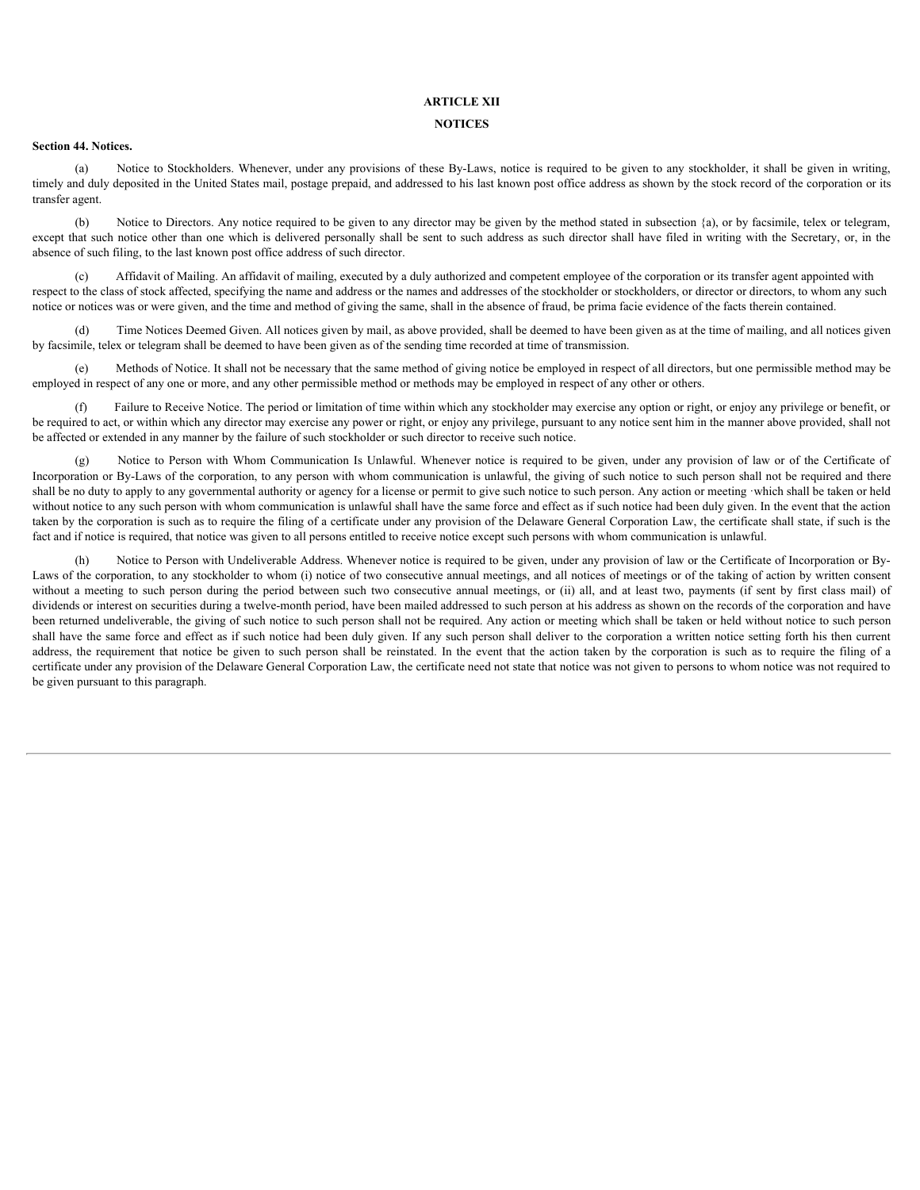## ARTICLE XII

## NOTICES

**Section 44. Notices.**

(a) Notice to Stockholders. Whenever, under any provisions of these By-Laws, notice is required to be given to any stockholder, it shall be given in writing, timely and duly deposited in the United States mail, postage prepaid, and addressed to his last known post office address as shown by the stock record of the corporation or its transfer agent.

(b) Notice to Directors. Any notice required to be given to any director may be given by the method stated in subsection {a), or by facsimile, telex or telegram, except that such notice other than one which is delivered personally shall be sent to such address as such director shall have filed in writing with the Secretary, or, in the absence of such filing, to the last known post office address of such director.

(c) Affidavit of Mailing. An affidavit of mailing, executed by a duly authorized and competent employee of the corporation or its transfer agent appointed with respect to the class of stock affected, specifying the name and address or the names and addresses of the stockholder or stockholders, or director or directors, to whom any such notice or notices was or were given, and the time and method of giving the same, shall in the absence of fraud, be prima facie evidence of the facts therein contained.

(d) Time Notices Deemed Given. All notices given by mail, as above provided, shall be deemed to have been given as at the time of mailing, and all notices given by facsimile, telex or telegram shall be deemed to have been given as of the sending time recorded at time of transmission.

(e) Methods of Notice. It shall not be necessary that the same method of giving notice be employed in respect of all directors, but one permissible method may be employed in respect of any one or more, and any other permissible method or methods may be employed in respect of any other or others.

(f) Failure to Receive Notice. The period or limitation of time within which any stockholder may exercise any option or right, or enjoy any privilege or benefit, or be required to act, or within which any director may exercise any power or right, or enjoy any privilege, pursuant to any notice sent him in the manner above provided, shall not be affected or extended in any manner by the failure of such stockholder or such director to receive such notice.

(g) Notice to Person with Whom Communication Is Unlawful. Whenever notice is required to be given, under any provision of law or of the Certificate of Incorporation or By-Laws of the corporation, to any person with whom communication is unlawful, the giving of such notice to such person shall not be required and there shall be no duty to apply to any governmental authority or agency for a license or permit to give such notice to such person. Any action or meeting ·which shall be taken or held without notice to any such person with whom communication is unlawful shall have the same force and effect as if such notice had been duly given. In the event that the action taken by the corporation is such as to require the filing of a certificate under any provision of the Delaware General Corporation Law, the certificate shall state, if such is the fact and if notice is required, that notice was given to all persons entitled to receive notice except such persons with whom communication is unlawful.

(h) Notice to Person with Undeliverable Address. Whenever notice is required to be given, under any provision of law or the Certificate of Incorporation or By-Laws of the corporation, to any stockholder to whom (i) notice of two consecutive annual meetings, and all notices of meetings or of the taking of action by written consent without a meeting to such person during the period between such two consecutive annual meetings, or (ii) all, and at least two, payments (if sent by first class mail) of dividends or interest on securities during a twelve-month period, have been mailed addressed to such person at his address as shown on the records of the corporation and have been returned undeliverable, the giving of such notice to such person shall not be required. Any action or meeting which shall be taken or held without notice to such person shall have the same force and effect as if such notice had been duly given. If any such person shall deliver to the corporation a written notice setting forth his then current address, the requirement that notice be given to such person shall be reinstated. In the event that the action taken by the corporation is such as to require the filing of a certificate under any provision of the Delaware General Corporation Law, the certificate need not state that notice was not given to persons to whom notice was not required to be given pursuant to this paragraph.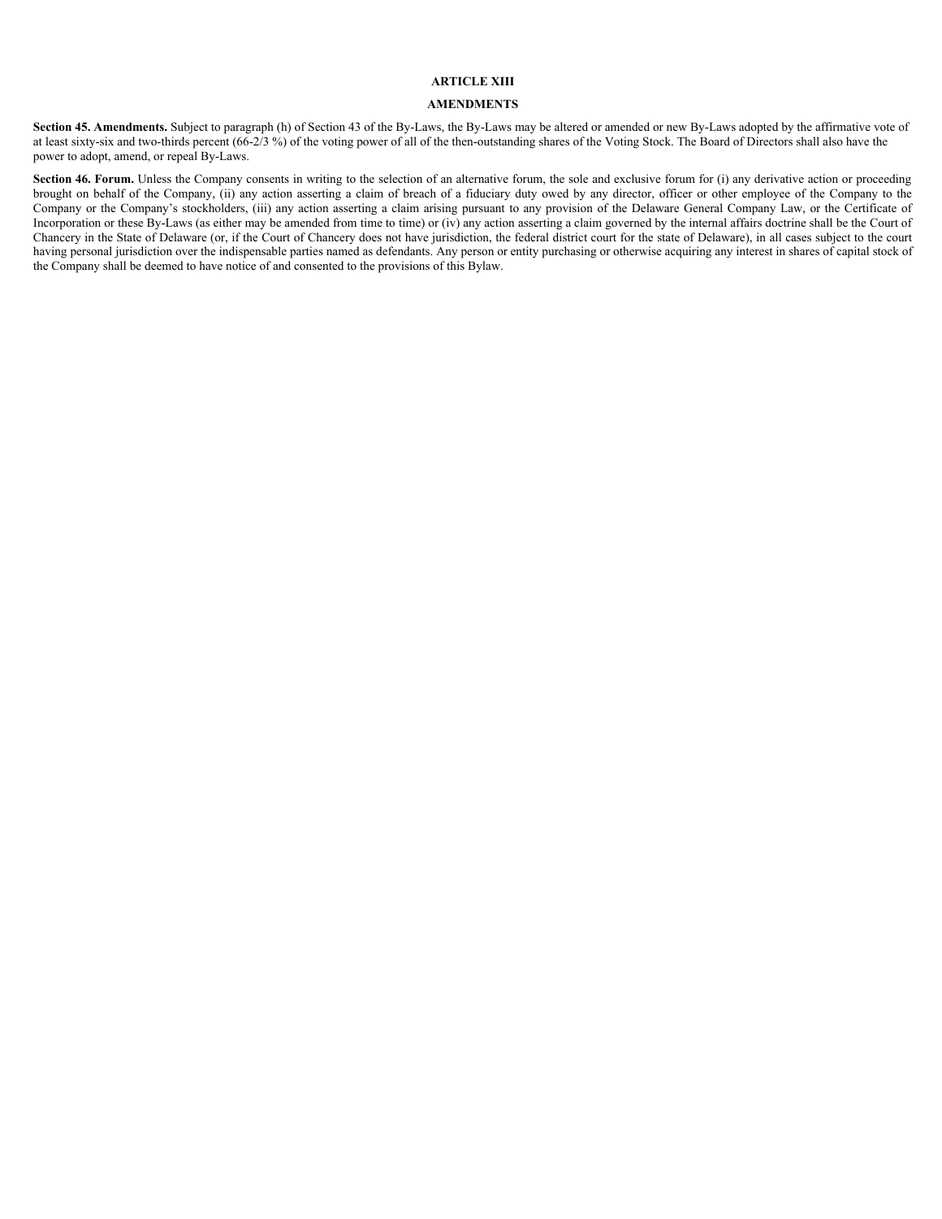## ARTICLE XIII

## AMENDMENTS

**Section 45. Amendments.** Subject to paragraph (h) of Section 43 of the By-Laws, the By-Laws may be altered or amended or new By-Laws adopted by the affirmative vote of at least sixty-six and two-thirds percent (66-2/3 %) of the voting power of all of the then-outstanding shares of the Voting Stock. The Board of Directors shall also have the power to adopt, amend, or repeal By-Laws.

**Section 46. Forum.** Unless the Company consents in writing to the selection of an alternative forum, the sole and exclusive forum for (i) any derivative action or proceeding brought on behalf of the Company, (ii) any action asserting a claim of breach of a fiduciary duty owed by any director, officer or other employee of the Company to the Company or the Company's stockholders, (iii) any action asserting a claim arising pursuant to any provision of the Delaware General Company Law, or the Certificate of Incorporation or these By-Laws (as either may be amended from time to time) or (iv) any action asserting a claim governed by the internal affairs doctrine shall be the Court of Chancery in the State of Delaware (or, if the Court of Chancery does not have jurisdiction, the federal district court for the state of Delaware), in all cases subject to the court having personal jurisdiction over the indispensable parties named as defendants. Any person or entity purchasing or otherwise acquiring any interest in shares of capital stock of the Company shall be deemed to have notice of and consented to the provisions of this Bylaw.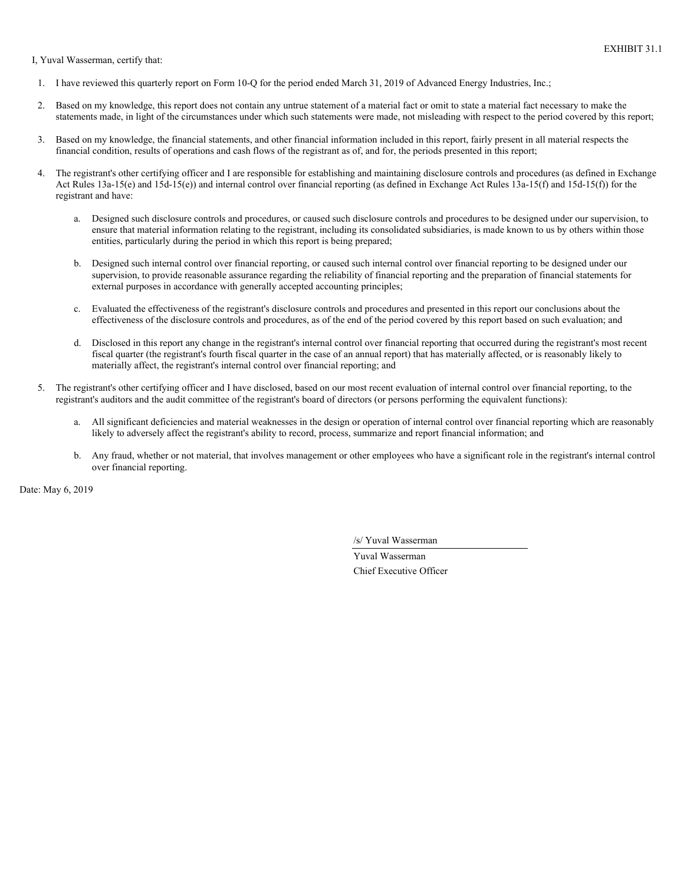EXHIBIT 31.1

I, Yuval Wasserman, certify that:

1. I have reviewed this quarterly report on Form 10-Q for the period ended March 31, 2019 of Advanced Energy Industries, Inc.;
2. Based on my knowledge, this report does not contain any untrue statement of a material fact or omit to state a material fact necessary to make the statements made, in light of the circumstances under which such statements were made, not misleading with respect to the period covered by this report;
3. Based on my knowledge, the financial statements, and other financial information included in this report, fairly present in all material respects the financial condition, results of operations and cash flows of the registrant as of, and for, the periods presented in this report;
4. The registrant's other certifying officer and I are responsible for establishing and maintaining disclosure controls and procedures (as defined in Exchange Act Rules 13a-15(e) and 15d-15(e)) and internal control over financial reporting (as defined in Exchange Act Rules 13a-15(f) and 15d-15(f)) for the registrant and have:
    a. Designed such disclosure controls and procedures, or caused such disclosure controls and procedures to be designed under our supervision, to ensure that material information relating to the registrant, including its consolidated subsidiaries, is made known to us by others within those entities, particularly during the period in which this report is being prepared;
    b. Designed such internal control over financial reporting, or caused such internal control over financial reporting to be designed under our supervision, to provide reasonable assurance regarding the reliability of financial reporting and the preparation of financial statements for external purposes in accordance with generally accepted accounting principles;
    c. Evaluated the effectiveness of the registrant's disclosure controls and procedures and presented in this report our conclusions about the effectiveness of the disclosure controls and procedures, as of the end of the period covered by this report based on such evaluation; and
    d. Disclosed in this report any change in the registrant's internal control over financial reporting that occurred during the registrant's most recent fiscal quarter (the registrant's fourth fiscal quarter in the case of an annual report) that has materially affected, or is reasonably likely to materially affect, the registrant's internal control over financial reporting; and
5. The registrant's other certifying officer and I have disclosed, based on our most recent evaluation of internal control over financial reporting, to the registrant's auditors and the audit committee of the registrant's board of directors (or persons performing the equivalent functions):
    a. All significant deficiencies and material weaknesses in the design or operation of internal control over financial reporting which are reasonably likely to adversely affect the registrant's ability to record, process, summarize and report financial information; and
    b. Any fraud, whether or not material, that involves management or other employees who have a significant role in the registrant's internal control over financial reporting.

Date: May 6, 2019

/s/ Yuval Wasserman

Yuval Wasserman

Chief Executive Officer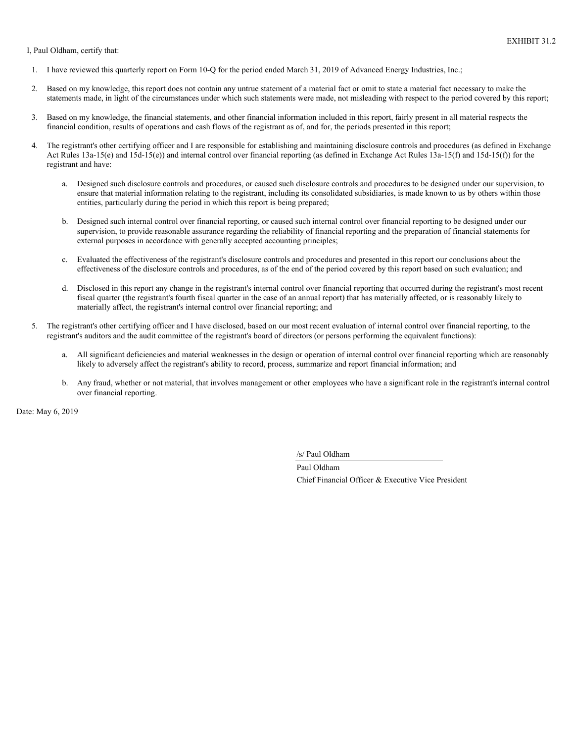EXHIBIT 31.2

I, Paul Oldham, certify that:

1. I have reviewed this quarterly report on Form 10-Q for the period ended March 31, 2019 of Advanced Energy Industries, Inc.;

2. Based on my knowledge, this report does not contain any untrue statement of a material fact or omit to state a material fact necessary to make the statements made, in light of the circumstances under which such statements were made, not misleading with respect to the period covered by this report;

3. Based on my knowledge, the financial statements, and other financial information included in this report, fairly present in all material respects the financial condition, results of operations and cash flows of the registrant as of, and for, the periods presented in this report;

4. The registrant's other certifying officer and I are responsible for establishing and maintaining disclosure controls and procedures (as defined in Exchange Act Rules 13a-15(e) and 15d-15(e)) and internal control over financial reporting (as defined in Exchange Act Rules 13a-15(f) and 15d-15(f)) for the registrant and have:

   a. Designed such disclosure controls and procedures, or caused such disclosure controls and procedures to be designed under our supervision, to ensure that material information relating to the registrant, including its consolidated subsidiaries, is made known to us by others within those entities, particularly during the period in which this report is being prepared;

   b. Designed such internal control over financial reporting, or caused such internal control over financial reporting to be designed under our supervision, to provide reasonable assurance regarding the reliability of financial reporting and the preparation of financial statements for external purposes in accordance with generally accepted accounting principles;

   c. Evaluated the effectiveness of the registrant's disclosure controls and procedures and presented in this report our conclusions about the effectiveness of the disclosure controls and procedures, as of the end of the period covered by this report based on such evaluation; and

   d. Disclosed in this report any change in the registrant's internal control over financial reporting that occurred during the registrant's most recent fiscal quarter (the registrant's fourth fiscal quarter in the case of an annual report) that has materially affected, or is reasonably likely to materially affect, the registrant's internal control over financial reporting; and

5. The registrant's other certifying officer and I have disclosed, based on our most recent evaluation of internal control over financial reporting, to the registrant's auditors and the audit committee of the registrant's board of directors (or persons performing the equivalent functions):

   a. All significant deficiencies and material weaknesses in the design or operation of internal control over financial reporting which are reasonably likely to adversely affect the registrant's ability to record, process, summarize and report financial information; and

   b. Any fraud, whether or not material, that involves management or other employees who have a significant role in the registrant's internal control over financial reporting.

Date: May 6, 2019

/s/ Paul Oldham

Paul Oldham
Chief Financial Officer & Executive Vice President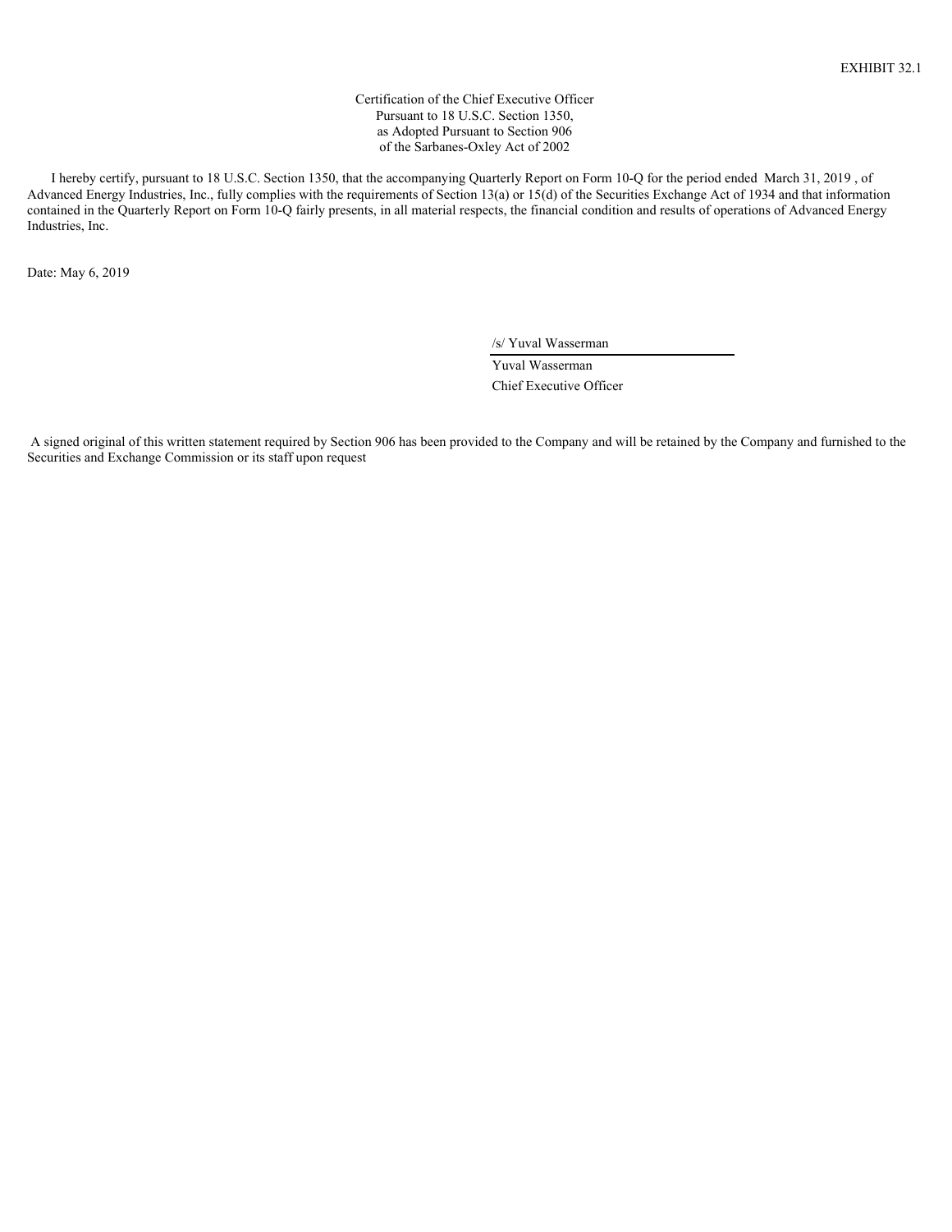EXHIBIT 32.1

Certification of the Chief Executive Officer
Pursuant to 18 U.S.C. Section 1350,
as Adopted Pursuant to Section 906
of the Sarbanes-Oxley Act of 2002

I hereby certify, pursuant to 18 U.S.C. Section 1350, that the accompanying Quarterly Report on Form 10-Q for the period ended March 31, 2019 , of Advanced Energy Industries, Inc., fully complies with the requirements of Section 13(a) or 15(d) of the Securities Exchange Act of 1934 and that information contained in the Quarterly Report on Form 10-Q fairly presents, in all material respects, the financial condition and results of operations of Advanced Energy Industries, Inc.

Date: May 6, 2019

/s/ Yuval Wasserman

Yuval Wasserman
Chief Executive Officer

A signed original of this written statement required by Section 906 has been provided to the Company and will be retained by the Company and furnished to the Securities and Exchange Commission or its staff upon request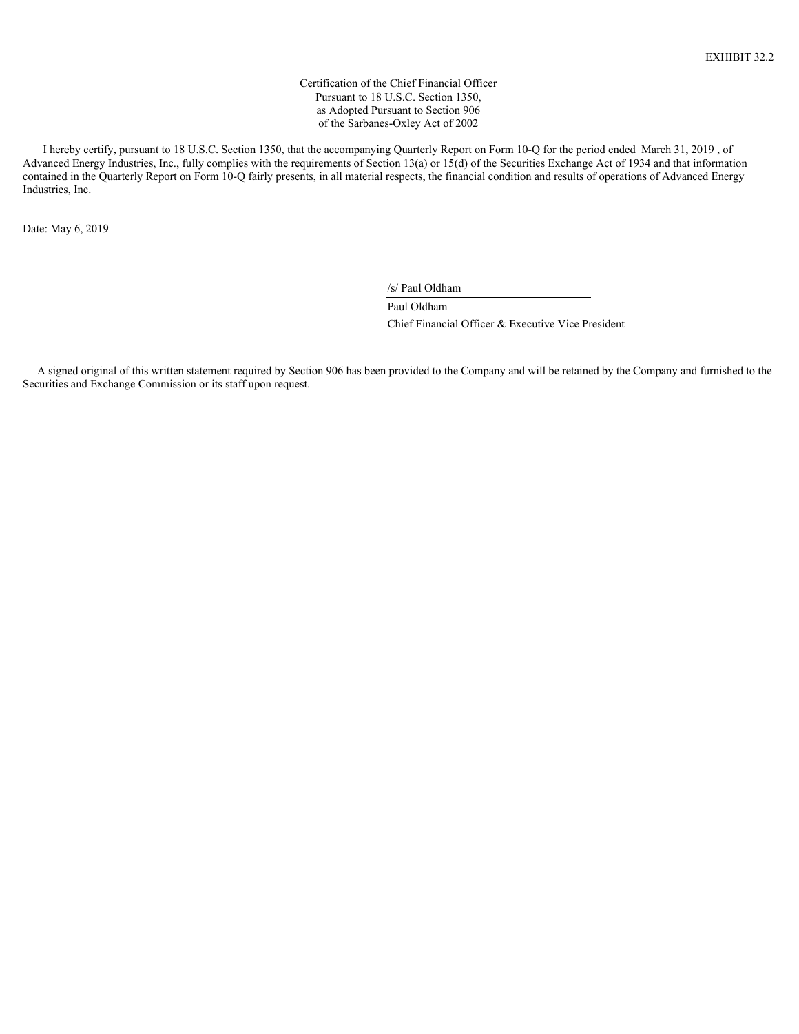EXHIBIT 32.2

Certification of the Chief Financial Officer
Pursuant to 18 U.S.C. Section 1350,
as Adopted Pursuant to Section 906
of the Sarbanes-Oxley Act of 2002

I hereby certify, pursuant to 18 U.S.C. Section 1350, that the accompanying Quarterly Report on Form 10-Q for the period ended March 31, 2019 , of Advanced Energy Industries, Inc., fully complies with the requirements of Section 13(a) or 15(d) of the Securities Exchange Act of 1934 and that information contained in the Quarterly Report on Form 10-Q fairly presents, in all material respects, the financial condition and results of operations of Advanced Energy Industries, Inc.

Date: May 6, 2019

/s/ Paul Oldham

Paul Oldham
Chief Financial Officer & Executive Vice President

A signed original of this written statement required by Section 906 has been provided to the Company and will be retained by the Company and furnished to the Securities and Exchange Commission or its staff upon request.